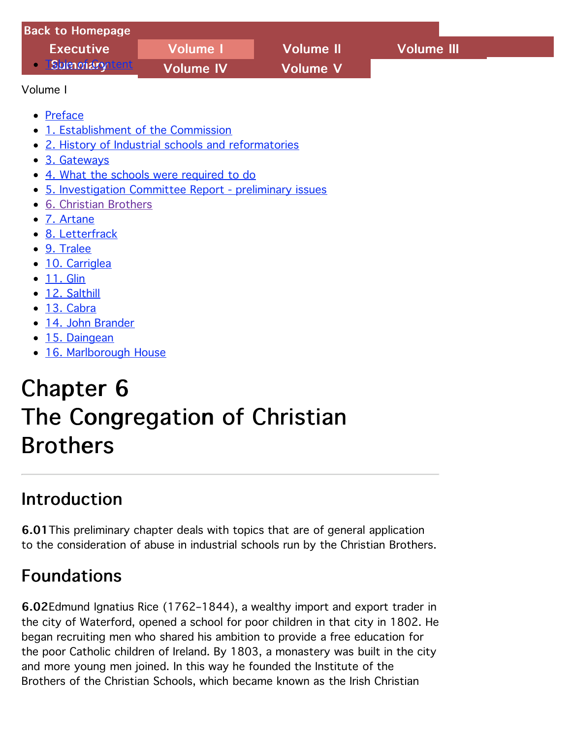Back to Homepage

- Executive Summary
- Volume I
- Volume II
- Volume III
- Volume IV
- Volume V

- Table of Content

Volume I

- Preface
- 1. Establishment of the Commission
- 2. History of Industrial schools and reformatories
- 3. Gateways
- 4. What the schools were required to do
- 5. Investigation Committee Report - preliminary issues
- 6. Christian Brothers
- 7. Artane
- 8. Letterfrack
- 9. Tralee
- 10. Carriglea
- 11. Glin
- 12. Salthill
- 13. Cabra
- 14. John Brander
- 15. Daingean
- 16. Marlborough House

# Chapter 6
# The Congregation of Christian Brothers

---

## Introduction

**6.01** This preliminary chapter deals with topics that are of general application to the consideration of abuse in industrial schools run by the Christian Brothers.

## Foundations

**6.02** Edmund Ignatius Rice (1762–1844), a wealthy import and export trader in the city of Waterford, opened a school for poor children in that city in 1802. He began recruiting men who shared his ambition to provide a free education for the poor Catholic children of Ireland. By 1803, a monastery was built in the city and more young men joined. In this way he founded the Institute of the Brothers of the Christian Schools, which became known as the Irish Christian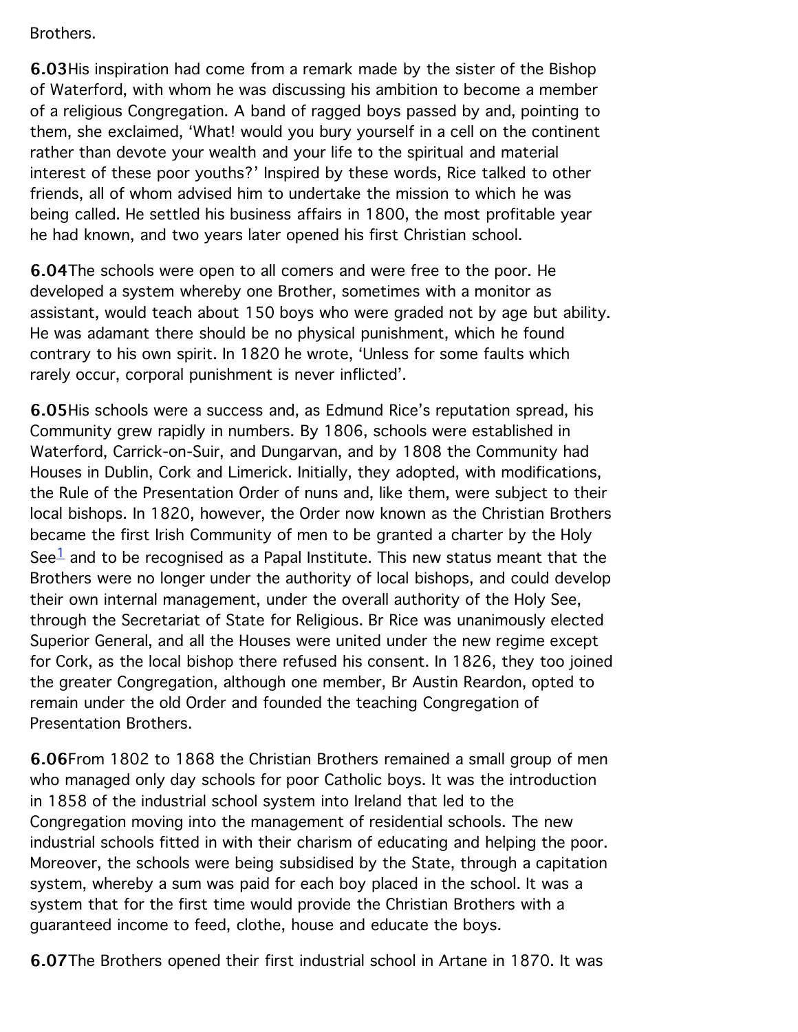Brothers.

**6.03** His inspiration had come from a remark made by the sister of the Bishop of Waterford, with whom he was discussing his ambition to become a member of a religious Congregation. A band of ragged boys passed by and, pointing to them, she exclaimed, 'What! would you bury yourself in a cell on the continent rather than devote your wealth and your life to the spiritual and material interest of these poor youths?' Inspired by these words, Rice talked to other friends, all of whom advised him to undertake the mission to which he was being called. He settled his business affairs in 1800, the most profitable year he had known, and two years later opened his first Christian school.

**6.04** The schools were open to all comers and were free to the poor. He developed a system whereby one Brother, sometimes with a monitor as assistant, would teach about 150 boys who were graded not by age but ability. He was adamant there should be no physical punishment, which he found contrary to his own spirit. In 1820 he wrote, 'Unless for some faults which rarely occur, corporal punishment is never inflicted'.

**6.05** His schools were a success and, as Edmund Rice's reputation spread, his Community grew rapidly in numbers. By 1806, schools were established in Waterford, Carrick-on-Suir, and Dungarvan, and by 1808 the Community had Houses in Dublin, Cork and Limerick. Initially, they adopted, with modifications, the Rule of the Presentation Order of nuns and, like them, were subject to their local bishops. In 1820, however, the Order now known as the Christian Brothers became the first Irish Community of men to be granted a charter by the Holy See[1] and to be recognised as a Papal Institute. This new status meant that the Brothers were no longer under the authority of local bishops, and could develop their own internal management, under the overall authority of the Holy See, through the Secretariat of State for Religious. Br Rice was unanimously elected Superior General, and all the Houses were united under the new regime except for Cork, as the local bishop there refused his consent. In 1826, they too joined the greater Congregation, although one member, Br Austin Reardon, opted to remain under the old Order and founded the teaching Congregation of Presentation Brothers.

**6.06** From 1802 to 1868 the Christian Brothers remained a small group of men who managed only day schools for poor Catholic boys. It was the introduction in 1858 of the industrial school system into Ireland that led to the Congregation moving into the management of residential schools. The new industrial schools fitted in with their charism of educating and helping the poor. Moreover, the schools were being subsidised by the State, through a capitation system, whereby a sum was paid for each boy placed in the school. It was a system that for the first time would provide the Christian Brothers with a guaranteed income to feed, clothe, house and educate the boys.

**6.07** The Brothers opened their first industrial school in Artane in 1870. It was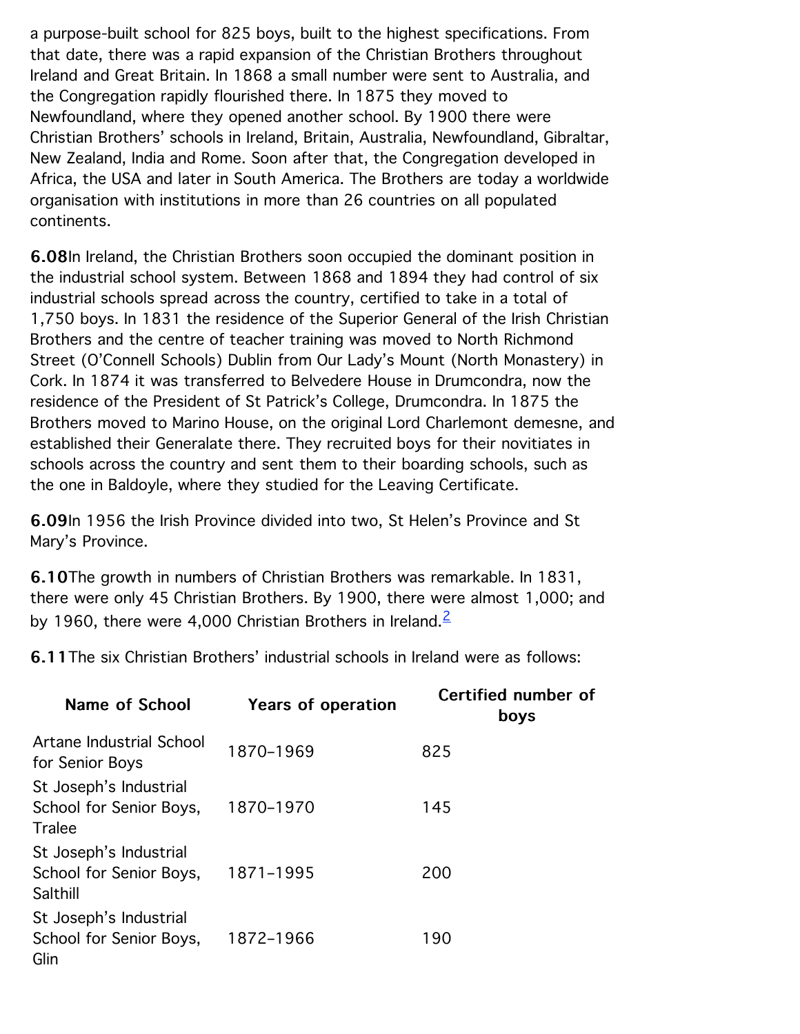a purpose-built school for 825 boys, built to the highest specifications. From that date, there was a rapid expansion of the Christian Brothers throughout Ireland and Great Britain. In 1868 a small number were sent to Australia, and the Congregation rapidly flourished there. In 1875 they moved to Newfoundland, where they opened another school. By 1900 there were Christian Brothers' schools in Ireland, Britain, Australia, Newfoundland, Gibraltar, New Zealand, India and Rome. Soon after that, the Congregation developed in Africa, the USA and later in South America. The Brothers are today a worldwide organisation with institutions in more than 26 countries on all populated continents.

**6.08** In Ireland, the Christian Brothers soon occupied the dominant position in the industrial school system. Between 1868 and 1894 they had control of six industrial schools spread across the country, certified to take in a total of 1,750 boys. In 1831 the residence of the Superior General of the Irish Christian Brothers and the centre of teacher training was moved to North Richmond Street (O'Connell Schools) Dublin from Our Lady's Mount (North Monastery) in Cork. In 1874 it was transferred to Belvedere House in Drumcondra, now the residence of the President of St Patrick's College, Drumcondra. In 1875 the Brothers moved to Marino House, on the original Lord Charlemont demesne, and established their Generalate there. They recruited boys for their novitiates in schools across the country and sent them to their boarding schools, such as the one in Baldoyle, where they studied for the Leaving Certificate.

**6.09** In 1956 the Irish Province divided into two, St Helen's Province and St Mary's Province.

**6.10** The growth in numbers of Christian Brothers was remarkable. In 1831, there were only 45 Christian Brothers. By 1900, there were almost 1,000; and by 1960, there were 4,000 Christian Brothers in Ireland.[2]

**6.11** The six Christian Brothers' industrial schools in Ireland were as follows:

| Name of School | Years of operation | Certified number of boys |
|---|---|---|
| Artane Industrial School for Senior Boys | 1870–1969 | 825 |
| St Joseph's Industrial School for Senior Boys, Tralee | 1870–1970 | 145 |
| St Joseph's Industrial School for Senior Boys, Salthill | 1871–1995 | 200 |
| St Joseph's Industrial School for Senior Boys, Glin | 1872–1966 | 190 |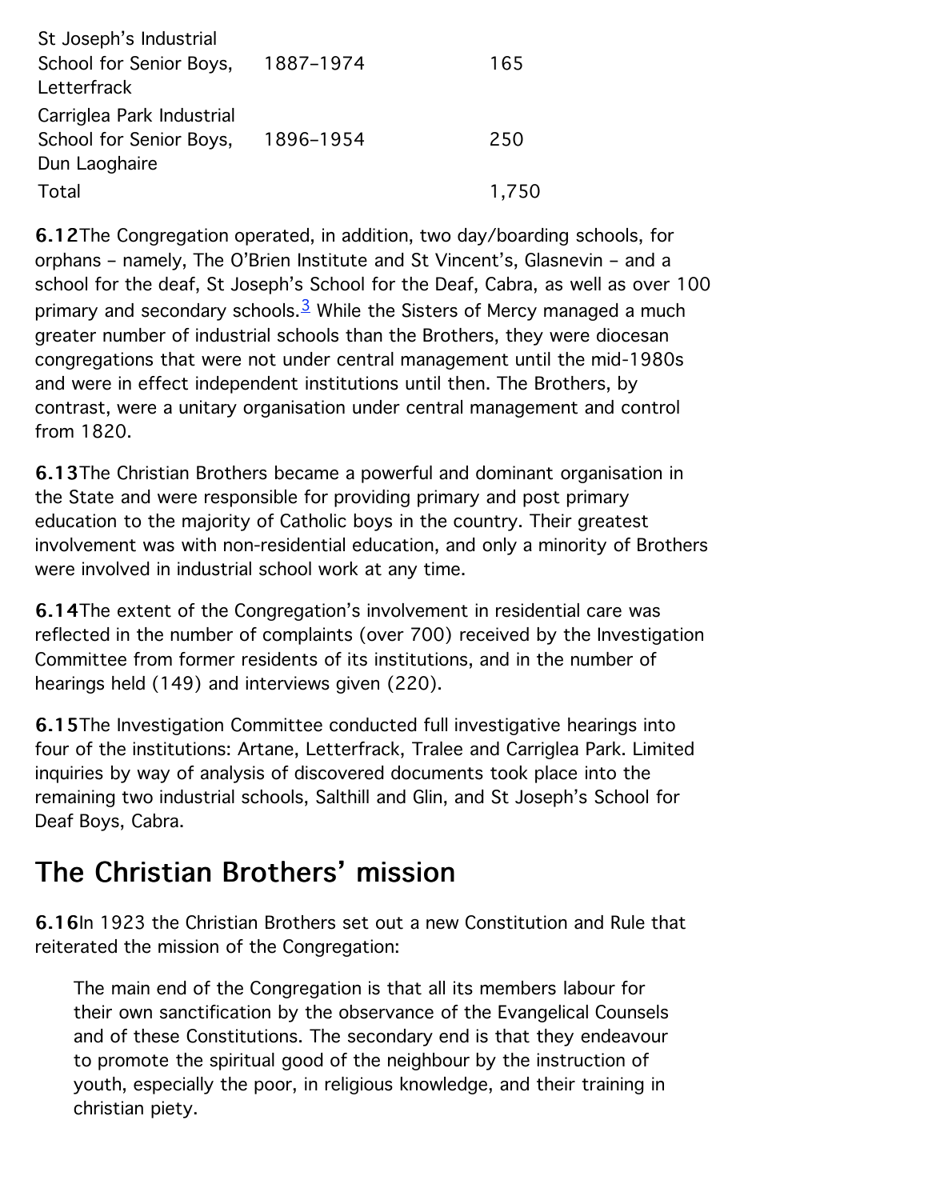| | | |
|---|---|---|
| St Joseph's Industrial School for Senior Boys, Letterfrack | 1887–1974 | 165 |
| Carriglea Park Industrial School for Senior Boys, Dun Laoghaire | 1896–1954 | 250 |
| Total | | 1,750 |

**6.12**The Congregation operated, in addition, two day/boarding schools, for orphans – namely, The O'Brien Institute and St Vincent's, Glasnevin – and a school for the deaf, St Joseph's School for the Deaf, Cabra, as well as over 100 primary and secondary schools.[3] While the Sisters of Mercy managed a much greater number of industrial schools than the Brothers, they were diocesan congregations that were not under central management until the mid-1980s and were in effect independent institutions until then. The Brothers, by contrast, were a unitary organisation under central management and control from 1820.

**6.13**The Christian Brothers became a powerful and dominant organisation in the State and were responsible for providing primary and post primary education to the majority of Catholic boys in the country. Their greatest involvement was with non-residential education, and only a minority of Brothers were involved in industrial school work at any time.

**6.14**The extent of the Congregation's involvement in residential care was reflected in the number of complaints (over 700) received by the Investigation Committee from former residents of its institutions, and in the number of hearings held (149) and interviews given (220).

**6.15**The Investigation Committee conducted full investigative hearings into four of the institutions: Artane, Letterfrack, Tralee and Carriglea Park. Limited inquiries by way of analysis of discovered documents took place into the remaining two industrial schools, Salthill and Glin, and St Joseph's School for Deaf Boys, Cabra.

## The Christian Brothers' mission

**6.16**In 1923 the Christian Brothers set out a new Constitution and Rule that reiterated the mission of the Congregation:

> The main end of the Congregation is that all its members labour for their own sanctification by the observance of the Evangelical Counsels and of these Constitutions. The secondary end is that they endeavour to promote the spiritual good of the neighbour by the instruction of youth, especially the poor, in religious knowledge, and their training in christian piety.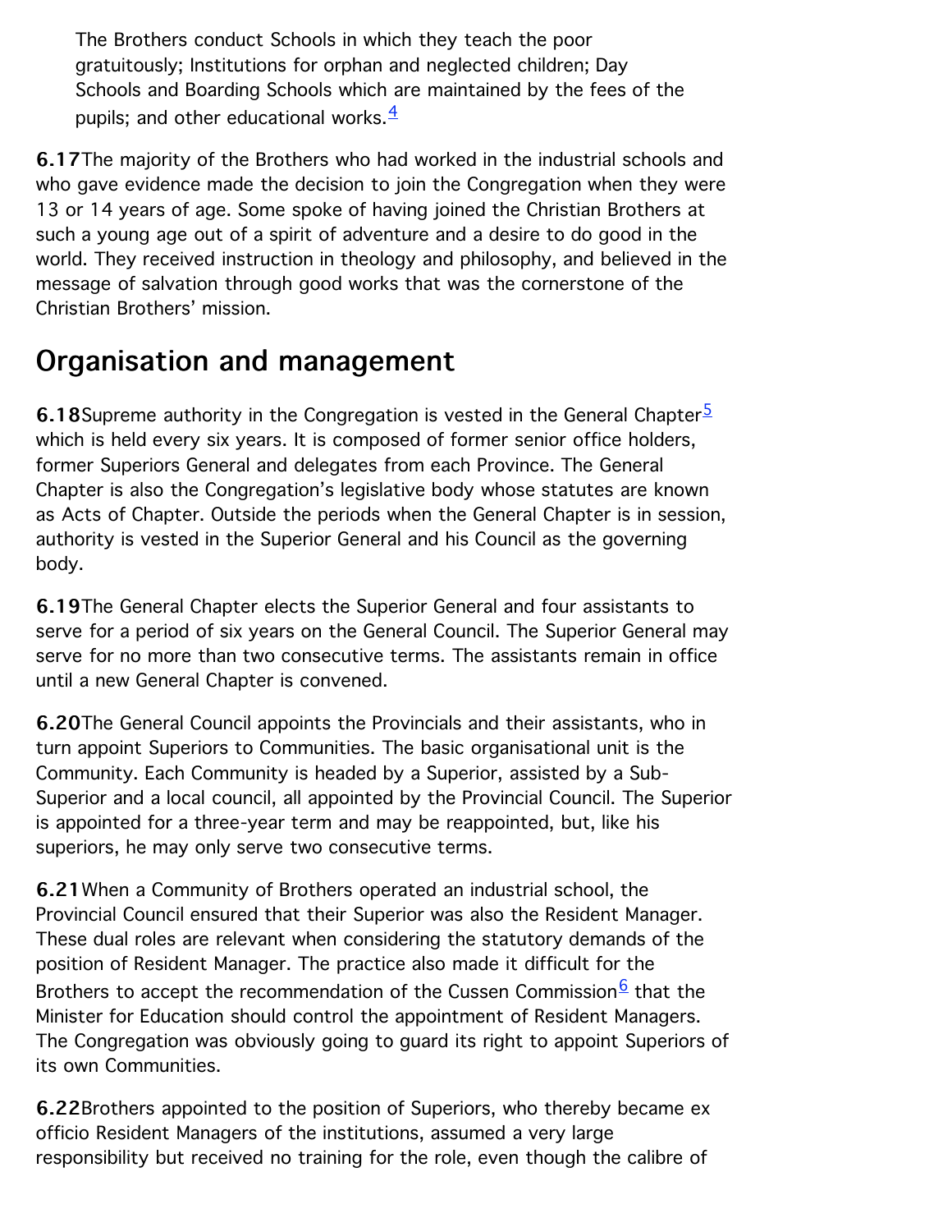The Brothers conduct Schools in which they teach the poor gratuitously; Institutions for orphan and neglected children; Day Schools and Boarding Schools which are maintained by the fees of the pupils; and other educational works.[4]

**6.17** The majority of the Brothers who had worked in the industrial schools and who gave evidence made the decision to join the Congregation when they were 13 or 14 years of age. Some spoke of having joined the Christian Brothers at such a young age out of a spirit of adventure and a desire to do good in the world. They received instruction in theology and philosophy, and believed in the message of salvation through good works that was the cornerstone of the Christian Brothers' mission.

## Organisation and management

**6.18** Supreme authority in the Congregation is vested in the General Chapter[5] which is held every six years. It is composed of former senior office holders, former Superiors General and delegates from each Province. The General Chapter is also the Congregation's legislative body whose statutes are known as Acts of Chapter. Outside the periods when the General Chapter is in session, authority is vested in the Superior General and his Council as the governing body.

**6.19** The General Chapter elects the Superior General and four assistants to serve for a period of six years on the General Council. The Superior General may serve for no more than two consecutive terms. The assistants remain in office until a new General Chapter is convened.

**6.20** The General Council appoints the Provincials and their assistants, who in turn appoint Superiors to Communities. The basic organisational unit is the Community. Each Community is headed by a Superior, assisted by a Sub-Superior and a local council, all appointed by the Provincial Council. The Superior is appointed for a three-year term and may be reappointed, but, like his superiors, he may only serve two consecutive terms.

**6.21** When a Community of Brothers operated an industrial school, the Provincial Council ensured that their Superior was also the Resident Manager. These dual roles are relevant when considering the statutory demands of the position of Resident Manager. The practice also made it difficult for the Brothers to accept the recommendation of the Cussen Commission[6] that the Minister for Education should control the appointment of Resident Managers. The Congregation was obviously going to guard its right to appoint Superiors of its own Communities.

**6.22** Brothers appointed to the position of Superiors, who thereby became ex officio Resident Managers of the institutions, assumed a very large responsibility but received no training for the role, even though the calibre of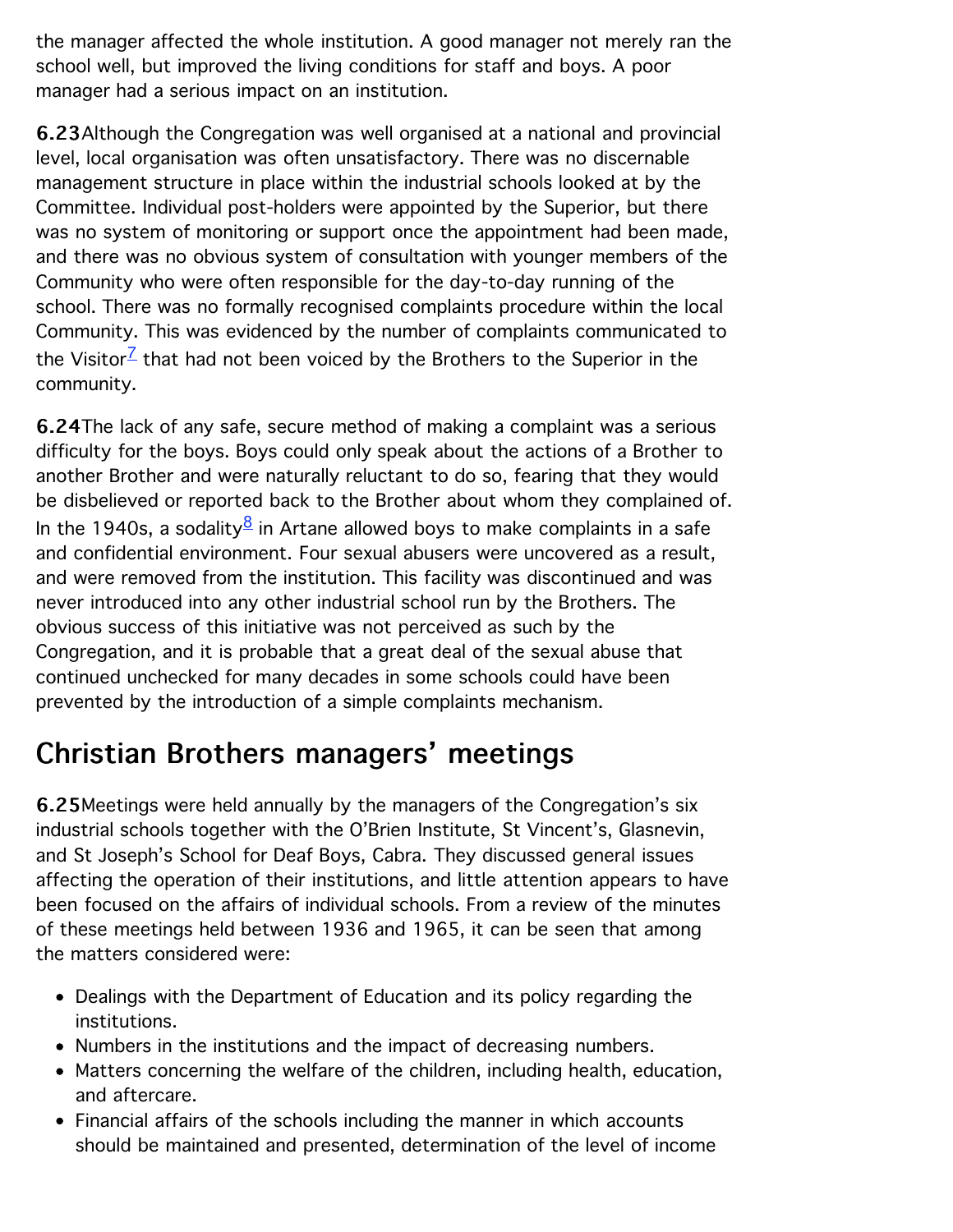the manager affected the whole institution. A good manager not merely ran the school well, but improved the living conditions for staff and boys. A poor manager had a serious impact on an institution.

**6.23** Although the Congregation was well organised at a national and provincial level, local organisation was often unsatisfactory. There was no discernable management structure in place within the industrial schools looked at by the Committee. Individual post-holders were appointed by the Superior, but there was no system of monitoring or support once the appointment had been made, and there was no obvious system of consultation with younger members of the Community who were often responsible for the day-to-day running of the school. There was no formally recognised complaints procedure within the local Community. This was evidenced by the number of complaints communicated to the Visitor[7] that had not been voiced by the Brothers to the Superior in the community.

**6.24** The lack of any safe, secure method of making a complaint was a serious difficulty for the boys. Boys could only speak about the actions of a Brother to another Brother and were naturally reluctant to do so, fearing that they would be disbelieved or reported back to the Brother about whom they complained of. In the 1940s, a sodality[8] in Artane allowed boys to make complaints in a safe and confidential environment. Four sexual abusers were uncovered as a result, and were removed from the institution. This facility was discontinued and was never introduced into any other industrial school run by the Brothers. The obvious success of this initiative was not perceived as such by the Congregation, and it is probable that a great deal of the sexual abuse that continued unchecked for many decades in some schools could have been prevented by the introduction of a simple complaints mechanism.

## Christian Brothers managers' meetings

**6.25** Meetings were held annually by the managers of the Congregation's six industrial schools together with the O'Brien Institute, St Vincent's, Glasnevin, and St Joseph's School for Deaf Boys, Cabra. They discussed general issues affecting the operation of their institutions, and little attention appears to have been focused on the affairs of individual schools. From a review of the minutes of these meetings held between 1936 and 1965, it can be seen that among the matters considered were:

- Dealings with the Department of Education and its policy regarding the institutions.
- Numbers in the institutions and the impact of decreasing numbers.
- Matters concerning the welfare of the children, including health, education, and aftercare.
- Financial affairs of the schools including the manner in which accounts should be maintained and presented, determination of the level of income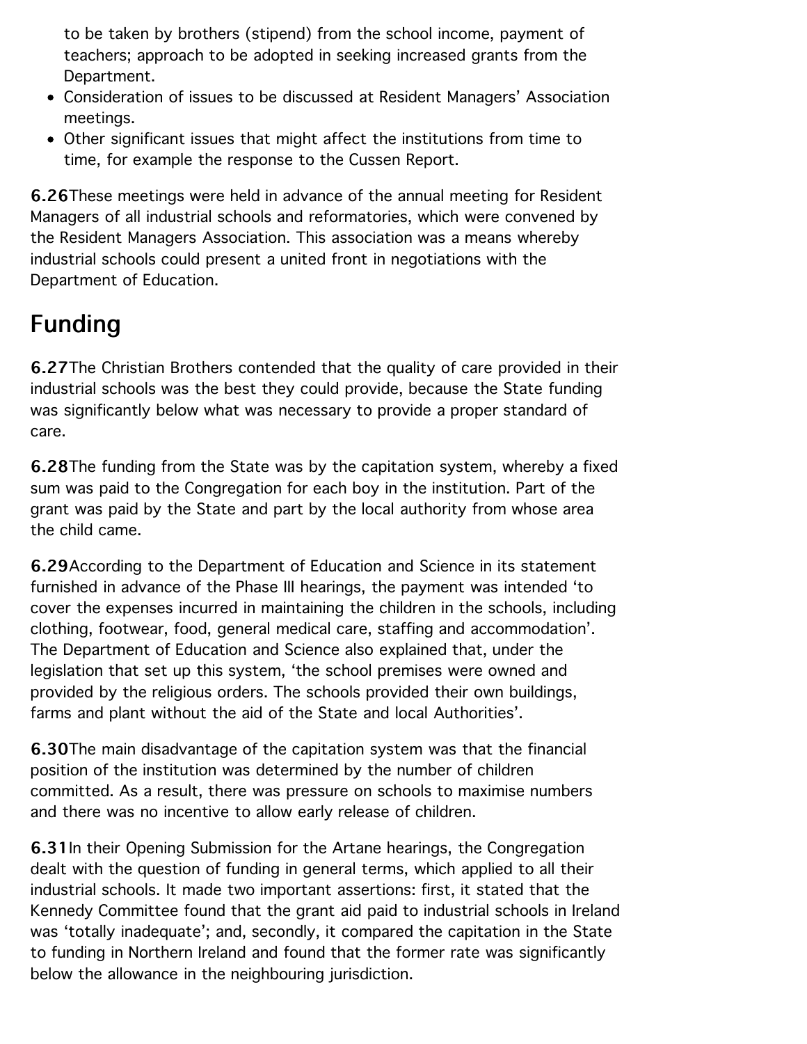to be taken by brothers (stipend) from the school income, payment of teachers; approach to be adopted in seeking increased grants from the Department.

- Consideration of issues to be discussed at Resident Managers' Association meetings.
- Other significant issues that might affect the institutions from time to time, for example the response to the Cussen Report.

**6.26** These meetings were held in advance of the annual meeting for Resident Managers of all industrial schools and reformatories, which were convened by the Resident Managers Association. This association was a means whereby industrial schools could present a united front in negotiations with the Department of Education.

## Funding

**6.27** The Christian Brothers contended that the quality of care provided in their industrial schools was the best they could provide, because the State funding was significantly below what was necessary to provide a proper standard of care.

**6.28** The funding from the State was by the capitation system, whereby a fixed sum was paid to the Congregation for each boy in the institution. Part of the grant was paid by the State and part by the local authority from whose area the child came.

**6.29** According to the Department of Education and Science in its statement furnished in advance of the Phase III hearings, the payment was intended 'to cover the expenses incurred in maintaining the children in the schools, including clothing, footwear, food, general medical care, staffing and accommodation'. The Department of Education and Science also explained that, under the legislation that set up this system, 'the school premises were owned and provided by the religious orders. The schools provided their own buildings, farms and plant without the aid of the State and local Authorities'.

**6.30** The main disadvantage of the capitation system was that the financial position of the institution was determined by the number of children committed. As a result, there was pressure on schools to maximise numbers and there was no incentive to allow early release of children.

**6.31** In their Opening Submission for the Artane hearings, the Congregation dealt with the question of funding in general terms, which applied to all their industrial schools. It made two important assertions: first, it stated that the Kennedy Committee found that the grant aid paid to industrial schools in Ireland was 'totally inadequate'; and, secondly, it compared the capitation in the State to funding in Northern Ireland and found that the former rate was significantly below the allowance in the neighbouring jurisdiction.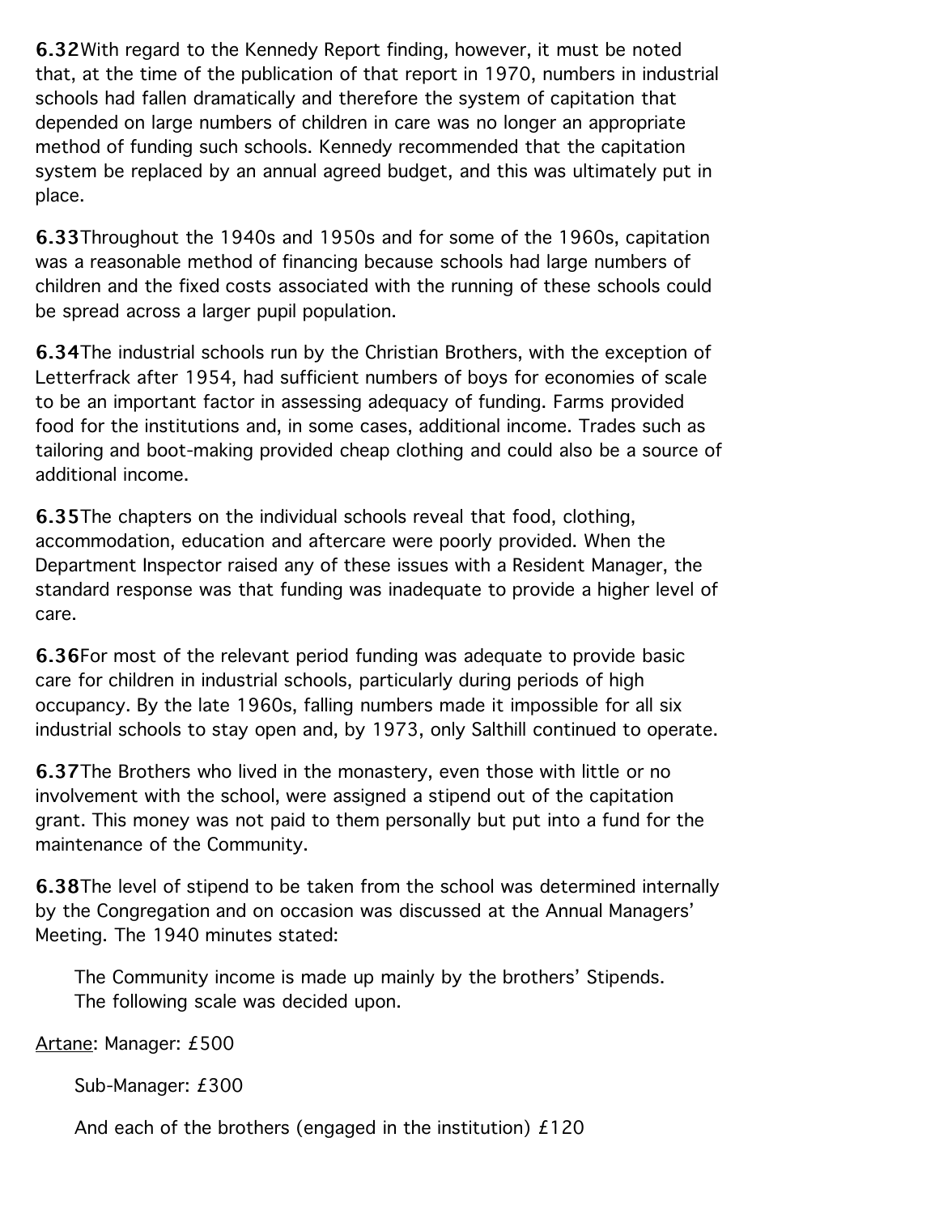**6.32** With regard to the Kennedy Report finding, however, it must be noted that, at the time of the publication of that report in 1970, numbers in industrial schools had fallen dramatically and therefore the system of capitation that depended on large numbers of children in care was no longer an appropriate method of funding such schools. Kennedy recommended that the capitation system be replaced by an annual agreed budget, and this was ultimately put in place.

**6.33** Throughout the 1940s and 1950s and for some of the 1960s, capitation was a reasonable method of financing because schools had large numbers of children and the fixed costs associated with the running of these schools could be spread across a larger pupil population.

**6.34** The industrial schools run by the Christian Brothers, with the exception of Letterfrack after 1954, had sufficient numbers of boys for economies of scale to be an important factor in assessing adequacy of funding. Farms provided food for the institutions and, in some cases, additional income. Trades such as tailoring and boot-making provided cheap clothing and could also be a source of additional income.

**6.35** The chapters on the individual schools reveal that food, clothing, accommodation, education and aftercare were poorly provided. When the Department Inspector raised any of these issues with a Resident Manager, the standard response was that funding was inadequate to provide a higher level of care.

**6.36** For most of the relevant period funding was adequate to provide basic care for children in industrial schools, particularly during periods of high occupancy. By the late 1960s, falling numbers made it impossible for all six industrial schools to stay open and, by 1973, only Salthill continued to operate.

**6.37** The Brothers who lived in the monastery, even those with little or no involvement with the school, were assigned a stipend out of the capitation grant. This money was not paid to them personally but put into a fund for the maintenance of the Community.

**6.38** The level of stipend to be taken from the school was determined internally by the Congregation and on occasion was discussed at the Annual Managers' Meeting. The 1940 minutes stated:

> The Community income is made up mainly by the brothers' Stipends. The following scale was decided upon.

Artane: Manager: £500

> Sub-Manager: £300
>
> And each of the brothers (engaged in the institution) £120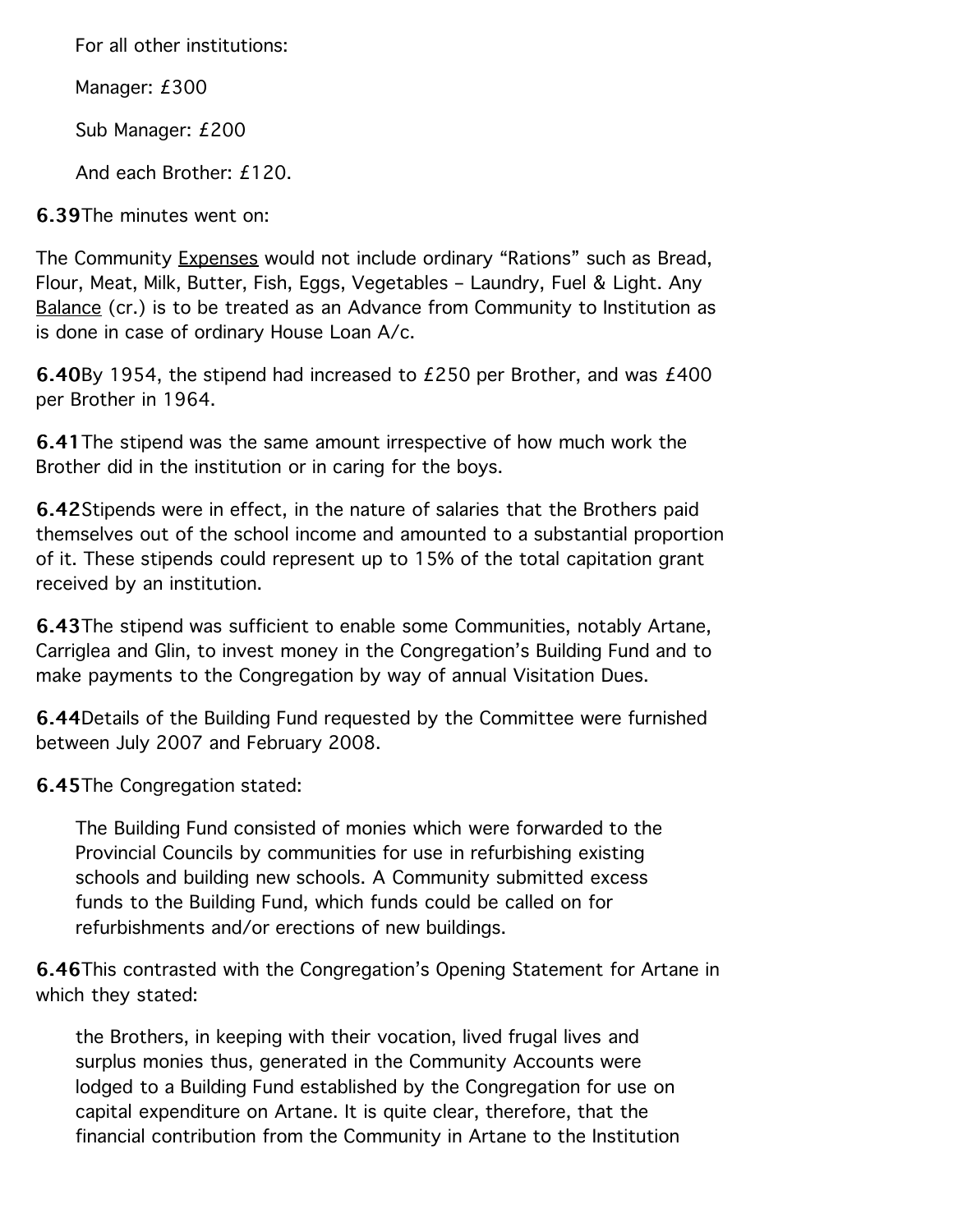For all other institutions:

Manager: £300

Sub Manager: £200

And each Brother: £120.

**6.39** The minutes went on:

The Community Expenses would not include ordinary “Rations” such as Bread, Flour, Meat, Milk, Butter, Fish, Eggs, Vegetables – Laundry, Fuel & Light. Any Balance (cr.) is to be treated as an Advance from Community to Institution as is done in case of ordinary House Loan A/c.

**6.40** By 1954, the stipend had increased to £250 per Brother, and was £400 per Brother in 1964.

**6.41** The stipend was the same amount irrespective of how much work the Brother did in the institution or in caring for the boys.

**6.42** Stipends were in effect, in the nature of salaries that the Brothers paid themselves out of the school income and amounted to a substantial proportion of it. These stipends could represent up to 15% of the total capitation grant received by an institution.

**6.43** The stipend was sufficient to enable some Communities, notably Artane, Carriglea and Glin, to invest money in the Congregation’s Building Fund and to make payments to the Congregation by way of annual Visitation Dues.

**6.44** Details of the Building Fund requested by the Committee were furnished between July 2007 and February 2008.

**6.45** The Congregation stated:

> The Building Fund consisted of monies which were forwarded to the Provincial Councils by communities for use in refurbishing existing schools and building new schools. A Community submitted excess funds to the Building Fund, which funds could be called on for refurbishments and/or erections of new buildings.

**6.46** This contrasted with the Congregation’s Opening Statement for Artane in which they stated:

> the Brothers, in keeping with their vocation, lived frugal lives and surplus monies thus, generated in the Community Accounts were lodged to a Building Fund established by the Congregation for use on capital expenditure on Artane. It is quite clear, therefore, that the financial contribution from the Community in Artane to the Institution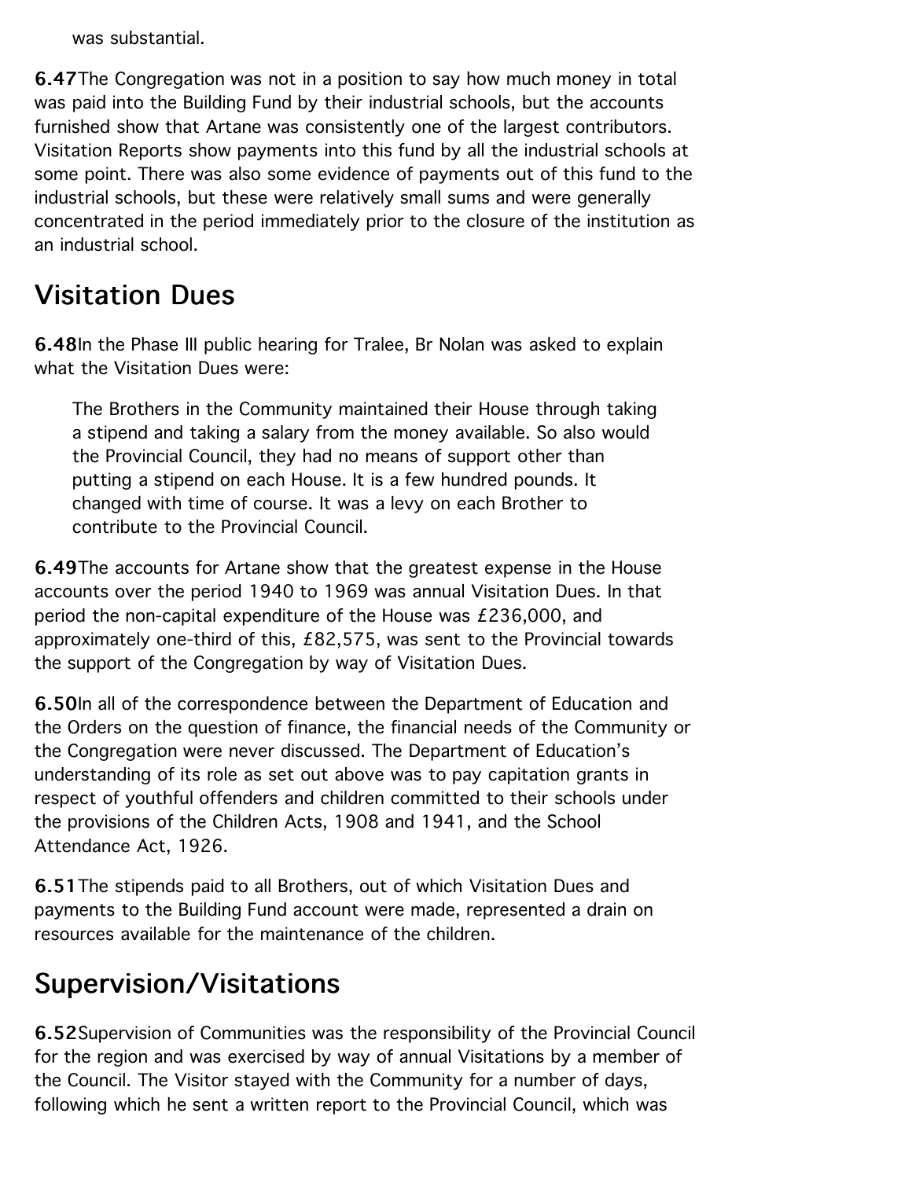was substantial.

**6.47** The Congregation was not in a position to say how much money in total was paid into the Building Fund by their industrial schools, but the accounts furnished show that Artane was consistently one of the largest contributors. Visitation Reports show payments into this fund by all the industrial schools at some point. There was also some evidence of payments out of this fund to the industrial schools, but these were relatively small sums and were generally concentrated in the period immediately prior to the closure of the institution as an industrial school.

## Visitation Dues

**6.48** In the Phase III public hearing for Tralee, Br Nolan was asked to explain what the Visitation Dues were:

> The Brothers in the Community maintained their House through taking a stipend and taking a salary from the money available. So also would the Provincial Council, they had no means of support other than putting a stipend on each House. It is a few hundred pounds. It changed with time of course. It was a levy on each Brother to contribute to the Provincial Council.

**6.49** The accounts for Artane show that the greatest expense in the House accounts over the period 1940 to 1969 was annual Visitation Dues. In that period the non-capital expenditure of the House was £236,000, and approximately one-third of this, £82,575, was sent to the Provincial towards the support of the Congregation by way of Visitation Dues.

**6.50** In all of the correspondence between the Department of Education and the Orders on the question of finance, the financial needs of the Community or the Congregation were never discussed. The Department of Education's understanding of its role as set out above was to pay capitation grants in respect of youthful offenders and children committed to their schools under the provisions of the Children Acts, 1908 and 1941, and the School Attendance Act, 1926.

**6.51** The stipends paid to all Brothers, out of which Visitation Dues and payments to the Building Fund account were made, represented a drain on resources available for the maintenance of the children.

## Supervision/Visitations

**6.52** Supervision of Communities was the responsibility of the Provincial Council for the region and was exercised by way of annual Visitations by a member of the Council. The Visitor stayed with the Community for a number of days, following which he sent a written report to the Provincial Council, which was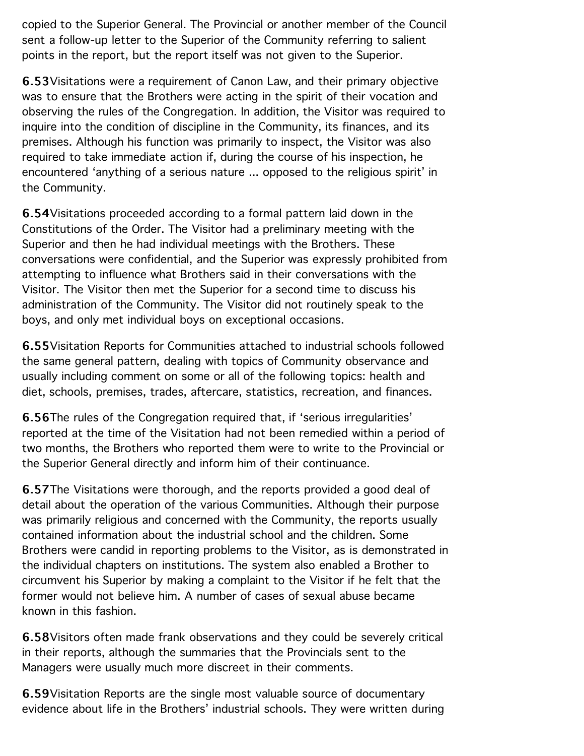copied to the Superior General. The Provincial or another member of the Council sent a follow-up letter to the Superior of the Community referring to salient points in the report, but the report itself was not given to the Superior.

**6.53** Visitations were a requirement of Canon Law, and their primary objective was to ensure that the Brothers were acting in the spirit of their vocation and observing the rules of the Congregation. In addition, the Visitor was required to inquire into the condition of discipline in the Community, its finances, and its premises. Although his function was primarily to inspect, the Visitor was also required to take immediate action if, during the course of his inspection, he encountered 'anything of a serious nature ... opposed to the religious spirit' in the Community.

**6.54** Visitations proceeded according to a formal pattern laid down in the Constitutions of the Order. The Visitor had a preliminary meeting with the Superior and then he had individual meetings with the Brothers. These conversations were confidential, and the Superior was expressly prohibited from attempting to influence what Brothers said in their conversations with the Visitor. The Visitor then met the Superior for a second time to discuss his administration of the Community. The Visitor did not routinely speak to the boys, and only met individual boys on exceptional occasions.

**6.55** Visitation Reports for Communities attached to industrial schools followed the same general pattern, dealing with topics of Community observance and usually including comment on some or all of the following topics: health and diet, schools, premises, trades, aftercare, statistics, recreation, and finances.

**6.56** The rules of the Congregation required that, if 'serious irregularities' reported at the time of the Visitation had not been remedied within a period of two months, the Brothers who reported them were to write to the Provincial or the Superior General directly and inform him of their continuance.

**6.57** The Visitations were thorough, and the reports provided a good deal of detail about the operation of the various Communities. Although their purpose was primarily religious and concerned with the Community, the reports usually contained information about the industrial school and the children. Some Brothers were candid in reporting problems to the Visitor, as is demonstrated in the individual chapters on institutions. The system also enabled a Brother to circumvent his Superior by making a complaint to the Visitor if he felt that the former would not believe him. A number of cases of sexual abuse became known in this fashion.

**6.58** Visitors often made frank observations and they could be severely critical in their reports, although the summaries that the Provincials sent to the Managers were usually much more discreet in their comments.

**6.59** Visitation Reports are the single most valuable source of documentary evidence about life in the Brothers' industrial schools. They were written during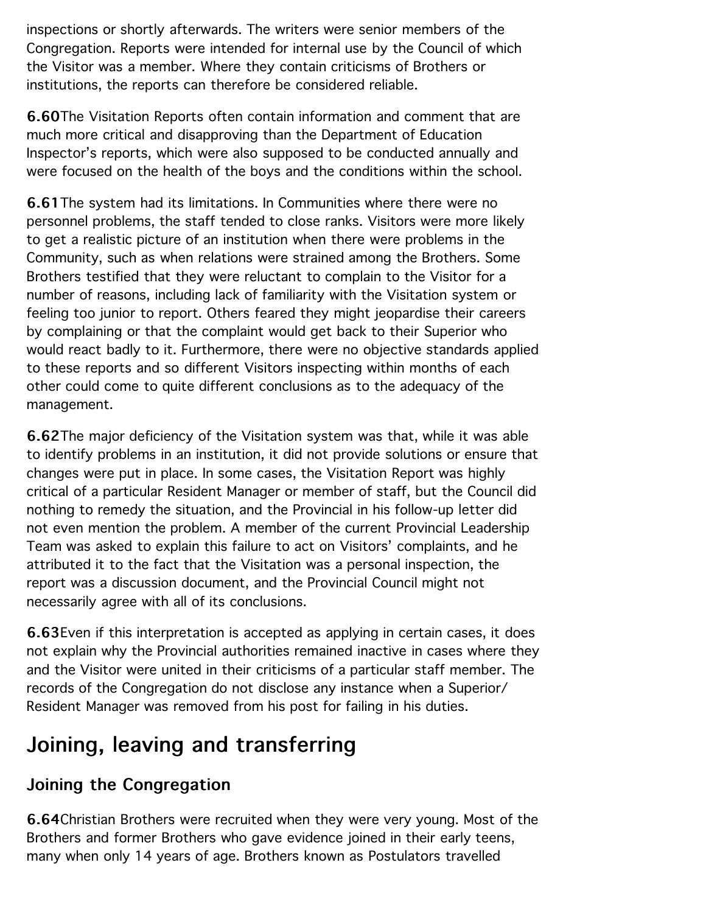inspections or shortly afterwards. The writers were senior members of the Congregation. Reports were intended for internal use by the Council of which the Visitor was a member. Where they contain criticisms of Brothers or institutions, the reports can therefore be considered reliable.

**6.60** The Visitation Reports often contain information and comment that are much more critical and disapproving than the Department of Education Inspector's reports, which were also supposed to be conducted annually and were focused on the health of the boys and the conditions within the school.

**6.61** The system had its limitations. In Communities where there were no personnel problems, the staff tended to close ranks. Visitors were more likely to get a realistic picture of an institution when there were problems in the Community, such as when relations were strained among the Brothers. Some Brothers testified that they were reluctant to complain to the Visitor for a number of reasons, including lack of familiarity with the Visitation system or feeling too junior to report. Others feared they might jeopardise their careers by complaining or that the complaint would get back to their Superior who would react badly to it. Furthermore, there were no objective standards applied to these reports and so different Visitors inspecting within months of each other could come to quite different conclusions as to the adequacy of the management.

**6.62** The major deficiency of the Visitation system was that, while it was able to identify problems in an institution, it did not provide solutions or ensure that changes were put in place. In some cases, the Visitation Report was highly critical of a particular Resident Manager or member of staff, but the Council did nothing to remedy the situation, and the Provincial in his follow-up letter did not even mention the problem. A member of the current Provincial Leadership Team was asked to explain this failure to act on Visitors' complaints, and he attributed it to the fact that the Visitation was a personal inspection, the report was a discussion document, and the Provincial Council might not necessarily agree with all of its conclusions.

**6.63** Even if this interpretation is accepted as applying in certain cases, it does not explain why the Provincial authorities remained inactive in cases where they and the Visitor were united in their criticisms of a particular staff member. The records of the Congregation do not disclose any instance when a Superior/Resident Manager was removed from his post for failing in his duties.

## Joining, leaving and transferring

### Joining the Congregation

**6.64** Christian Brothers were recruited when they were very young. Most of the Brothers and former Brothers who gave evidence joined in their early teens, many when only 14 years of age. Brothers known as Postulators travelled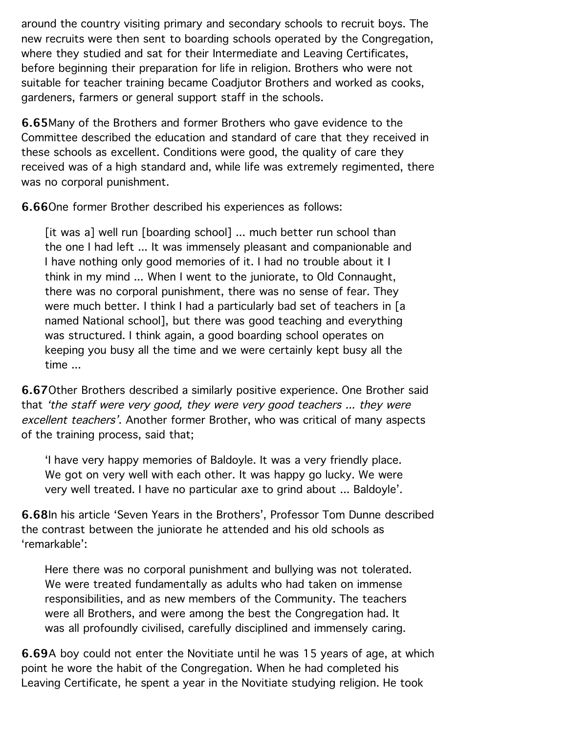around the country visiting primary and secondary schools to recruit boys. The new recruits were then sent to boarding schools operated by the Congregation, where they studied and sat for their Intermediate and Leaving Certificates, before beginning their preparation for life in religion. Brothers who were not suitable for teacher training became Coadjutor Brothers and worked as cooks, gardeners, farmers or general support staff in the schools.

**6.65** Many of the Brothers and former Brothers who gave evidence to the Committee described the education and standard of care that they received in these schools as excellent. Conditions were good, the quality of care they received was of a high standard and, while life was extremely regimented, there was no corporal punishment.

**6.66** One former Brother described his experiences as follows:

> [it was a] well run [boarding school] ... much better run school than the one I had left ... It was immensely pleasant and companionable and I have nothing only good memories of it. I had no trouble about it I think in my mind ... When I went to the juniorate, to Old Connaught, there was no corporal punishment, there was no sense of fear. They were much better. I think I had a particularly bad set of teachers in [a named National school], but there was good teaching and everything was structured. I think again, a good boarding school operates on keeping you busy all the time and we were certainly kept busy all the time ...

**6.67** Other Brothers described a similarly positive experience. One Brother said that *'the staff were very good, they were very good teachers ... they were excellent teachers'*. Another former Brother, who was critical of many aspects of the training process, said that;

> 'I have very happy memories of Baldoyle. It was a very friendly place. We got on very well with each other. It was happy go lucky. We were very well treated. I have no particular axe to grind about ... Baldoyle'.

**6.68** In his article 'Seven Years in the Brothers', Professor Tom Dunne described the contrast between the juniorate he attended and his old schools as 'remarkable':

> Here there was no corporal punishment and bullying was not tolerated. We were treated fundamentally as adults who had taken on immense responsibilities, and as new members of the Community. The teachers were all Brothers, and were among the best the Congregation had. It was all profoundly civilised, carefully disciplined and immensely caring.

**6.69** A boy could not enter the Novitiate until he was 15 years of age, at which point he wore the habit of the Congregation. When he had completed his Leaving Certificate, he spent a year in the Novitiate studying religion. He took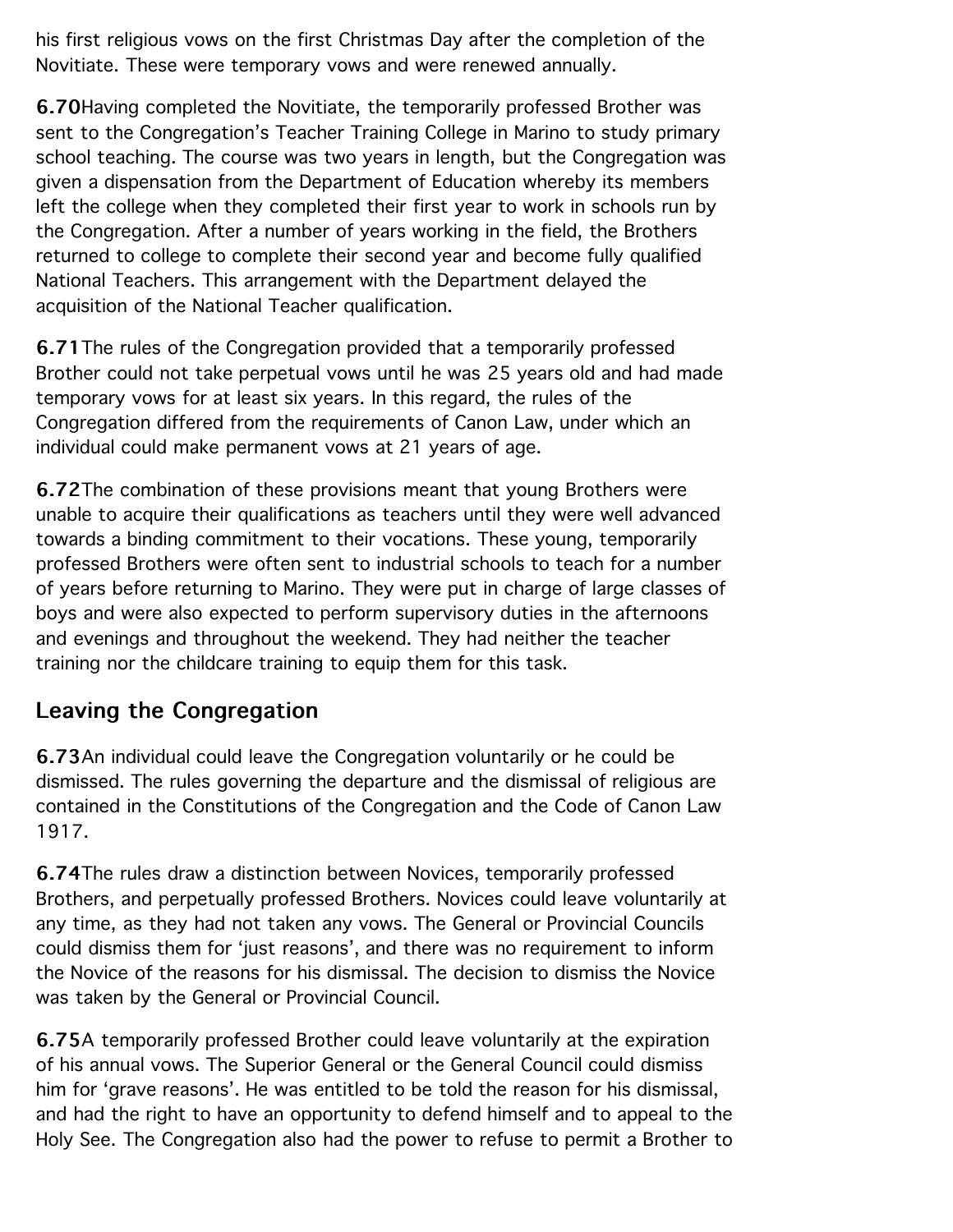his first religious vows on the first Christmas Day after the completion of the Novitiate. These were temporary vows and were renewed annually.

**6.70** Having completed the Novitiate, the temporarily professed Brother was sent to the Congregation's Teacher Training College in Marino to study primary school teaching. The course was two years in length, but the Congregation was given a dispensation from the Department of Education whereby its members left the college when they completed their first year to work in schools run by the Congregation. After a number of years working in the field, the Brothers returned to college to complete their second year and become fully qualified National Teachers. This arrangement with the Department delayed the acquisition of the National Teacher qualification.

**6.71** The rules of the Congregation provided that a temporarily professed Brother could not take perpetual vows until he was 25 years old and had made temporary vows for at least six years. In this regard, the rules of the Congregation differed from the requirements of Canon Law, under which an individual could make permanent vows at 21 years of age.

**6.72** The combination of these provisions meant that young Brothers were unable to acquire their qualifications as teachers until they were well advanced towards a binding commitment to their vocations. These young, temporarily professed Brothers were often sent to industrial schools to teach for a number of years before returning to Marino. They were put in charge of large classes of boys and were also expected to perform supervisory duties in the afternoons and evenings and throughout the weekend. They had neither the teacher training nor the childcare training to equip them for this task.

## Leaving the Congregation

**6.73** An individual could leave the Congregation voluntarily or he could be dismissed. The rules governing the departure and the dismissal of religious are contained in the Constitutions of the Congregation and the Code of Canon Law 1917.

**6.74** The rules draw a distinction between Novices, temporarily professed Brothers, and perpetually professed Brothers. Novices could leave voluntarily at any time, as they had not taken any vows. The General or Provincial Councils could dismiss them for 'just reasons', and there was no requirement to inform the Novice of the reasons for his dismissal. The decision to dismiss the Novice was taken by the General or Provincial Council.

**6.75** A temporarily professed Brother could leave voluntarily at the expiration of his annual vows. The Superior General or the General Council could dismiss him for 'grave reasons'. He was entitled to be told the reason for his dismissal, and had the right to have an opportunity to defend himself and to appeal to the Holy See. The Congregation also had the power to refuse to permit a Brother to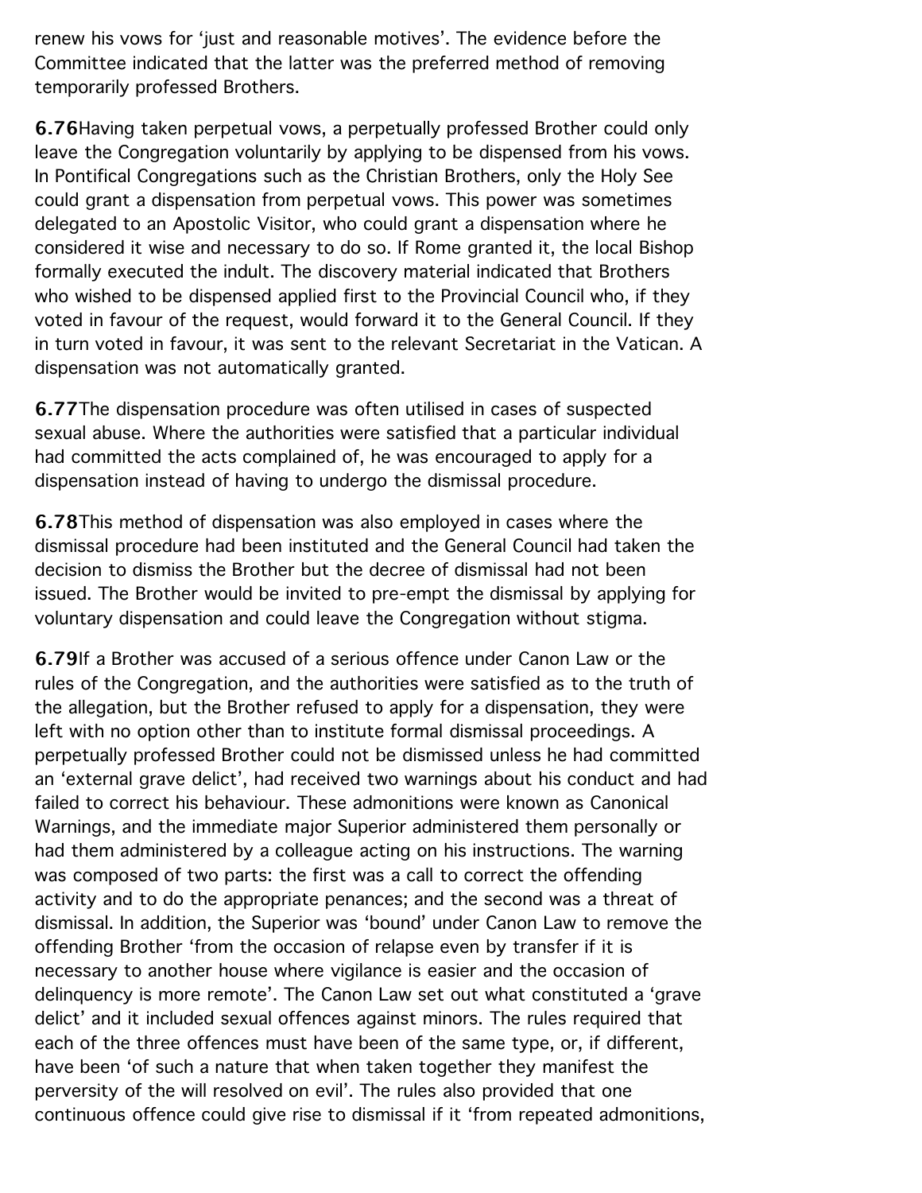renew his vows for ‘just and reasonable motives’. The evidence before the Committee indicated that the latter was the preferred method of removing temporarily professed Brothers.

**6.76** Having taken perpetual vows, a perpetually professed Brother could only leave the Congregation voluntarily by applying to be dispensed from his vows. In Pontifical Congregations such as the Christian Brothers, only the Holy See could grant a dispensation from perpetual vows. This power was sometimes delegated to an Apostolic Visitor, who could grant a dispensation where he considered it wise and necessary to do so. If Rome granted it, the local Bishop formally executed the indult. The discovery material indicated that Brothers who wished to be dispensed applied first to the Provincial Council who, if they voted in favour of the request, would forward it to the General Council. If they in turn voted in favour, it was sent to the relevant Secretariat in the Vatican. A dispensation was not automatically granted.

**6.77** The dispensation procedure was often utilised in cases of suspected sexual abuse. Where the authorities were satisfied that a particular individual had committed the acts complained of, he was encouraged to apply for a dispensation instead of having to undergo the dismissal procedure.

**6.78** This method of dispensation was also employed in cases where the dismissal procedure had been instituted and the General Council had taken the decision to dismiss the Brother but the decree of dismissal had not been issued. The Brother would be invited to pre-empt the dismissal by applying for voluntary dispensation and could leave the Congregation without stigma.

**6.79** If a Brother was accused of a serious offence under Canon Law or the rules of the Congregation, and the authorities were satisfied as to the truth of the allegation, but the Brother refused to apply for a dispensation, they were left with no option other than to institute formal dismissal proceedings. A perpetually professed Brother could not be dismissed unless he had committed an ‘external grave delict’, had received two warnings about his conduct and had failed to correct his behaviour. These admonitions were known as Canonical Warnings, and the immediate major Superior administered them personally or had them administered by a colleague acting on his instructions. The warning was composed of two parts: the first was a call to correct the offending activity and to do the appropriate penances; and the second was a threat of dismissal. In addition, the Superior was ‘bound’ under Canon Law to remove the offending Brother ‘from the occasion of relapse even by transfer if it is necessary to another house where vigilance is easier and the occasion of delinquency is more remote’. The Canon Law set out what constituted a ‘grave delict’ and it included sexual offences against minors. The rules required that each of the three offences must have been of the same type, or, if different, have been ‘of such a nature that when taken together they manifest the perversity of the will resolved on evil’. The rules also provided that one continuous offence could give rise to dismissal if it ‘from repeated admonitions,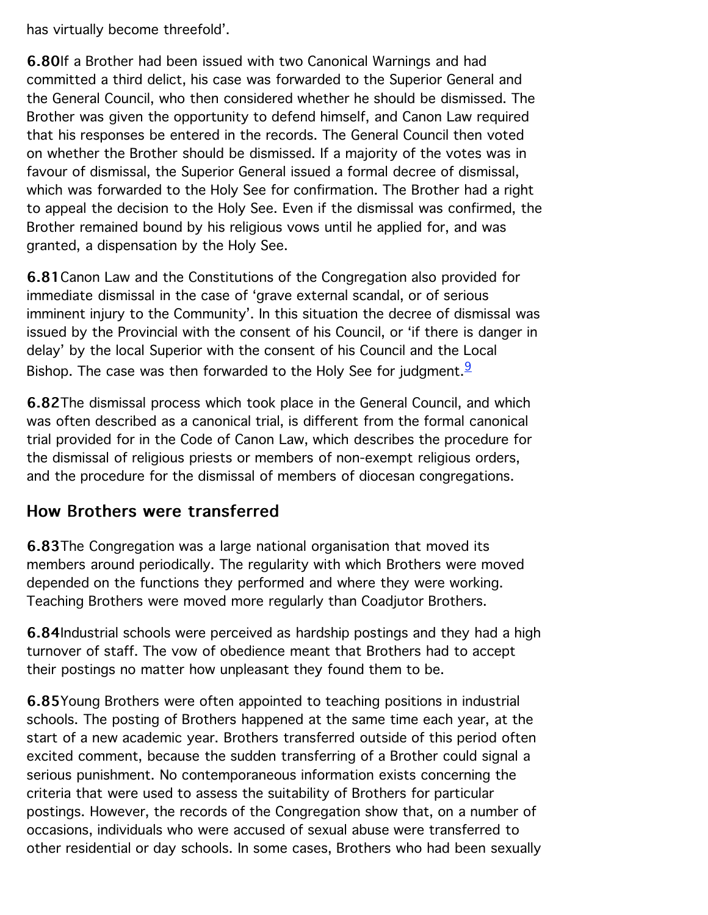has virtually become threefold'.

**6.80** If a Brother had been issued with two Canonical Warnings and had committed a third delict, his case was forwarded to the Superior General and the General Council, who then considered whether he should be dismissed. The Brother was given the opportunity to defend himself, and Canon Law required that his responses be entered in the records. The General Council then voted on whether the Brother should be dismissed. If a majority of the votes was in favour of dismissal, the Superior General issued a formal decree of dismissal, which was forwarded to the Holy See for confirmation. The Brother had a right to appeal the decision to the Holy See. Even if the dismissal was confirmed, the Brother remained bound by his religious vows until he applied for, and was granted, a dispensation by the Holy See.

**6.81** Canon Law and the Constitutions of the Congregation also provided for immediate dismissal in the case of 'grave external scandal, or of serious imminent injury to the Community'. In this situation the decree of dismissal was issued by the Provincial with the consent of his Council, or 'if there is danger in delay' by the local Superior with the consent of his Council and the Local Bishop. The case was then forwarded to the Holy See for judgment.[9]

**6.82** The dismissal process which took place in the General Council, and which was often described as a canonical trial, is different from the formal canonical trial provided for in the Code of Canon Law, which describes the procedure for the dismissal of religious priests or members of non-exempt religious orders, and the procedure for the dismissal of members of diocesan congregations.

## How Brothers were transferred

**6.83** The Congregation was a large national organisation that moved its members around periodically. The regularity with which Brothers were moved depended on the functions they performed and where they were working. Teaching Brothers were moved more regularly than Coadjutor Brothers.

**6.84** Industrial schools were perceived as hardship postings and they had a high turnover of staff. The vow of obedience meant that Brothers had to accept their postings no matter how unpleasant they found them to be.

**6.85** Young Brothers were often appointed to teaching positions in industrial schools. The posting of Brothers happened at the same time each year, at the start of a new academic year. Brothers transferred outside of this period often excited comment, because the sudden transferring of a Brother could signal a serious punishment. No contemporaneous information exists concerning the criteria that were used to assess the suitability of Brothers for particular postings. However, the records of the Congregation show that, on a number of occasions, individuals who were accused of sexual abuse were transferred to other residential or day schools. In some cases, Brothers who had been sexually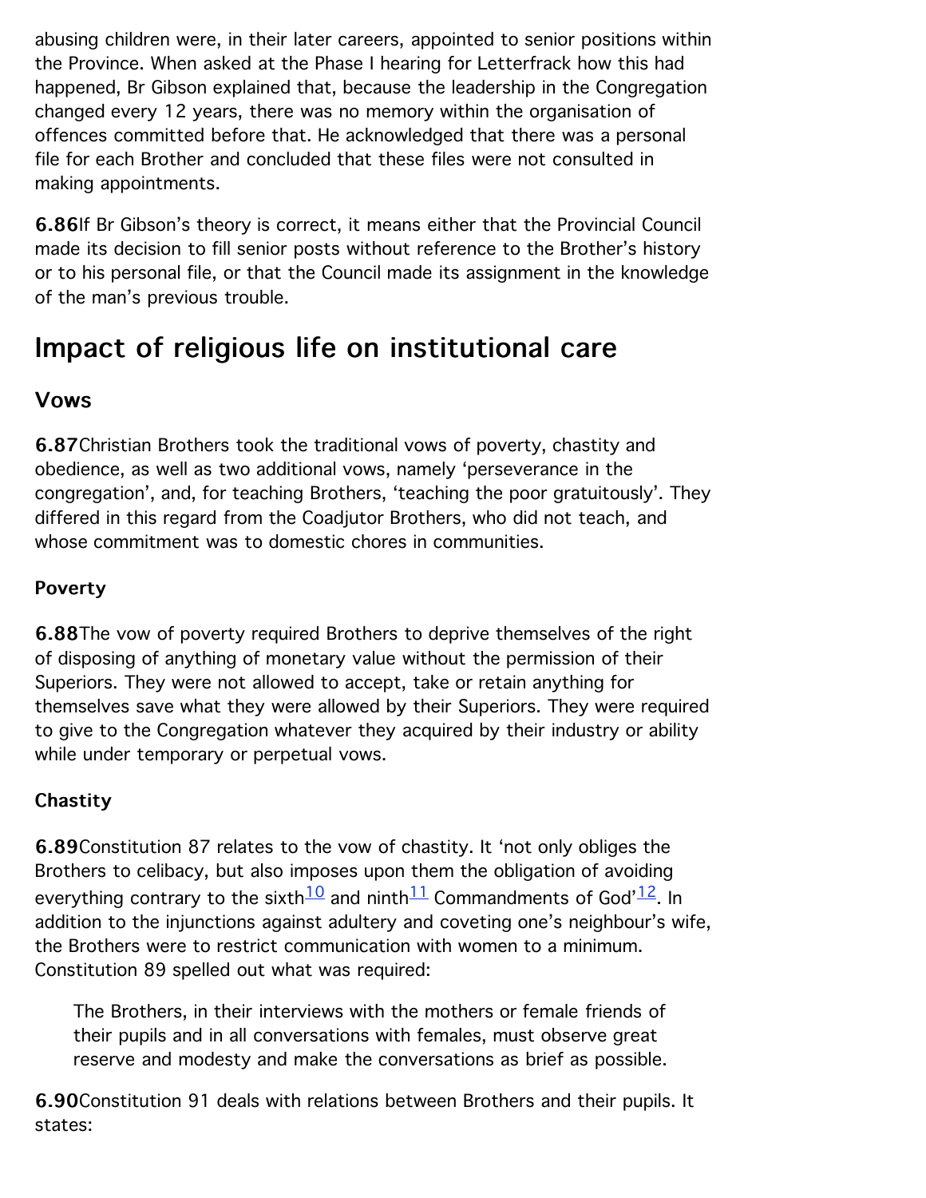abusing children were, in their later careers, appointed to senior positions within the Province. When asked at the Phase I hearing for Letterfrack how this had happened, Br Gibson explained that, because the leadership in the Congregation changed every 12 years, there was no memory within the organisation of offences committed before that. He acknowledged that there was a personal file for each Brother and concluded that these files were not consulted in making appointments.

**6.86** If Br Gibson's theory is correct, it means either that the Provincial Council made its decision to fill senior posts without reference to the Brother's history or to his personal file, or that the Council made its assignment in the knowledge of the man's previous trouble.

## Impact of religious life on institutional care

### Vows

**6.87** Christian Brothers took the traditional vows of poverty, chastity and obedience, as well as two additional vows, namely 'perseverance in the congregation', and, for teaching Brothers, 'teaching the poor gratuitously'. They differed in this regard from the Coadjutor Brothers, who did not teach, and whose commitment was to domestic chores in communities.

#### Poverty

**6.88** The vow of poverty required Brothers to deprive themselves of the right of disposing of anything of monetary value without the permission of their Superiors. They were not allowed to accept, take or retain anything for themselves save what they were allowed by their Superiors. They were required to give to the Congregation whatever they acquired by their industry or ability while under temporary or perpetual vows.

#### Chastity

**6.89** Constitution 87 relates to the vow of chastity. It 'not only obliges the Brothers to celibacy, but also imposes upon them the obligation of avoiding everything contrary to the sixth[10] and ninth[11] Commandments of God'[12]. In addition to the injunctions against adultery and coveting one's neighbour's wife, the Brothers were to restrict communication with women to a minimum. Constitution 89 spelled out what was required:

> The Brothers, in their interviews with the mothers or female friends of their pupils and in all conversations with females, must observe great reserve and modesty and make the conversations as brief as possible.

**6.90** Constitution 91 deals with relations between Brothers and their pupils. It states: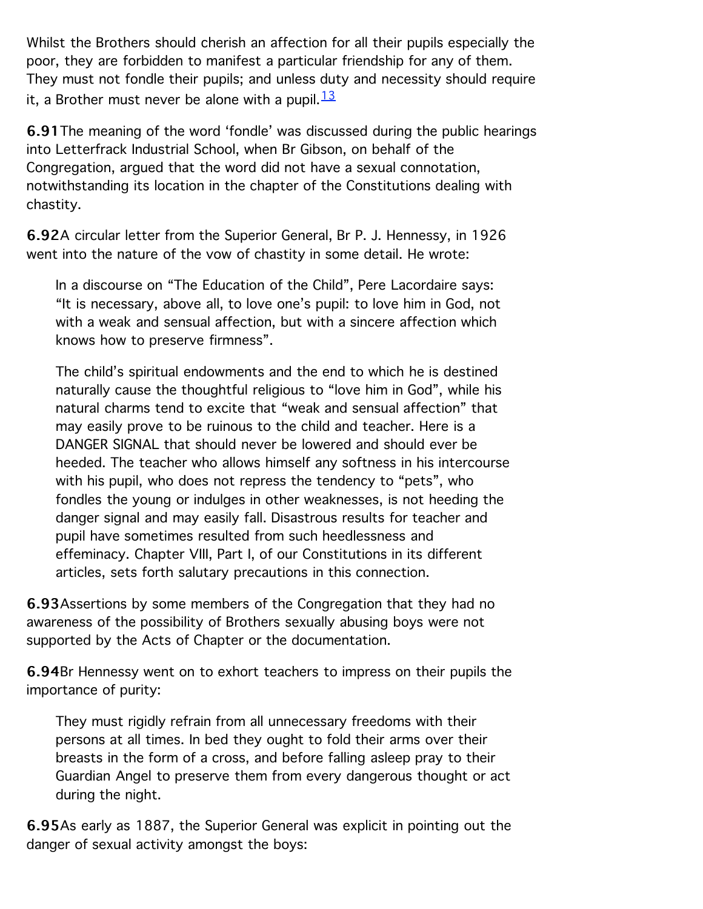Whilst the Brothers should cherish an affection for all their pupils especially the poor, they are forbidden to manifest a particular friendship for any of them. They must not fondle their pupils; and unless duty and necessity should require it, a Brother must never be alone with a pupil.[13]

**6.91** The meaning of the word 'fondle' was discussed during the public hearings into Letterfrack Industrial School, when Br Gibson, on behalf of the Congregation, argued that the word did not have a sexual connotation, notwithstanding its location in the chapter of the Constitutions dealing with chastity.

**6.92** A circular letter from the Superior General, Br P. J. Hennessy, in 1926 went into the nature of the vow of chastity in some detail. He wrote:

> In a discourse on "The Education of the Child", Pere Lacordaire says: "It is necessary, above all, to love one's pupil: to love him in God, not with a weak and sensual affection, but with a sincere affection which knows how to preserve firmness".
>
> The child's spiritual endowments and the end to which he is destined naturally cause the thoughtful religious to "love him in God", while his natural charms tend to excite that "weak and sensual affection" that may easily prove to be ruinous to the child and teacher. Here is a DANGER SIGNAL that should never be lowered and should ever be heeded. The teacher who allows himself any softness in his intercourse with his pupil, who does not repress the tendency to "pets", who fondles the young or indulges in other weaknesses, is not heeding the danger signal and may easily fall. Disastrous results for teacher and pupil have sometimes resulted from such heedlessness and effeminacy. Chapter VIII, Part I, of our Constitutions in its different articles, sets forth salutary precautions in this connection.

**6.93** Assertions by some members of the Congregation that they had no awareness of the possibility of Brothers sexually abusing boys were not supported by the Acts of Chapter or the documentation.

**6.94** Br Hennessy went on to exhort teachers to impress on their pupils the importance of purity:

> They must rigidly refrain from all unnecessary freedoms with their persons at all times. In bed they ought to fold their arms over their breasts in the form of a cross, and before falling asleep pray to their Guardian Angel to preserve them from every dangerous thought or act during the night.

**6.95** As early as 1887, the Superior General was explicit in pointing out the danger of sexual activity amongst the boys: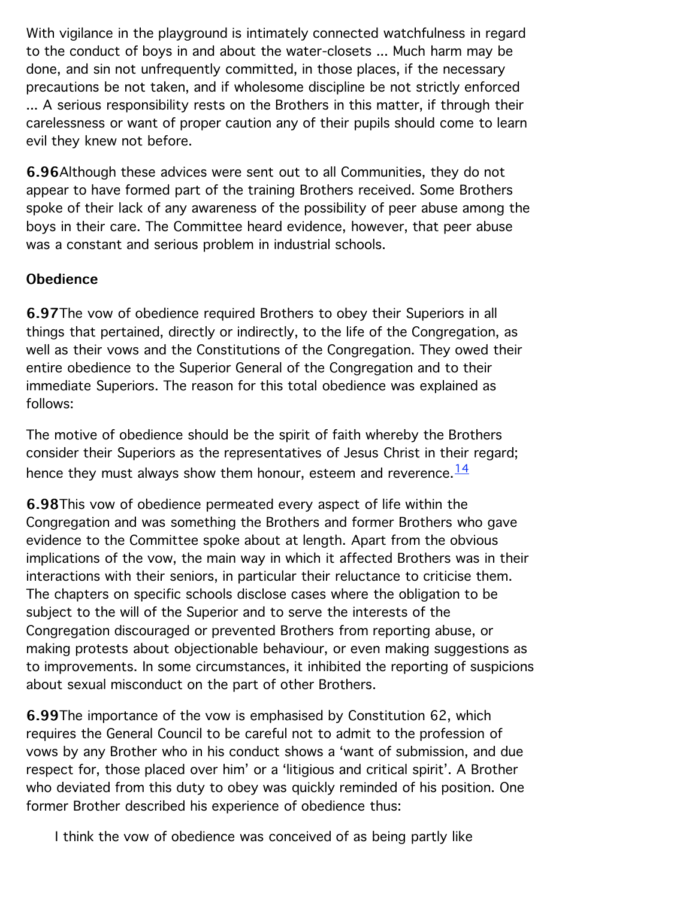With vigilance in the playground is intimately connected watchfulness in regard to the conduct of boys in and about the water-closets ... Much harm may be done, and sin not unfrequently committed, in those places, if the necessary precautions be not taken, and if wholesome discipline be not strictly enforced ... A serious responsibility rests on the Brothers in this matter, if through their carelessness or want of proper caution any of their pupils should come to learn evil they knew not before.

**6.96** Although these advices were sent out to all Communities, they do not appear to have formed part of the training Brothers received. Some Brothers spoke of their lack of any awareness of the possibility of peer abuse among the boys in their care. The Committee heard evidence, however, that peer abuse was a constant and serious problem in industrial schools.

### Obedience

**6.97** The vow of obedience required Brothers to obey their Superiors in all things that pertained, directly or indirectly, to the life of the Congregation, as well as their vows and the Constitutions of the Congregation. They owed their entire obedience to the Superior General of the Congregation and to their immediate Superiors. The reason for this total obedience was explained as follows:

The motive of obedience should be the spirit of faith whereby the Brothers consider their Superiors as the representatives of Jesus Christ in their regard; hence they must always show them honour, esteem and reverence.[14]

**6.98** This vow of obedience permeated every aspect of life within the Congregation and was something the Brothers and former Brothers who gave evidence to the Committee spoke about at length. Apart from the obvious implications of the vow, the main way in which it affected Brothers was in their interactions with their seniors, in particular their reluctance to criticise them. The chapters on specific schools disclose cases where the obligation to be subject to the will of the Superior and to serve the interests of the Congregation discouraged or prevented Brothers from reporting abuse, or making protests about objectionable behaviour, or even making suggestions as to improvements. In some circumstances, it inhibited the reporting of suspicions about sexual misconduct on the part of other Brothers.

**6.99** The importance of the vow is emphasised by Constitution 62, which requires the General Council to be careful not to admit to the profession of vows by any Brother who in his conduct shows a 'want of submission, and due respect for, those placed over him' or a 'litigious and critical spirit'. A Brother who deviated from this duty to obey was quickly reminded of his position. One former Brother described his experience of obedience thus:

> I think the vow of obedience was conceived of as being partly like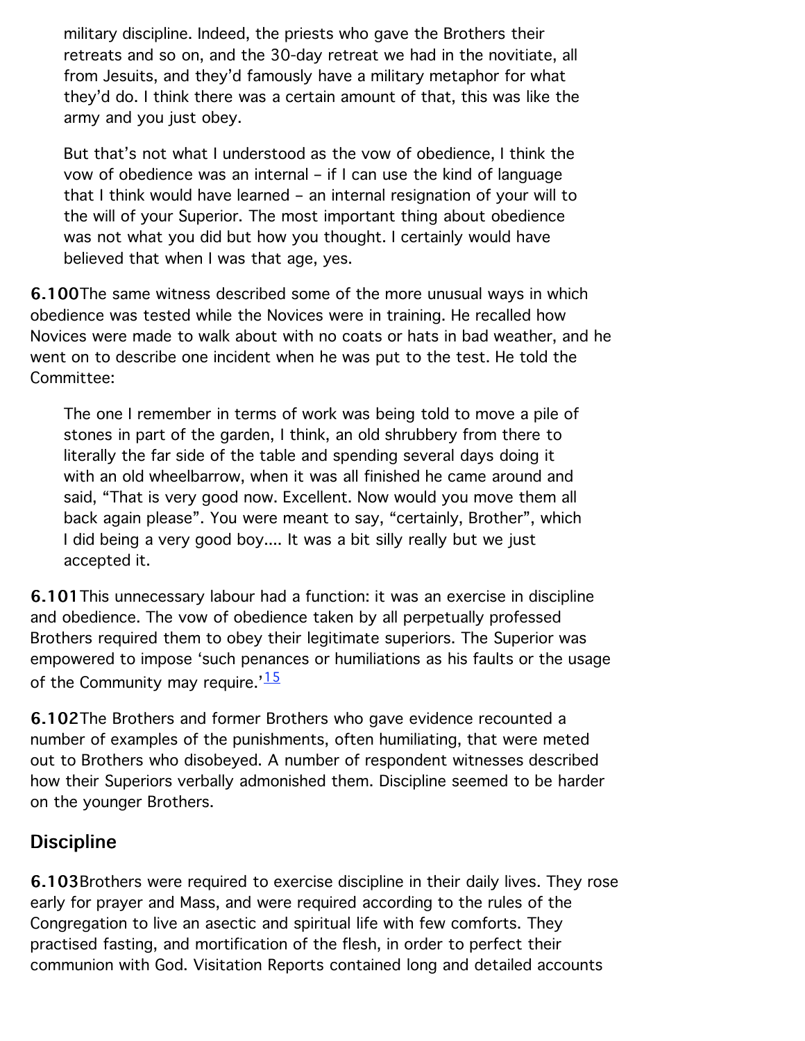> military discipline. Indeed, the priests who gave the Brothers their retreats and so on, and the 30-day retreat we had in the novitiate, all from Jesuits, and they'd famously have a military metaphor for what they'd do. I think there was a certain amount of that, this was like the army and you just obey.
>
> But that's not what I understood as the vow of obedience, I think the vow of obedience was an internal – if I can use the kind of language that I think would have learned – an internal resignation of your will to the will of your Superior. The most important thing about obedience was not what you did but how you thought. I certainly would have believed that when I was that age, yes.

**6.100** The same witness described some of the more unusual ways in which obedience was tested while the Novices were in training. He recalled how Novices were made to walk about with no coats or hats in bad weather, and he went on to describe one incident when he was put to the test. He told the Committee:

> The one I remember in terms of work was being told to move a pile of stones in part of the garden, I think, an old shrubbery from there to literally the far side of the table and spending several days doing it with an old wheelbarrow, when it was all finished he came around and said, "That is very good now. Excellent. Now would you move them all back again please". You were meant to say, "certainly, Brother", which I did being a very good boy.... It was a bit silly really but we just accepted it.

**6.101** This unnecessary labour had a function: it was an exercise in discipline and obedience. The vow of obedience taken by all perpetually professed Brothers required them to obey their legitimate superiors. The Superior was empowered to impose 'such penances or humiliations as his faults or the usage of the Community may require.'[15]

**6.102** The Brothers and former Brothers who gave evidence recounted a number of examples of the punishments, often humiliating, that were meted out to Brothers who disobeyed. A number of respondent witnesses described how their Superiors verbally admonished them. Discipline seemed to be harder on the younger Brothers.

## Discipline

**6.103** Brothers were required to exercise discipline in their daily lives. They rose early for prayer and Mass, and were required according to the rules of the Congregation to live an asectic and spiritual life with few comforts. They practised fasting, and mortification of the flesh, in order to perfect their communion with God. Visitation Reports contained long and detailed accounts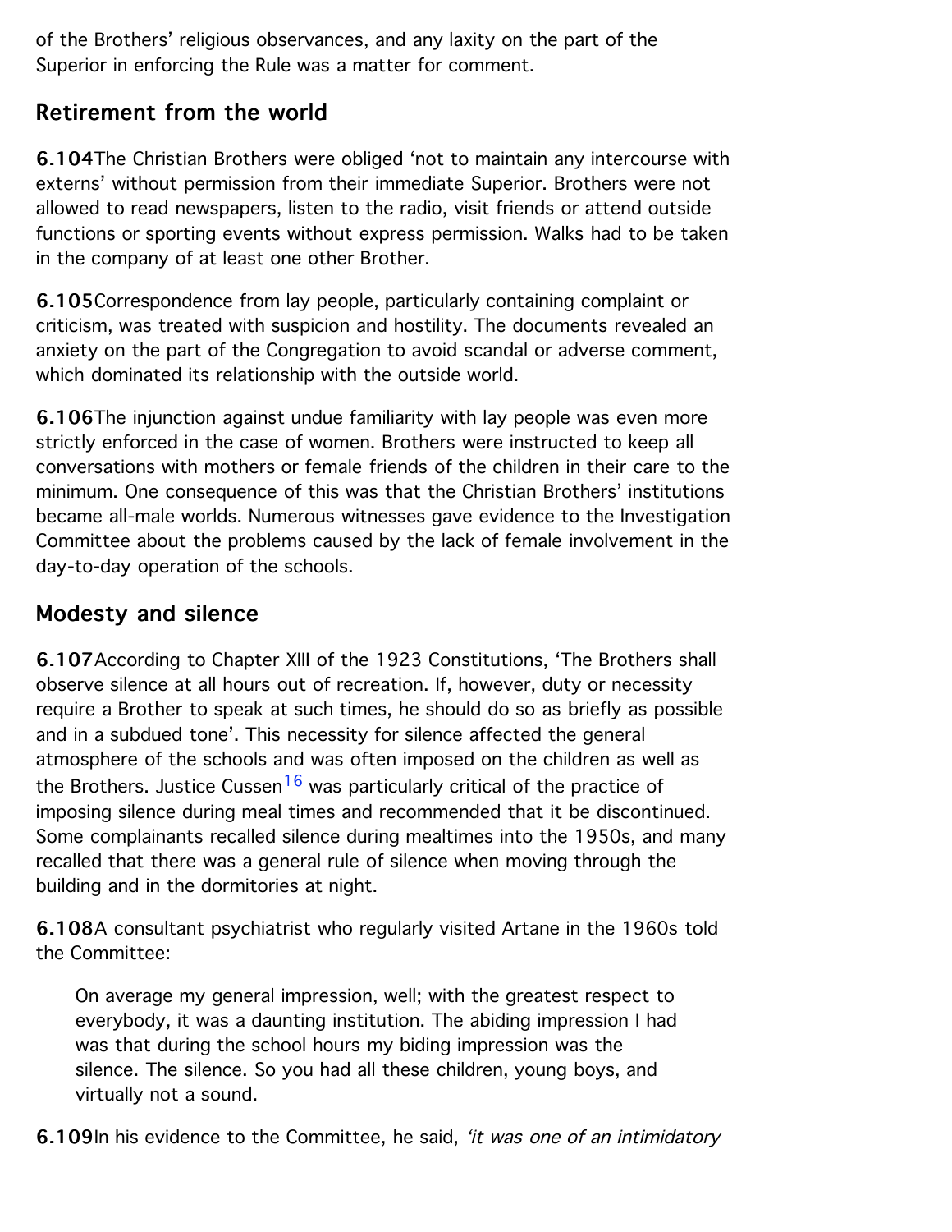of the Brothers' religious observances, and any laxity on the part of the Superior in enforcing the Rule was a matter for comment.

## Retirement from the world

**6.104**The Christian Brothers were obliged 'not to maintain any intercourse with externs' without permission from their immediate Superior. Brothers were not allowed to read newspapers, listen to the radio, visit friends or attend outside functions or sporting events without express permission. Walks had to be taken in the company of at least one other Brother.

**6.105**Correspondence from lay people, particularly containing complaint or criticism, was treated with suspicion and hostility. The documents revealed an anxiety on the part of the Congregation to avoid scandal or adverse comment, which dominated its relationship with the outside world.

**6.106**The injunction against undue familiarity with lay people was even more strictly enforced in the case of women. Brothers were instructed to keep all conversations with mothers or female friends of the children in their care to the minimum. One consequence of this was that the Christian Brothers' institutions became all-male worlds. Numerous witnesses gave evidence to the Investigation Committee about the problems caused by the lack of female involvement in the day-to-day operation of the schools.

## Modesty and silence

**6.107**According to Chapter XIII of the 1923 Constitutions, 'The Brothers shall observe silence at all hours out of recreation. If, however, duty or necessity require a Brother to speak at such times, he should do so as briefly as possible and in a subdued tone'. This necessity for silence affected the general atmosphere of the schools and was often imposed on the children as well as the Brothers. Justice Cussen[16] was particularly critical of the practice of imposing silence during meal times and recommended that it be discontinued. Some complainants recalled silence during mealtimes into the 1950s, and many recalled that there was a general rule of silence when moving through the building and in the dormitories at night.

**6.108**A consultant psychiatrist who regularly visited Artane in the 1960s told the Committee:

> On average my general impression, well; with the greatest respect to everybody, it was a daunting institution. The abiding impression I had was that during the school hours my biding impression was the silence. The silence. So you had all these children, young boys, and virtually not a sound.

**6.109**In his evidence to the Committee, he said, *'it was one of an intimidatory*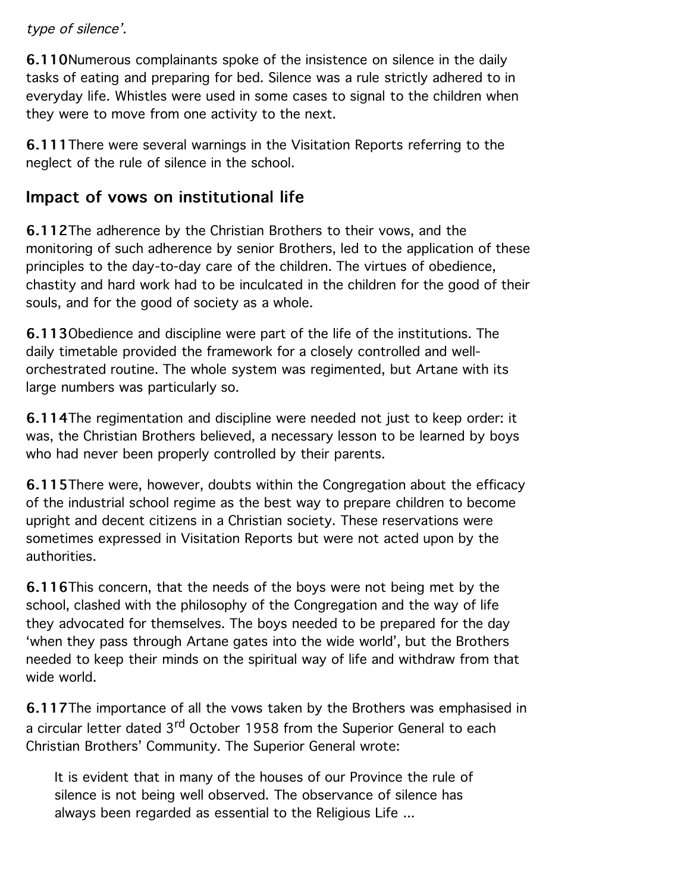*type of silence'*.

**6.110** Numerous complainants spoke of the insistence on silence in the daily tasks of eating and preparing for bed. Silence was a rule strictly adhered to in everyday life. Whistles were used in some cases to signal to the children when they were to move from one activity to the next.

**6.111** There were several warnings in the Visitation Reports referring to the neglect of the rule of silence in the school.

## Impact of vows on institutional life

**6.112** The adherence by the Christian Brothers to their vows, and the monitoring of such adherence by senior Brothers, led to the application of these principles to the day-to-day care of the children. The virtues of obedience, chastity and hard work had to be inculcated in the children for the good of their souls, and for the good of society as a whole.

**6.113** Obedience and discipline were part of the life of the institutions. The daily timetable provided the framework for a closely controlled and well-orchestrated routine. The whole system was regimented, but Artane with its large numbers was particularly so.

**6.114** The regimentation and discipline were needed not just to keep order: it was, the Christian Brothers believed, a necessary lesson to be learned by boys who had never been properly controlled by their parents.

**6.115** There were, however, doubts within the Congregation about the efficacy of the industrial school regime as the best way to prepare children to become upright and decent citizens in a Christian society. These reservations were sometimes expressed in Visitation Reports but were not acted upon by the authorities.

**6.116** This concern, that the needs of the boys were not being met by the school, clashed with the philosophy of the Congregation and the way of life they advocated for themselves. The boys needed to be prepared for the day 'when they pass through Artane gates into the wide world', but the Brothers needed to keep their minds on the spiritual way of life and withdraw from that wide world.

**6.117** The importance of all the vows taken by the Brothers was emphasised in a circular letter dated 3rd October 1958 from the Superior General to each Christian Brothers' Community. The Superior General wrote:

> It is evident that in many of the houses of our Province the rule of silence is not being well observed. The observance of silence has always been regarded as essential to the Religious Life ...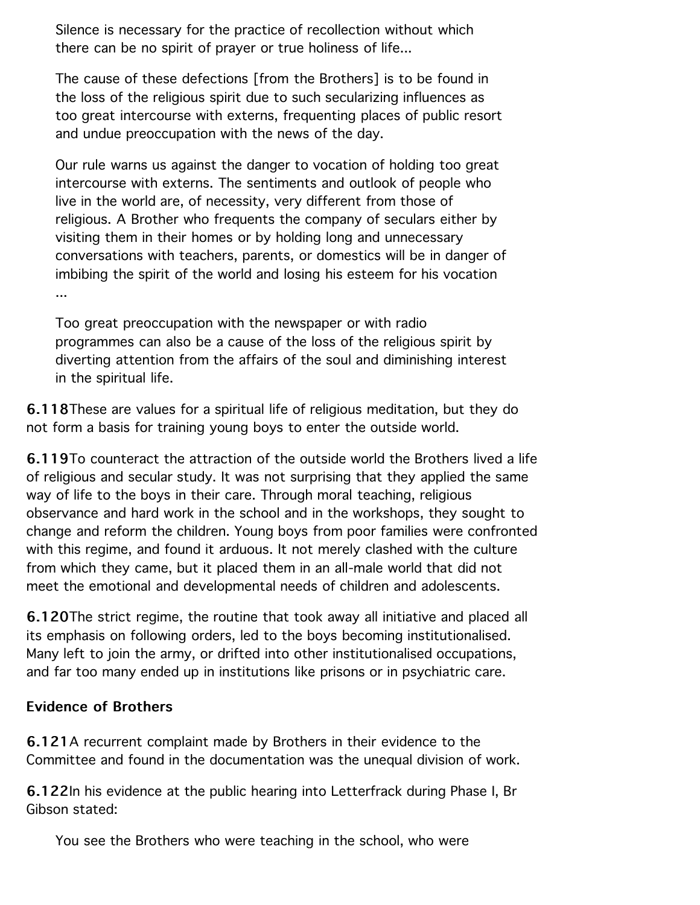> Silence is necessary for the practice of recollection without which there can be no spirit of prayer or true holiness of life...
>
> The cause of these defections [from the Brothers] is to be found in the loss of the religious spirit due to such secularizing influences as too great intercourse with externs, frequenting places of public resort and undue preoccupation with the news of the day.
>
> Our rule warns us against the danger to vocation of holding too great intercourse with externs. The sentiments and outlook of people who live in the world are, of necessity, very different from those of religious. A Brother who frequents the company of seculars either by visiting them in their homes or by holding long and unnecessary conversations with teachers, parents, or domestics will be in danger of imbibing the spirit of the world and losing his esteem for his vocation ...
>
> Too great preoccupation with the newspaper or with radio programmes can also be a cause of the loss of the religious spirit by diverting attention from the affairs of the soul and diminishing interest in the spiritual life.

**6.118** These are values for a spiritual life of religious meditation, but they do not form a basis for training young boys to enter the outside world.

**6.119** To counteract the attraction of the outside world the Brothers lived a life of religious and secular study. It was not surprising that they applied the same way of life to the boys in their care. Through moral teaching, religious observance and hard work in the school and in the workshops, they sought to change and reform the children. Young boys from poor families were confronted with this regime, and found it arduous. It not merely clashed with the culture from which they came, but it placed them in an all-male world that did not meet the emotional and developmental needs of children and adolescents.

**6.120** The strict regime, the routine that took away all initiative and placed all its emphasis on following orders, led to the boys becoming institutionalised. Many left to join the army, or drifted into other institutionalised occupations, and far too many ended up in institutions like prisons or in psychiatric care.

### Evidence of Brothers

**6.121** A recurrent complaint made by Brothers in their evidence to the Committee and found in the documentation was the unequal division of work.

**6.122** In his evidence at the public hearing into Letterfrack during Phase I, Br Gibson stated:

> You see the Brothers who were teaching in the school, who were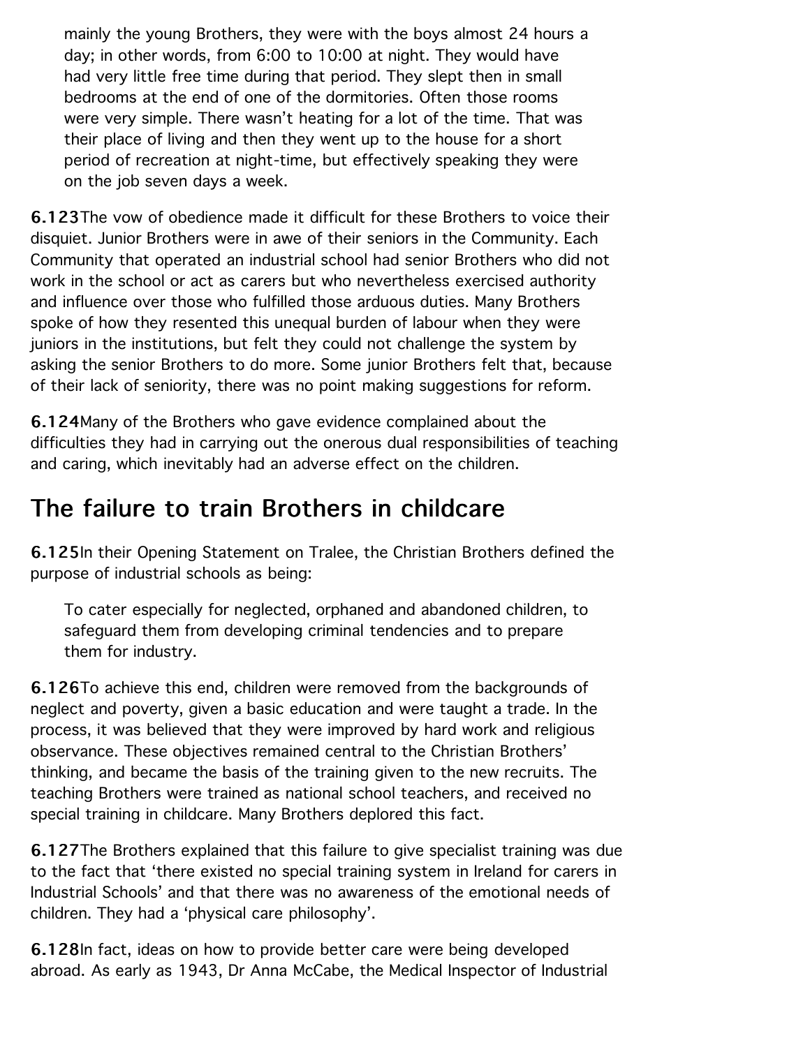> mainly the young Brothers, they were with the boys almost 24 hours a day; in other words, from 6:00 to 10:00 at night. They would have had very little free time during that period. They slept then in small bedrooms at the end of one of the dormitories. Often those rooms were very simple. There wasn't heating for a lot of the time. That was their place of living and then they went up to the house for a short period of recreation at night-time, but effectively speaking they were on the job seven days a week.

**6.123** The vow of obedience made it difficult for these Brothers to voice their disquiet. Junior Brothers were in awe of their seniors in the Community. Each Community that operated an industrial school had senior Brothers who did not work in the school or act as carers but who nevertheless exercised authority and influence over those who fulfilled those arduous duties. Many Brothers spoke of how they resented this unequal burden of labour when they were juniors in the institutions, but felt they could not challenge the system by asking the senior Brothers to do more. Some junior Brothers felt that, because of their lack of seniority, there was no point making suggestions for reform.

**6.124** Many of the Brothers who gave evidence complained about the difficulties they had in carrying out the onerous dual responsibilities of teaching and caring, which inevitably had an adverse effect on the children.

## The failure to train Brothers in childcare

**6.125** In their Opening Statement on Tralee, the Christian Brothers defined the purpose of industrial schools as being:

> To cater especially for neglected, orphaned and abandoned children, to safeguard them from developing criminal tendencies and to prepare them for industry.

**6.126** To achieve this end, children were removed from the backgrounds of neglect and poverty, given a basic education and were taught a trade. In the process, it was believed that they were improved by hard work and religious observance. These objectives remained central to the Christian Brothers' thinking, and became the basis of the training given to the new recruits. The teaching Brothers were trained as national school teachers, and received no special training in childcare. Many Brothers deplored this fact.

**6.127** The Brothers explained that this failure to give specialist training was due to the fact that 'there existed no special training system in Ireland for carers in Industrial Schools' and that there was no awareness of the emotional needs of children. They had a 'physical care philosophy'.

**6.128** In fact, ideas on how to provide better care were being developed abroad. As early as 1943, Dr Anna McCabe, the Medical Inspector of Industrial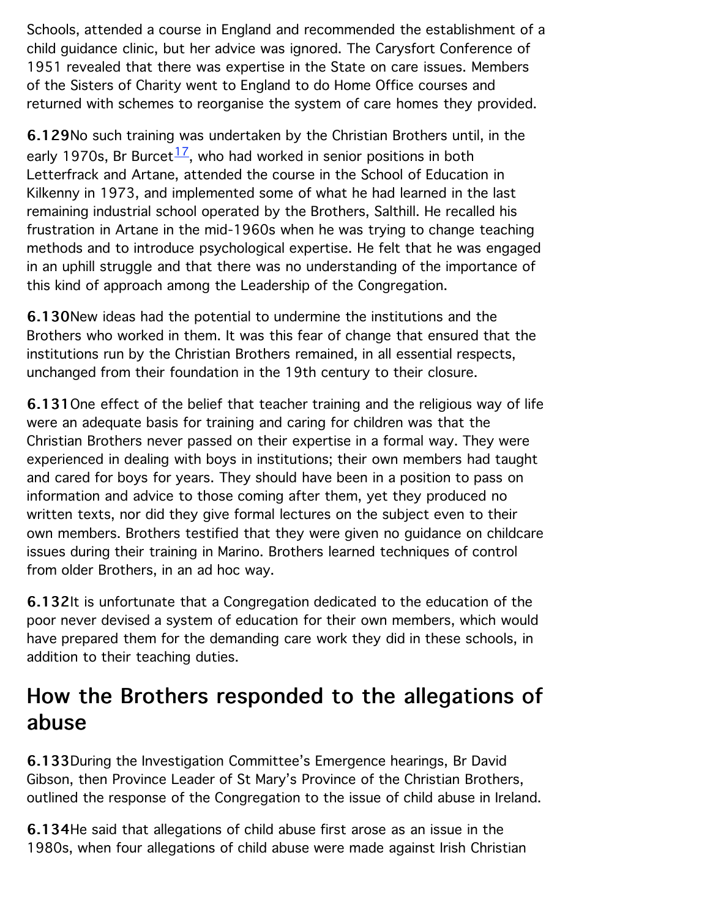Schools, attended a course in England and recommended the establishment of a child guidance clinic, but her advice was ignored. The Carysfort Conference of 1951 revealed that there was expertise in the State on care issues. Members of the Sisters of Charity went to England to do Home Office courses and returned with schemes to reorganise the system of care homes they provided.

**6.129**No such training was undertaken by the Christian Brothers until, in the early 1970s, Br Burcet[17], who had worked in senior positions in both Letterfrack and Artane, attended the course in the School of Education in Kilkenny in 1973, and implemented some of what he had learned in the last remaining industrial school operated by the Brothers, Salthill. He recalled his frustration in Artane in the mid-1960s when he was trying to change teaching methods and to introduce psychological expertise. He felt that he was engaged in an uphill struggle and that there was no understanding of the importance of this kind of approach among the Leadership of the Congregation.

**6.130**New ideas had the potential to undermine the institutions and the Brothers who worked in them. It was this fear of change that ensured that the institutions run by the Christian Brothers remained, in all essential respects, unchanged from their foundation in the 19th century to their closure.

**6.131**One effect of the belief that teacher training and the religious way of life were an adequate basis for training and caring for children was that the Christian Brothers never passed on their expertise in a formal way. They were experienced in dealing with boys in institutions; their own members had taught and cared for boys for years. They should have been in a position to pass on information and advice to those coming after them, yet they produced no written texts, nor did they give formal lectures on the subject even to their own members. Brothers testified that they were given no guidance on childcare issues during their training in Marino. Brothers learned techniques of control from older Brothers, in an ad hoc way.

**6.132**It is unfortunate that a Congregation dedicated to the education of the poor never devised a system of education for their own members, which would have prepared them for the demanding care work they did in these schools, in addition to their teaching duties.

## How the Brothers responded to the allegations of abuse

**6.133**During the Investigation Committee's Emergence hearings, Br David Gibson, then Province Leader of St Mary's Province of the Christian Brothers, outlined the response of the Congregation to the issue of child abuse in Ireland.

**6.134**He said that allegations of child abuse first arose as an issue in the 1980s, when four allegations of child abuse were made against Irish Christian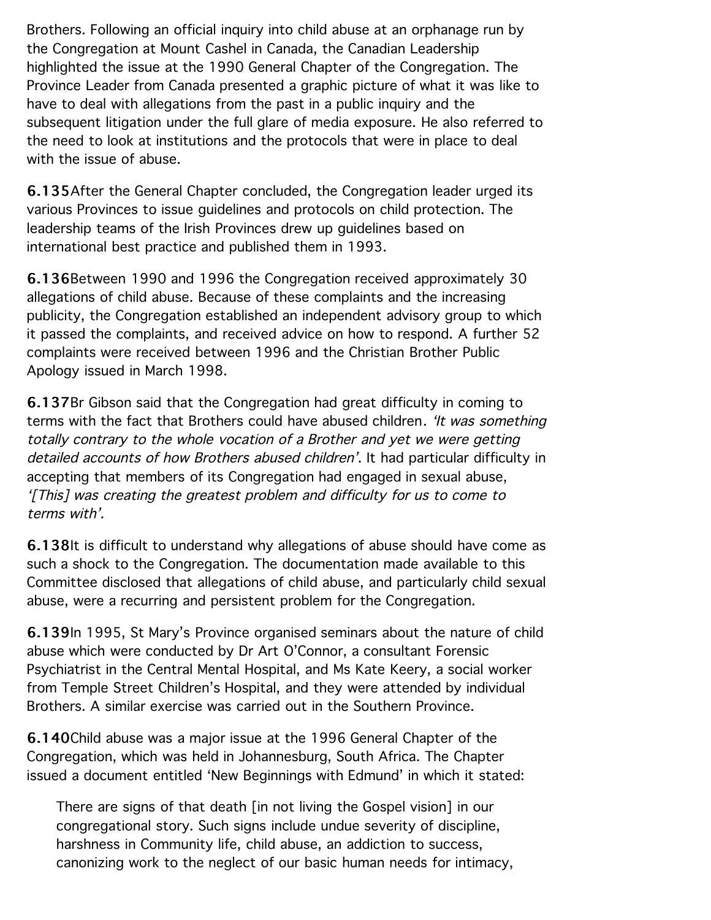Brothers. Following an official inquiry into child abuse at an orphanage run by the Congregation at Mount Cashel in Canada, the Canadian Leadership highlighted the issue at the 1990 General Chapter of the Congregation. The Province Leader from Canada presented a graphic picture of what it was like to have to deal with allegations from the past in a public inquiry and the subsequent litigation under the full glare of media exposure. He also referred to the need to look at institutions and the protocols that were in place to deal with the issue of abuse.

**6.135** After the General Chapter concluded, the Congregation leader urged its various Provinces to issue guidelines and protocols on child protection. The leadership teams of the Irish Provinces drew up guidelines based on international best practice and published them in 1993.

**6.136** Between 1990 and 1996 the Congregation received approximately 30 allegations of child abuse. Because of these complaints and the increasing publicity, the Congregation established an independent advisory group to which it passed the complaints, and received advice on how to respond. A further 52 complaints were received between 1996 and the Christian Brother Public Apology issued in March 1998.

**6.137** Br Gibson said that the Congregation had great difficulty in coming to terms with the fact that Brothers could have abused children. *'It was something totally contrary to the whole vocation of a Brother and yet we were getting detailed accounts of how Brothers abused children'*. It had particular difficulty in accepting that members of its Congregation had engaged in sexual abuse, *'[This] was creating the greatest problem and difficulty for us to come to terms with'.*

**6.138** It is difficult to understand why allegations of abuse should have come as such a shock to the Congregation. The documentation made available to this Committee disclosed that allegations of child abuse, and particularly child sexual abuse, were a recurring and persistent problem for the Congregation.

**6.139** In 1995, St Mary's Province organised seminars about the nature of child abuse which were conducted by Dr Art O'Connor, a consultant Forensic Psychiatrist in the Central Mental Hospital, and Ms Kate Keery, a social worker from Temple Street Children's Hospital, and they were attended by individual Brothers. A similar exercise was carried out in the Southern Province.

**6.140** Child abuse was a major issue at the 1996 General Chapter of the Congregation, which was held in Johannesburg, South Africa. The Chapter issued a document entitled 'New Beginnings with Edmund' in which it stated:

> There are signs of that death [in not living the Gospel vision] in our congregational story. Such signs include undue severity of discipline, harshness in Community life, child abuse, an addiction to success, canonizing work to the neglect of our basic human needs for intimacy,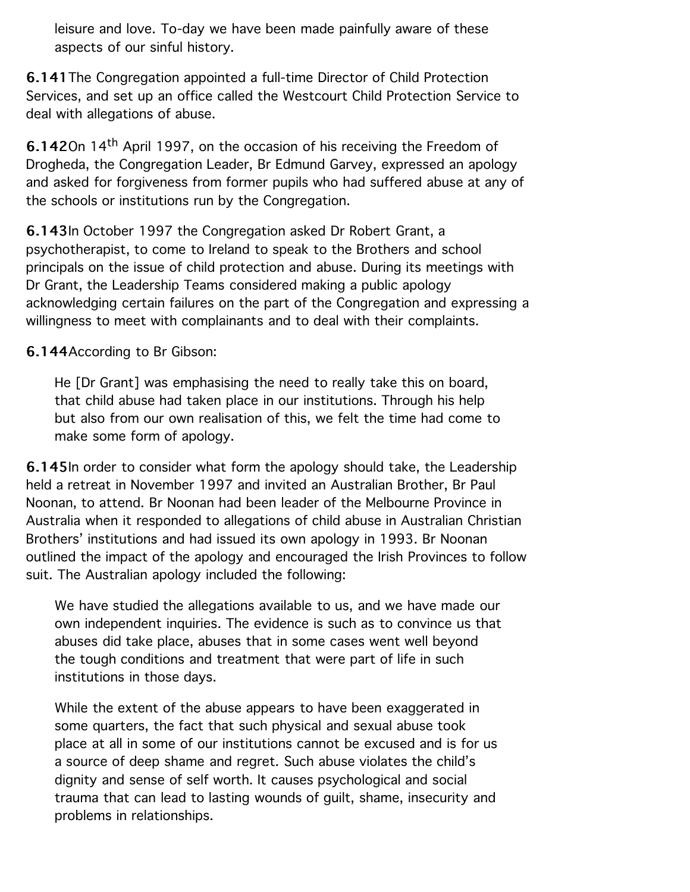> leisure and love. To-day we have been made painfully aware of these aspects of our sinful history.

**6.141** The Congregation appointed a full-time Director of Child Protection Services, and set up an office called the Westcourt Child Protection Service to deal with allegations of abuse.

**6.142** On 14th April 1997, on the occasion of his receiving the Freedom of Drogheda, the Congregation Leader, Br Edmund Garvey, expressed an apology and asked for forgiveness from former pupils who had suffered abuse at any of the schools or institutions run by the Congregation.

**6.143** In October 1997 the Congregation asked Dr Robert Grant, a psychotherapist, to come to Ireland to speak to the Brothers and school principals on the issue of child protection and abuse. During its meetings with Dr Grant, the Leadership Teams considered making a public apology acknowledging certain failures on the part of the Congregation and expressing a willingness to meet with complainants and to deal with their complaints.

**6.144** According to Br Gibson:

> He [Dr Grant] was emphasising the need to really take this on board, that child abuse had taken place in our institutions. Through his help but also from our own realisation of this, we felt the time had come to make some form of apology.

**6.145** In order to consider what form the apology should take, the Leadership held a retreat in November 1997 and invited an Australian Brother, Br Paul Noonan, to attend. Br Noonan had been leader of the Melbourne Province in Australia when it responded to allegations of child abuse in Australian Christian Brothers' institutions and had issued its own apology in 1993. Br Noonan outlined the impact of the apology and encouraged the Irish Provinces to follow suit. The Australian apology included the following:

> We have studied the allegations available to us, and we have made our own independent inquiries. The evidence is such as to convince us that abuses did take place, abuses that in some cases went well beyond the tough conditions and treatment that were part of life in such institutions in those days.
>
> While the extent of the abuse appears to have been exaggerated in some quarters, the fact that such physical and sexual abuse took place at all in some of our institutions cannot be excused and is for us a source of deep shame and regret. Such abuse violates the child's dignity and sense of self worth. It causes psychological and social trauma that can lead to lasting wounds of guilt, shame, insecurity and problems in relationships.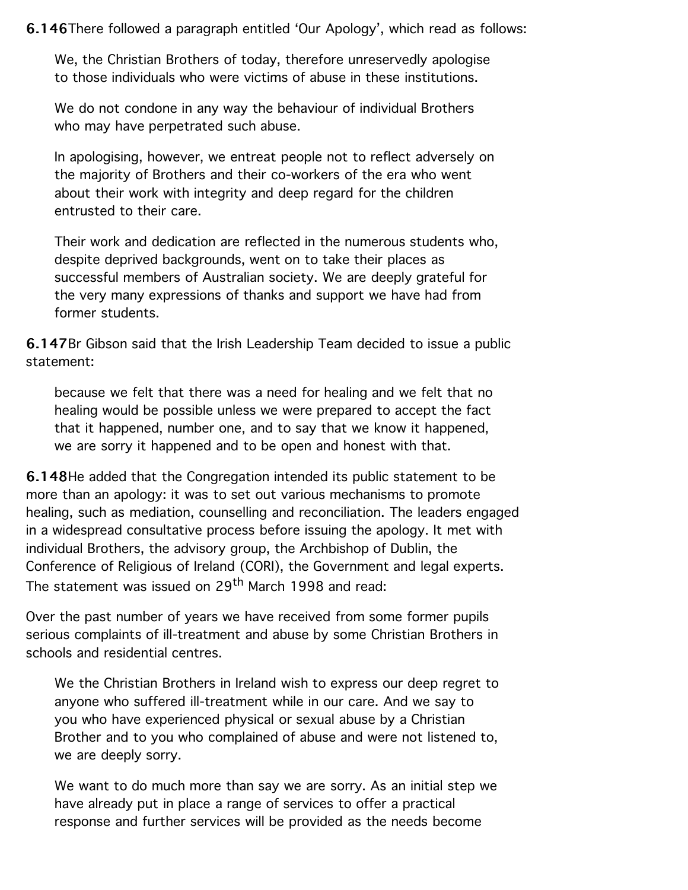**6.146** There followed a paragraph entitled 'Our Apology', which read as follows:

> We, the Christian Brothers of today, therefore unreservedly apologise to those individuals who were victims of abuse in these institutions.
>
> We do not condone in any way the behaviour of individual Brothers who may have perpetrated such abuse.
>
> In apologising, however, we entreat people not to reflect adversely on the majority of Brothers and their co-workers of the era who went about their work with integrity and deep regard for the children entrusted to their care.
>
> Their work and dedication are reflected in the numerous students who, despite deprived backgrounds, went on to take their places as successful members of Australian society. We are deeply grateful for the very many expressions of thanks and support we have had from former students.

**6.147** Br Gibson said that the Irish Leadership Team decided to issue a public statement:

> because we felt that there was a need for healing and we felt that no healing would be possible unless we were prepared to accept the fact that it happened, number one, and to say that we know it happened, we are sorry it happened and to be open and honest with that.

**6.148** He added that the Congregation intended its public statement to be more than an apology: it was to set out various mechanisms to promote healing, such as mediation, counselling and reconciliation. The leaders engaged in a widespread consultative process before issuing the apology. It met with individual Brothers, the advisory group, the Archbishop of Dublin, the Conference of Religious of Ireland (CORI), the Government and legal experts. The statement was issued on 29th March 1998 and read:

Over the past number of years we have received from some former pupils serious complaints of ill-treatment and abuse by some Christian Brothers in schools and residential centres.

> We the Christian Brothers in Ireland wish to express our deep regret to anyone who suffered ill-treatment while in our care. And we say to you who have experienced physical or sexual abuse by a Christian Brother and to you who complained of abuse and were not listened to, we are deeply sorry.
>
> We want to do much more than say we are sorry. As an initial step we have already put in place a range of services to offer a practical response and further services will be provided as the needs become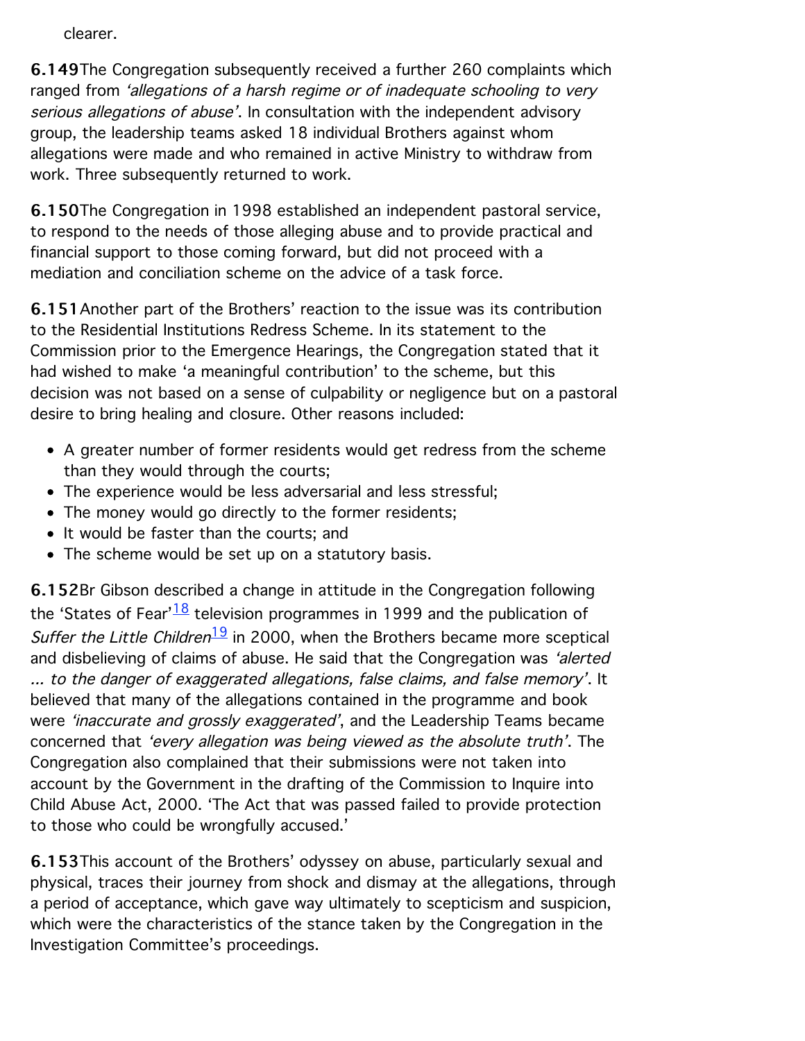clearer.

**6.149** The Congregation subsequently received a further 260 complaints which ranged from *'allegations of a harsh regime or of inadequate schooling to very serious allegations of abuse'*. In consultation with the independent advisory group, the leadership teams asked 18 individual Brothers against whom allegations were made and who remained in active Ministry to withdraw from work. Three subsequently returned to work.

**6.150** The Congregation in 1998 established an independent pastoral service, to respond to the needs of those alleging abuse and to provide practical and financial support to those coming forward, but did not proceed with a mediation and conciliation scheme on the advice of a task force.

**6.151** Another part of the Brothers' reaction to the issue was its contribution to the Residential Institutions Redress Scheme. In its statement to the Commission prior to the Emergence Hearings, the Congregation stated that it had wished to make 'a meaningful contribution' to the scheme, but this decision was not based on a sense of culpability or negligence but on a pastoral desire to bring healing and closure. Other reasons included:

- A greater number of former residents would get redress from the scheme than they would through the courts;
- The experience would be less adversarial and less stressful;
- The money would go directly to the former residents;
- It would be faster than the courts; and
- The scheme would be set up on a statutory basis.

**6.152** Br Gibson described a change in attitude in the Congregation following the 'States of Fear'[18] television programmes in 1999 and the publication of *Suffer the Little Children*[19] in 2000, when the Brothers became more sceptical and disbelieving of claims of abuse. He said that the Congregation was *'alerted ... to the danger of exaggerated allegations, false claims, and false memory'*. It believed that many of the allegations contained in the programme and book were *'inaccurate and grossly exaggerated'*, and the Leadership Teams became concerned that *'every allegation was being viewed as the absolute truth'*. The Congregation also complained that their submissions were not taken into account by the Government in the drafting of the Commission to Inquire into Child Abuse Act, 2000. 'The Act that was passed failed to provide protection to those who could be wrongfully accused.'

**6.153** This account of the Brothers' odyssey on abuse, particularly sexual and physical, traces their journey from shock and dismay at the allegations, through a period of acceptance, which gave way ultimately to scepticism and suspicion, which were the characteristics of the stance taken by the Congregation in the Investigation Committee's proceedings.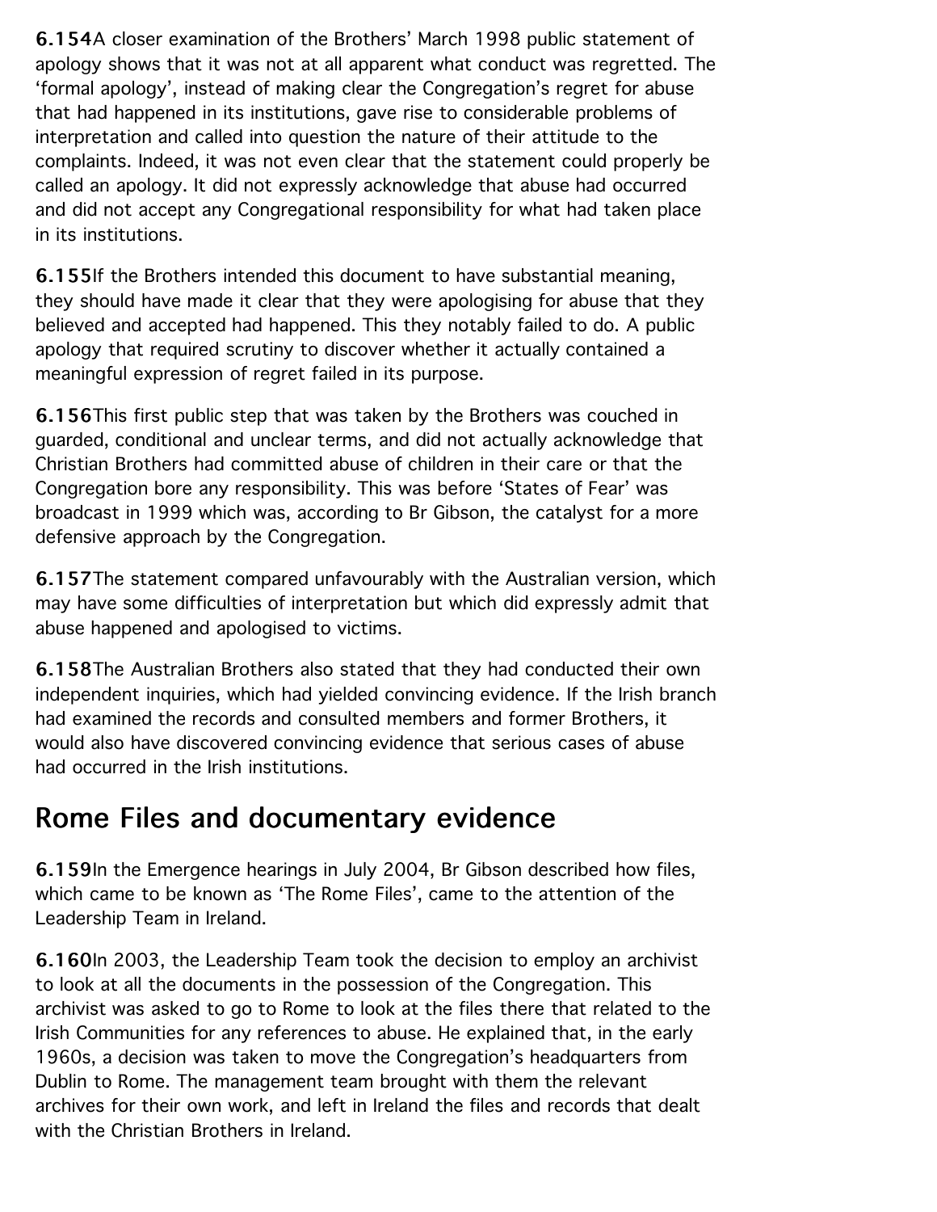**6.154** A closer examination of the Brothers' March 1998 public statement of apology shows that it was not at all apparent what conduct was regretted. The 'formal apology', instead of making clear the Congregation's regret for abuse that had happened in its institutions, gave rise to considerable problems of interpretation and called into question the nature of their attitude to the complaints. Indeed, it was not even clear that the statement could properly be called an apology. It did not expressly acknowledge that abuse had occurred and did not accept any Congregational responsibility for what had taken place in its institutions.

**6.155** If the Brothers intended this document to have substantial meaning, they should have made it clear that they were apologising for abuse that they believed and accepted had happened. This they notably failed to do. A public apology that required scrutiny to discover whether it actually contained a meaningful expression of regret failed in its purpose.

**6.156** This first public step that was taken by the Brothers was couched in guarded, conditional and unclear terms, and did not actually acknowledge that Christian Brothers had committed abuse of children in their care or that the Congregation bore any responsibility. This was before 'States of Fear' was broadcast in 1999 which was, according to Br Gibson, the catalyst for a more defensive approach by the Congregation.

**6.157** The statement compared unfavourably with the Australian version, which may have some difficulties of interpretation but which did expressly admit that abuse happened and apologised to victims.

**6.158** The Australian Brothers also stated that they had conducted their own independent inquiries, which had yielded convincing evidence. If the Irish branch had examined the records and consulted members and former Brothers, it would also have discovered convincing evidence that serious cases of abuse had occurred in the Irish institutions.

## Rome Files and documentary evidence

**6.159** In the Emergence hearings in July 2004, Br Gibson described how files, which came to be known as 'The Rome Files', came to the attention of the Leadership Team in Ireland.

**6.160** In 2003, the Leadership Team took the decision to employ an archivist to look at all the documents in the possession of the Congregation. This archivist was asked to go to Rome to look at the files there that related to the Irish Communities for any references to abuse. He explained that, in the early 1960s, a decision was taken to move the Congregation's headquarters from Dublin to Rome. The management team brought with them the relevant archives for their own work, and left in Ireland the files and records that dealt with the Christian Brothers in Ireland.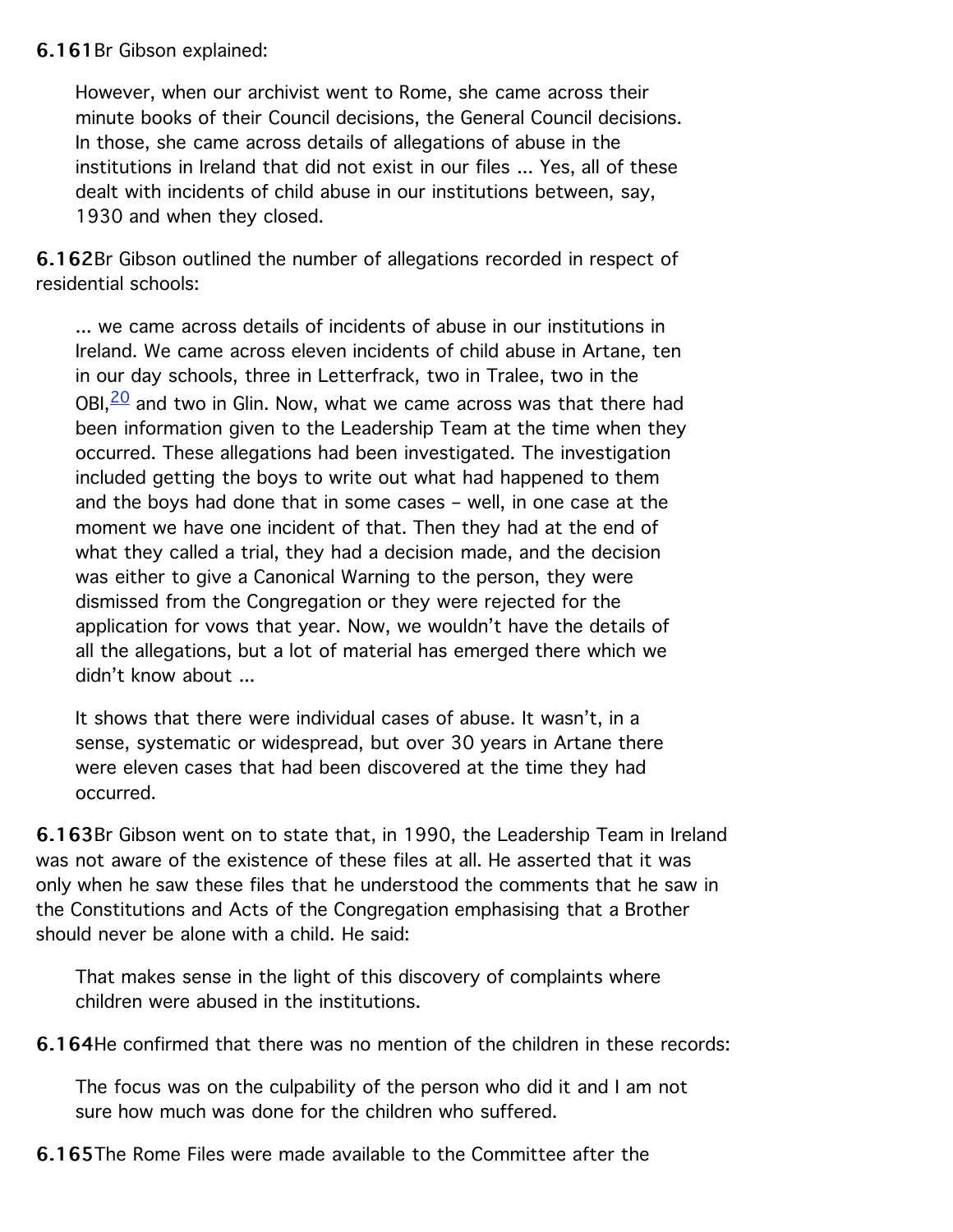**6.161** Br Gibson explained:

> However, when our archivist went to Rome, she came across their minute books of their Council decisions, the General Council decisions. In those, she came across details of allegations of abuse in the institutions in Ireland that did not exist in our files ... Yes, all of these dealt with incidents of child abuse in our institutions between, say, 1930 and when they closed.

**6.162** Br Gibson outlined the number of allegations recorded in respect of residential schools:

> ... we came across details of incidents of abuse in our institutions in Ireland. We came across eleven incidents of child abuse in Artane, ten in our day schools, three in Letterfrack, two in Tralee, two in the OBI,[20] and two in Glin. Now, what we came across was that there had been information given to the Leadership Team at the time when they occurred. These allegations had been investigated. The investigation included getting the boys to write out what had happened to them and the boys had done that in some cases – well, in one case at the moment we have one incident of that. Then they had at the end of what they called a trial, they had a decision made, and the decision was either to give a Canonical Warning to the person, they were dismissed from the Congregation or they were rejected for the application for vows that year. Now, we wouldn't have the details of all the allegations, but a lot of material has emerged there which we didn't know about ...
>
> It shows that there were individual cases of abuse. It wasn't, in a sense, systematic or widespread, but over 30 years in Artane there were eleven cases that had been discovered at the time they had occurred.

**6.163** Br Gibson went on to state that, in 1990, the Leadership Team in Ireland was not aware of the existence of these files at all. He asserted that it was only when he saw these files that he understood the comments that he saw in the Constitutions and Acts of the Congregation emphasising that a Brother should never be alone with a child. He said:

> That makes sense in the light of this discovery of complaints where children were abused in the institutions.

**6.164** He confirmed that there was no mention of the children in these records:

> The focus was on the culpability of the person who did it and I am not sure how much was done for the children who suffered.

**6.165** The Rome Files were made available to the Committee after the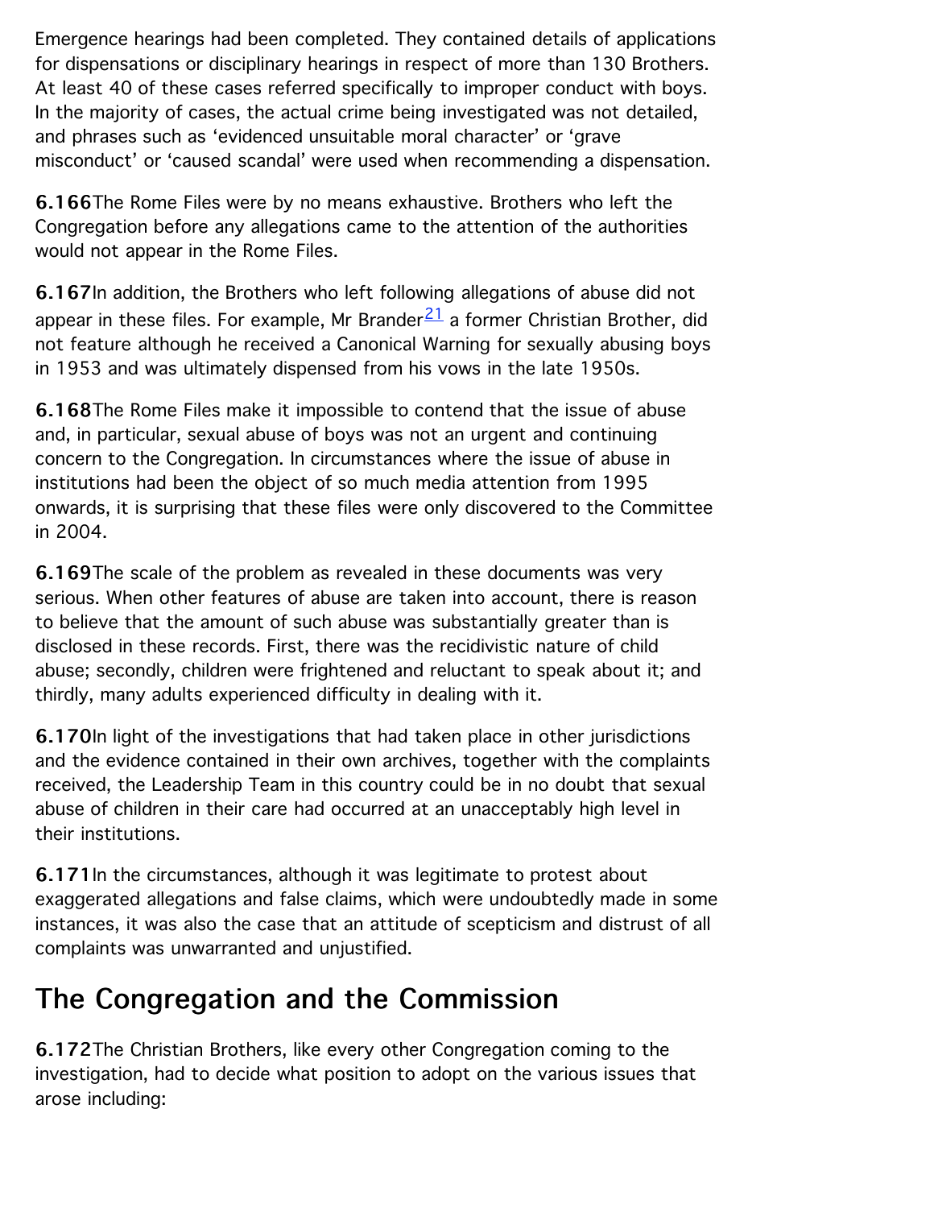Emergence hearings had been completed. They contained details of applications for dispensations or disciplinary hearings in respect of more than 130 Brothers. At least 40 of these cases referred specifically to improper conduct with boys. In the majority of cases, the actual crime being investigated was not detailed, and phrases such as 'evidenced unsuitable moral character' or 'grave misconduct' or 'caused scandal' were used when recommending a dispensation.

**6.166**The Rome Files were by no means exhaustive. Brothers who left the Congregation before any allegations came to the attention of the authorities would not appear in the Rome Files.

**6.167**In addition, the Brothers who left following allegations of abuse did not appear in these files. For example, Mr Brander[21] a former Christian Brother, did not feature although he received a Canonical Warning for sexually abusing boys in 1953 and was ultimately dispensed from his vows in the late 1950s.

**6.168**The Rome Files make it impossible to contend that the issue of abuse and, in particular, sexual abuse of boys was not an urgent and continuing concern to the Congregation. In circumstances where the issue of abuse in institutions had been the object of so much media attention from 1995 onwards, it is surprising that these files were only discovered to the Committee in 2004.

**6.169**The scale of the problem as revealed in these documents was very serious. When other features of abuse are taken into account, there is reason to believe that the amount of such abuse was substantially greater than is disclosed in these records. First, there was the recidivistic nature of child abuse; secondly, children were frightened and reluctant to speak about it; and thirdly, many adults experienced difficulty in dealing with it.

**6.170**In light of the investigations that had taken place in other jurisdictions and the evidence contained in their own archives, together with the complaints received, the Leadership Team in this country could be in no doubt that sexual abuse of children in their care had occurred at an unacceptably high level in their institutions.

**6.171**In the circumstances, although it was legitimate to protest about exaggerated allegations and false claims, which were undoubtedly made in some instances, it was also the case that an attitude of scepticism and distrust of all complaints was unwarranted and unjustified.

## The Congregation and the Commission

**6.172**The Christian Brothers, like every other Congregation coming to the investigation, had to decide what position to adopt on the various issues that arose including: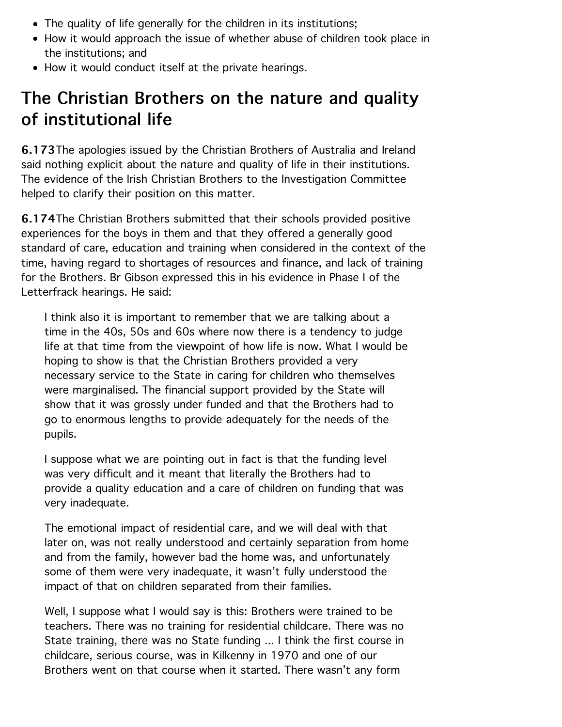- The quality of life generally for the children in its institutions;
- How it would approach the issue of whether abuse of children took place in the institutions; and
- How it would conduct itself at the private hearings.

## The Christian Brothers on the nature and quality of institutional life

**6.173** The apologies issued by the Christian Brothers of Australia and Ireland said nothing explicit about the nature and quality of life in their institutions. The evidence of the Irish Christian Brothers to the Investigation Committee helped to clarify their position on this matter.

**6.174** The Christian Brothers submitted that their schools provided positive experiences for the boys in them and that they offered a generally good standard of care, education and training when considered in the context of the time, having regard to shortages of resources and finance, and lack of training for the Brothers. Br Gibson expressed this in his evidence in Phase I of the Letterfrack hearings. He said:

> I think also it is important to remember that we are talking about a time in the 40s, 50s and 60s where now there is a tendency to judge life at that time from the viewpoint of how life is now. What I would be hoping to show is that the Christian Brothers provided a very necessary service to the State in caring for children who themselves were marginalised. The financial support provided by the State will show that it was grossly under funded and that the Brothers had to go to enormous lengths to provide adequately for the needs of the pupils.
>
> I suppose what we are pointing out in fact is that the funding level was very difficult and it meant that literally the Brothers had to provide a quality education and a care of children on funding that was very inadequate.
>
> The emotional impact of residential care, and we will deal with that later on, was not really understood and certainly separation from home and from the family, however bad the home was, and unfortunately some of them were very inadequate, it wasn't fully understood the impact of that on children separated from their families.
>
> Well, I suppose what I would say is this: Brothers were trained to be teachers. There was no training for residential childcare. There was no State training, there was no State funding ... I think the first course in childcare, serious course, was in Kilkenny in 1970 and one of our Brothers went on that course when it started. There wasn't any form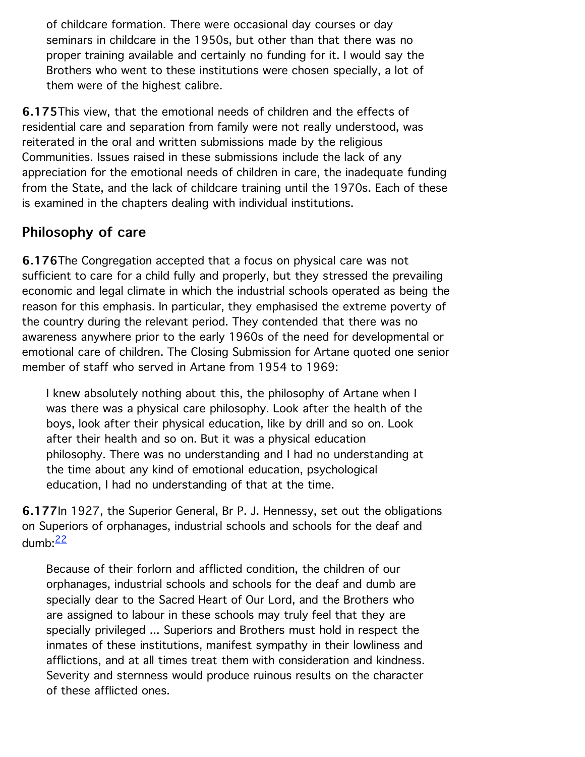> of childcare formation. There were occasional day courses or day seminars in childcare in the 1950s, but other than that there was no proper training available and certainly no funding for it. I would say the Brothers who went to these institutions were chosen specially, a lot of them were of the highest calibre.

**6.175** This view, that the emotional needs of children and the effects of residential care and separation from family were not really understood, was reiterated in the oral and written submissions made by the religious Communities. Issues raised in these submissions include the lack of any appreciation for the emotional needs of children in care, the inadequate funding from the State, and the lack of childcare training until the 1970s. Each of these is examined in the chapters dealing with individual institutions.

## Philosophy of care

**6.176** The Congregation accepted that a focus on physical care was not sufficient to care for a child fully and properly, but they stressed the prevailing economic and legal climate in which the industrial schools operated as being the reason for this emphasis. In particular, they emphasised the extreme poverty of the country during the relevant period. They contended that there was no awareness anywhere prior to the early 1960s of the need for developmental or emotional care of children. The Closing Submission for Artane quoted one senior member of staff who served in Artane from 1954 to 1969:

> I knew absolutely nothing about this, the philosophy of Artane when I was there was a physical care philosophy. Look after the health of the boys, look after their physical education, like by drill and so on. Look after their health and so on. But it was a physical education philosophy. There was no understanding and I had no understanding at the time about any kind of emotional education, psychological education, I had no understanding of that at the time.

**6.177** In 1927, the Superior General, Br P. J. Hennessy, set out the obligations on Superiors of orphanages, industrial schools and schools for the deaf and dumb:[22]

> Because of their forlorn and afflicted condition, the children of our orphanages, industrial schools and schools for the deaf and dumb are specially dear to the Sacred Heart of Our Lord, and the Brothers who are assigned to labour in these schools may truly feel that they are specially privileged ... Superiors and Brothers must hold in respect the inmates of these institutions, manifest sympathy in their lowliness and afflictions, and at all times treat them with consideration and kindness. Severity and sternness would produce ruinous results on the character of these afflicted ones.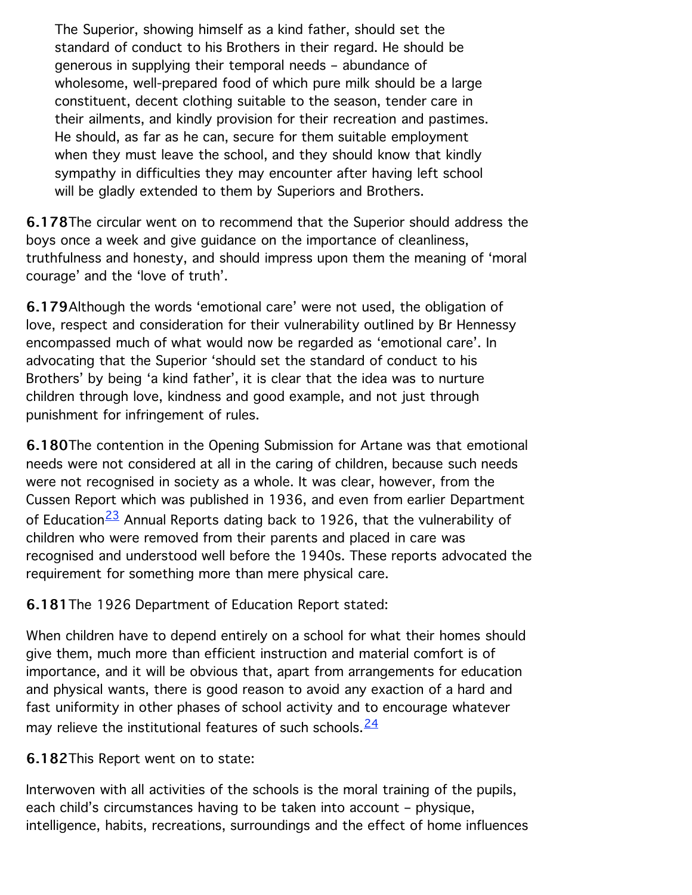> The Superior, showing himself as a kind father, should set the standard of conduct to his Brothers in their regard. He should be generous in supplying their temporal needs – abundance of wholesome, well-prepared food of which pure milk should be a large constituent, decent clothing suitable to the season, tender care in their ailments, and kindly provision for their recreation and pastimes. He should, as far as he can, secure for them suitable employment when they must leave the school, and they should know that kindly sympathy in difficulties they may encounter after having left school will be gladly extended to them by Superiors and Brothers.

**6.178** The circular went on to recommend that the Superior should address the boys once a week and give guidance on the importance of cleanliness, truthfulness and honesty, and should impress upon them the meaning of 'moral courage' and the 'love of truth'.

**6.179** Although the words 'emotional care' were not used, the obligation of love, respect and consideration for their vulnerability outlined by Br Hennessy encompassed much of what would now be regarded as 'emotional care'. In advocating that the Superior 'should set the standard of conduct to his Brothers' by being 'a kind father', it is clear that the idea was to nurture children through love, kindness and good example, and not just through punishment for infringement of rules.

**6.180** The contention in the Opening Submission for Artane was that emotional needs were not considered at all in the caring of children, because such needs were not recognised in society as a whole. It was clear, however, from the Cussen Report which was published in 1936, and even from earlier Department of Education[23] Annual Reports dating back to 1926, that the vulnerability of children who were removed from their parents and placed in care was recognised and understood well before the 1940s. These reports advocated the requirement for something more than mere physical care.

**6.181** The 1926 Department of Education Report stated:

When children have to depend entirely on a school for what their homes should give them, much more than efficient instruction and material comfort is of importance, and it will be obvious that, apart from arrangements for education and physical wants, there is good reason to avoid any exaction of a hard and fast uniformity in other phases of school activity and to encourage whatever may relieve the institutional features of such schools.[24]

**6.182** This Report went on to state:

Interwoven with all activities of the schools is the moral training of the pupils, each child's circumstances having to be taken into account – physique, intelligence, habits, recreations, surroundings and the effect of home influences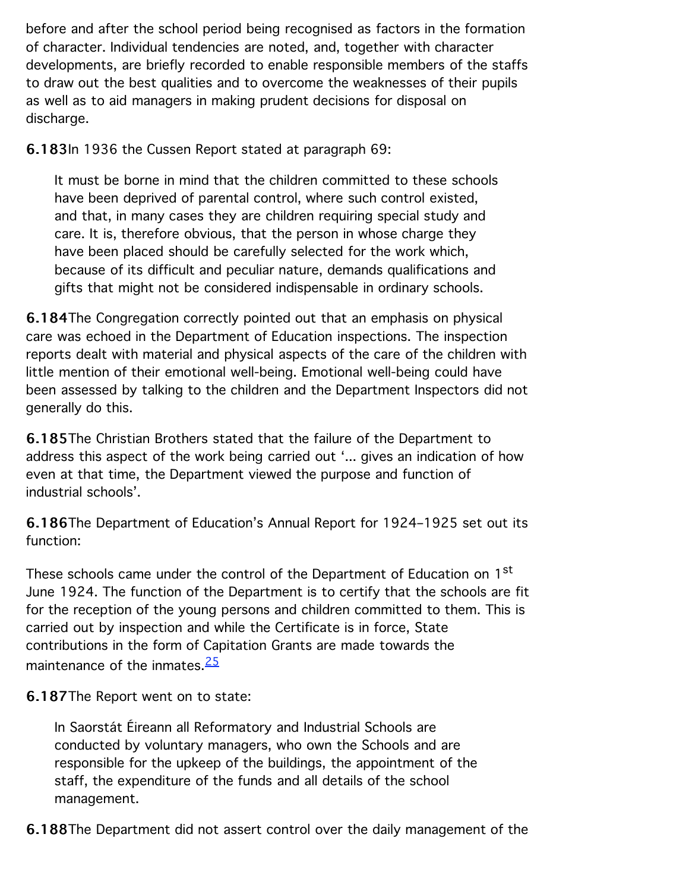before and after the school period being recognised as factors in the formation of character. Individual tendencies are noted, and, together with character developments, are briefly recorded to enable responsible members of the staffs to draw out the best qualities and to overcome the weaknesses of their pupils as well as to aid managers in making prudent decisions for disposal on discharge.

**6.183**In 1936 the Cussen Report stated at paragraph 69:

> It must be borne in mind that the children committed to these schools have been deprived of parental control, where such control existed, and that, in many cases they are children requiring special study and care. It is, therefore obvious, that the person in whose charge they have been placed should be carefully selected for the work which, because of its difficult and peculiar nature, demands qualifications and gifts that might not be considered indispensable in ordinary schools.

**6.184**The Congregation correctly pointed out that an emphasis on physical care was echoed in the Department of Education inspections. The inspection reports dealt with material and physical aspects of the care of the children with little mention of their emotional well-being. Emotional well-being could have been assessed by talking to the children and the Department Inspectors did not generally do this.

**6.185**The Christian Brothers stated that the failure of the Department to address this aspect of the work being carried out '... gives an indication of how even at that time, the Department viewed the purpose and function of industrial schools'.

**6.186**The Department of Education's Annual Report for 1924–1925 set out its function:

These schools came under the control of the Department of Education on 1st June 1924. The function of the Department is to certify that the schools are fit for the reception of the young persons and children committed to them. This is carried out by inspection and while the Certificate is in force, State contributions in the form of Capitation Grants are made towards the maintenance of the inmates.[25]

**6.187**The Report went on to state:

> In Saorstát Éireann all Reformatory and Industrial Schools are conducted by voluntary managers, who own the Schools and are responsible for the upkeep of the buildings, the appointment of the staff, the expenditure of the funds and all details of the school management.

**6.188**The Department did not assert control over the daily management of the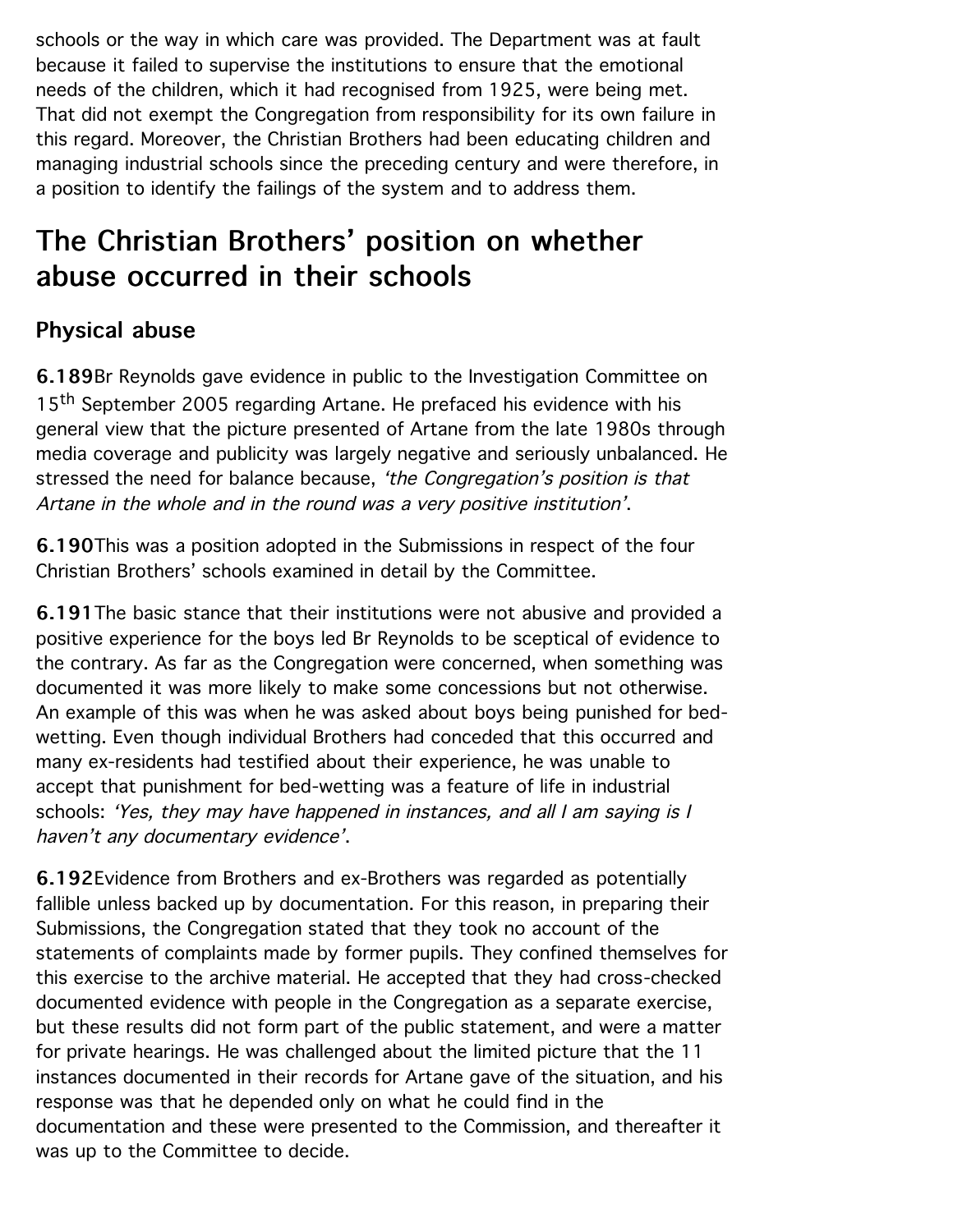schools or the way in which care was provided. The Department was at fault because it failed to supervise the institutions to ensure that the emotional needs of the children, which it had recognised from 1925, were being met. That did not exempt the Congregation from responsibility for its own failure in this regard. Moreover, the Christian Brothers had been educating children and managing industrial schools since the preceding century and were therefore, in a position to identify the failings of the system and to address them.

## The Christian Brothers' position on whether abuse occurred in their schools

### Physical abuse

**6.189** Br Reynolds gave evidence in public to the Investigation Committee on 15th September 2005 regarding Artane. He prefaced his evidence with his general view that the picture presented of Artane from the late 1980s through media coverage and publicity was largely negative and seriously unbalanced. He stressed the need for balance because, *'the Congregation's position is that Artane in the whole and in the round was a very positive institution'*.

**6.190** This was a position adopted in the Submissions in respect of the four Christian Brothers' schools examined in detail by the Committee.

**6.191** The basic stance that their institutions were not abusive and provided a positive experience for the boys led Br Reynolds to be sceptical of evidence to the contrary. As far as the Congregation were concerned, when something was documented it was more likely to make some concessions but not otherwise. An example of this was when he was asked about boys being punished for bed-wetting. Even though individual Brothers had conceded that this occurred and many ex-residents had testified about their experience, he was unable to accept that punishment for bed-wetting was a feature of life in industrial schools: *'Yes, they may have happened in instances, and all I am saying is I haven't any documentary evidence'*.

**6.192** Evidence from Brothers and ex-Brothers was regarded as potentially fallible unless backed up by documentation. For this reason, in preparing their Submissions, the Congregation stated that they took no account of the statements of complaints made by former pupils. They confined themselves for this exercise to the archive material. He accepted that they had cross-checked documented evidence with people in the Congregation as a separate exercise, but these results did not form part of the public statement, and were a matter for private hearings. He was challenged about the limited picture that the 11 instances documented in their records for Artane gave of the situation, and his response was that he depended only on what he could find in the documentation and these were presented to the Commission, and thereafter it was up to the Committee to decide.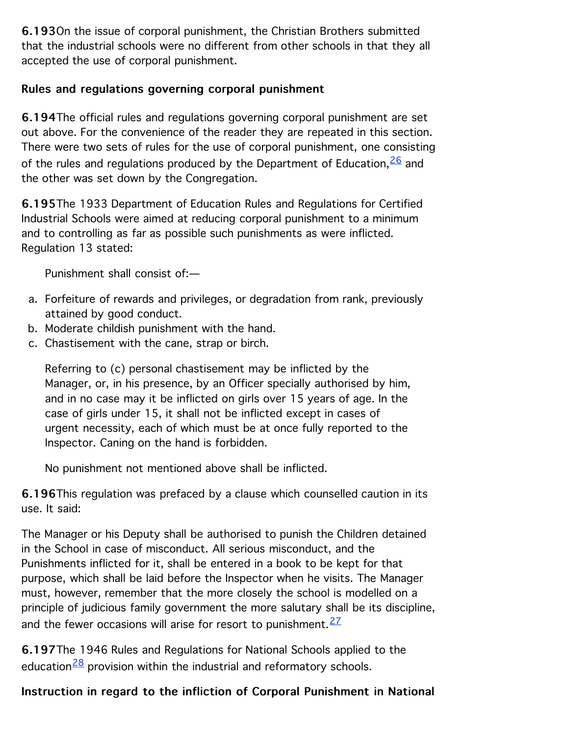**6.193**On the issue of corporal punishment, the Christian Brothers submitted that the industrial schools were no different from other schools in that they all accepted the use of corporal punishment.

**Rules and regulations governing corporal punishment**

**6.194**The official rules and regulations governing corporal punishment are set out above. For the convenience of the reader they are repeated in this section. There were two sets of rules for the use of corporal punishment, one consisting of the rules and regulations produced by the Department of Education,[26] and the other was set down by the Congregation.

**6.195**The 1933 Department of Education Rules and Regulations for Certified Industrial Schools were aimed at reducing corporal punishment to a minimum and to controlling as far as possible such punishments as were inflicted. Regulation 13 stated:

> Punishment shall consist of:—
>
> a. Forfeiture of rewards and privileges, or degradation from rank, previously attained by good conduct.
> b. Moderate childish punishment with the hand.
> c. Chastisement with the cane, strap or birch.
>
> Referring to (c) personal chastisement may be inflicted by the Manager, or, in his presence, by an Officer specially authorised by him, and in no case may it be inflicted on girls over 15 years of age. In the case of girls under 15, it shall not be inflicted except in cases of urgent necessity, each of which must be at once fully reported to the Inspector. Caning on the hand is forbidden.
>
> No punishment not mentioned above shall be inflicted.

**6.196**This regulation was prefaced by a clause which counselled caution in its use. It said:

The Manager or his Deputy shall be authorised to punish the Children detained in the School in case of misconduct. All serious misconduct, and the Punishments inflicted for it, shall be entered in a book to be kept for that purpose, which shall be laid before the Inspector when he visits. The Manager must, however, remember that the more closely the school is modelled on a principle of judicious family government the more salutary shall be its discipline, and the fewer occasions will arise for resort to punishment.[27]

**6.197**The 1946 Rules and Regulations for National Schools applied to the education[28] provision within the industrial and reformatory schools.

**Instruction in regard to the infliction of Corporal Punishment in National**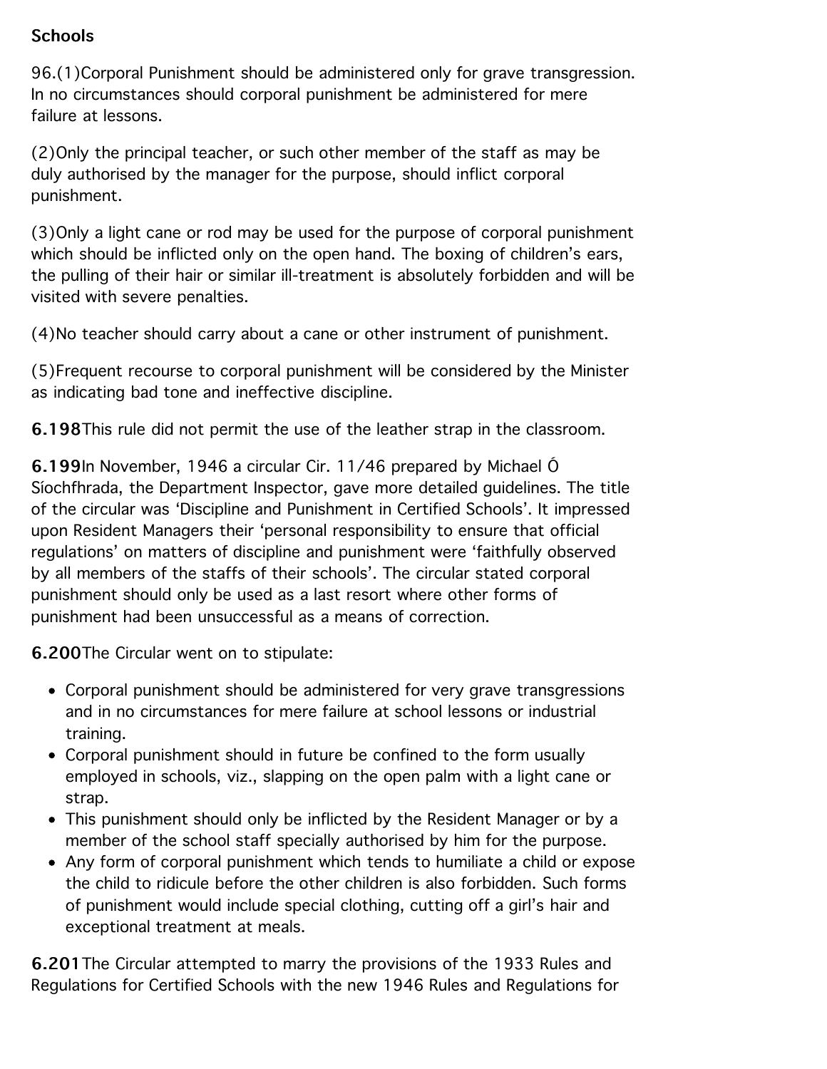**Schools**

96.(1)Corporal Punishment should be administered only for grave transgression. In no circumstances should corporal punishment be administered for mere failure at lessons.

(2)Only the principal teacher, or such other member of the staff as may be duly authorised by the manager for the purpose, should inflict corporal punishment.

(3)Only a light cane or rod may be used for the purpose of corporal punishment which should be inflicted only on the open hand. The boxing of children's ears, the pulling of their hair or similar ill-treatment is absolutely forbidden and will be visited with severe penalties.

(4)No teacher should carry about a cane or other instrument of punishment.

(5)Frequent recourse to corporal punishment will be considered by the Minister as indicating bad tone and ineffective discipline.

**6.198**This rule did not permit the use of the leather strap in the classroom.

**6.199**In November, 1946 a circular Cir. 11/46 prepared by Michael Ó Síochfhrada, the Department Inspector, gave more detailed guidelines. The title of the circular was 'Discipline and Punishment in Certified Schools'. It impressed upon Resident Managers their 'personal responsibility to ensure that official regulations' on matters of discipline and punishment were 'faithfully observed by all members of the staffs of their schools'. The circular stated corporal punishment should only be used as a last resort where other forms of punishment had been unsuccessful as a means of correction.

**6.200**The Circular went on to stipulate:

- Corporal punishment should be administered for very grave transgressions and in no circumstances for mere failure at school lessons or industrial training.
- Corporal punishment should in future be confined to the form usually employed in schools, viz., slapping on the open palm with a light cane or strap.
- This punishment should only be inflicted by the Resident Manager or by a member of the school staff specially authorised by him for the purpose.
- Any form of corporal punishment which tends to humiliate a child or expose the child to ridicule before the other children is also forbidden. Such forms of punishment would include special clothing, cutting off a girl's hair and exceptional treatment at meals.

**6.201**The Circular attempted to marry the provisions of the 1933 Rules and Regulations for Certified Schools with the new 1946 Rules and Regulations for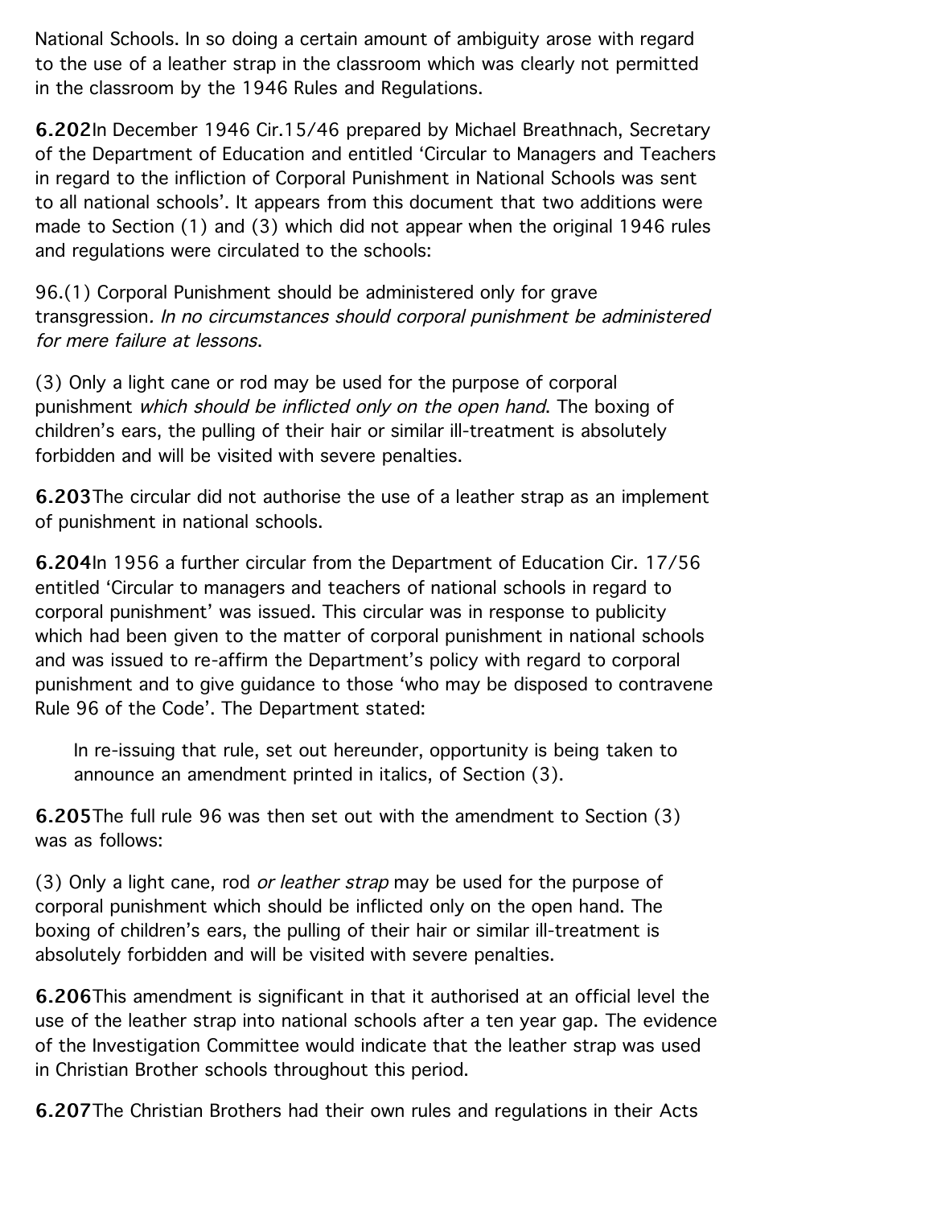National Schools. In so doing a certain amount of ambiguity arose with regard to the use of a leather strap in the classroom which was clearly not permitted in the classroom by the 1946 Rules and Regulations.

**6.202** In December 1946 Cir.15/46 prepared by Michael Breathnach, Secretary of the Department of Education and entitled 'Circular to Managers and Teachers in regard to the infliction of Corporal Punishment in National Schools was sent to all national schools'. It appears from this document that two additions were made to Section (1) and (3) which did not appear when the original 1946 rules and regulations were circulated to the schools:

96.(1) Corporal Punishment should be administered only for grave transgression*. In no circumstances should corporal punishment be administered for mere failure at lessons*.

(3) Only a light cane or rod may be used for the purpose of corporal punishment *which should be inflicted only on the open hand*. The boxing of children's ears, the pulling of their hair or similar ill-treatment is absolutely forbidden and will be visited with severe penalties.

**6.203** The circular did not authorise the use of a leather strap as an implement of punishment in national schools.

**6.204** In 1956 a further circular from the Department of Education Cir. 17/56 entitled 'Circular to managers and teachers of national schools in regard to corporal punishment' was issued. This circular was in response to publicity which had been given to the matter of corporal punishment in national schools and was issued to re-affirm the Department's policy with regard to corporal punishment and to give guidance to those 'who may be disposed to contravene Rule 96 of the Code'. The Department stated:

> In re-issuing that rule, set out hereunder, opportunity is being taken to announce an amendment printed in italics, of Section (3).

**6.205** The full rule 96 was then set out with the amendment to Section (3) was as follows:

(3) Only a light cane, rod *or leather strap* may be used for the purpose of corporal punishment which should be inflicted only on the open hand. The boxing of children's ears, the pulling of their hair or similar ill-treatment is absolutely forbidden and will be visited with severe penalties.

**6.206** This amendment is significant in that it authorised at an official level the use of the leather strap into national schools after a ten year gap. The evidence of the Investigation Committee would indicate that the leather strap was used in Christian Brother schools throughout this period.

**6.207** The Christian Brothers had their own rules and regulations in their Acts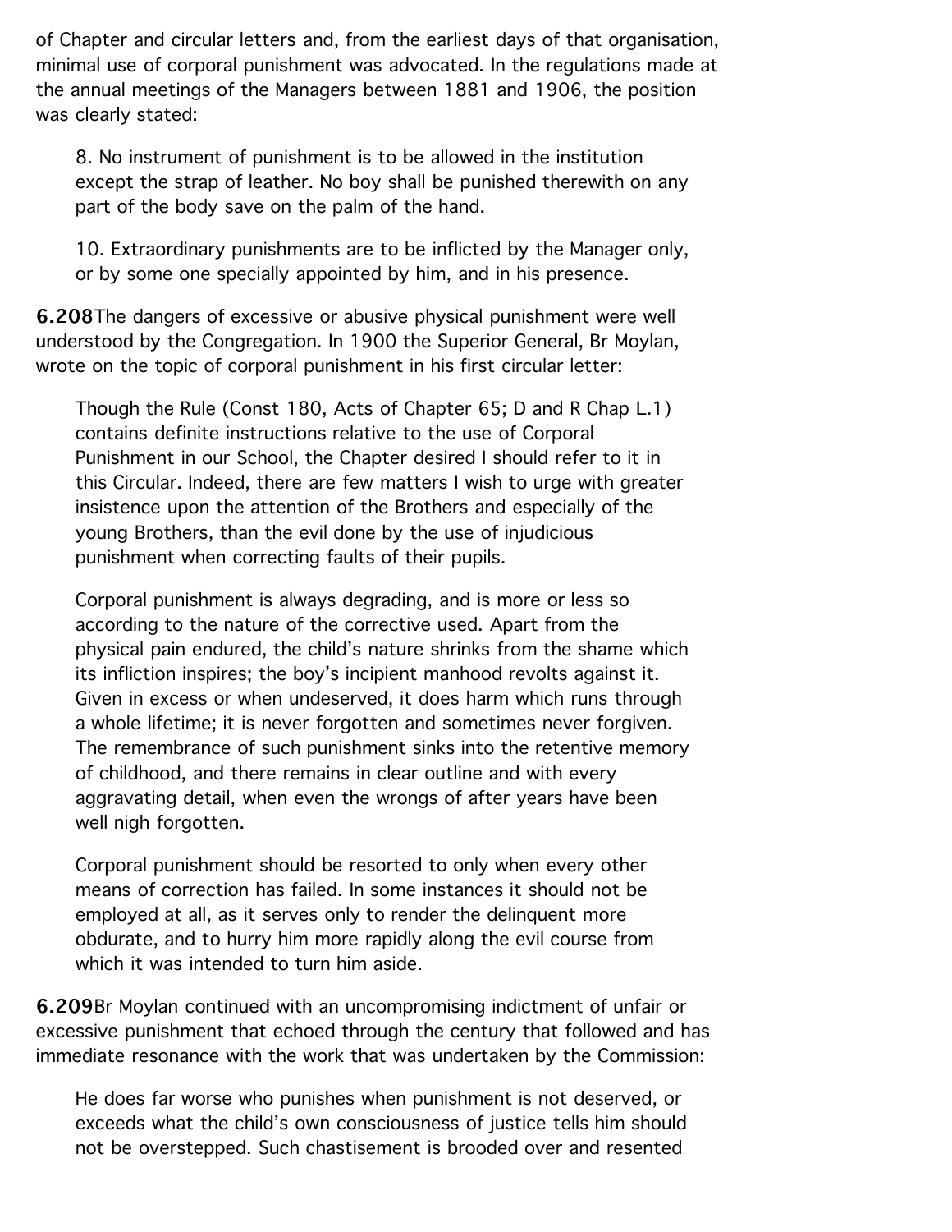of Chapter and circular letters and, from the earliest days of that organisation, minimal use of corporal punishment was advocated. In the regulations made at the annual meetings of the Managers between 1881 and 1906, the position was clearly stated:

> 8. No instrument of punishment is to be allowed in the institution except the strap of leather. No boy shall be punished therewith on any part of the body save on the palm of the hand.
>
> 10. Extraordinary punishments are to be inflicted by the Manager only, or by some one specially appointed by him, and in his presence.

**6.208** The dangers of excessive or abusive physical punishment were well understood by the Congregation. In 1900 the Superior General, Br Moylan, wrote on the topic of corporal punishment in his first circular letter:

> Though the Rule (Const 180, Acts of Chapter 65; D and R Chap L.1) contains definite instructions relative to the use of Corporal Punishment in our School, the Chapter desired I should refer to it in this Circular. Indeed, there are few matters I wish to urge with greater insistence upon the attention of the Brothers and especially of the young Brothers, than the evil done by the use of injudicious punishment when correcting faults of their pupils.
>
> Corporal punishment is always degrading, and is more or less so according to the nature of the corrective used. Apart from the physical pain endured, the child's nature shrinks from the shame which its infliction inspires; the boy's incipient manhood revolts against it. Given in excess or when undeserved, it does harm which runs through a whole lifetime; it is never forgotten and sometimes never forgiven. The remembrance of such punishment sinks into the retentive memory of childhood, and there remains in clear outline and with every aggravating detail, when even the wrongs of after years have been well nigh forgotten.
>
> Corporal punishment should be resorted to only when every other means of correction has failed. In some instances it should not be employed at all, as it serves only to render the delinquent more obdurate, and to hurry him more rapidly along the evil course from which it was intended to turn him aside.

**6.209** Br Moylan continued with an uncompromising indictment of unfair or excessive punishment that echoed through the century that followed and has immediate resonance with the work that was undertaken by the Commission:

> He does far worse who punishes when punishment is not deserved, or exceeds what the child's own consciousness of justice tells him should not be overstepped. Such chastisement is brooded over and resented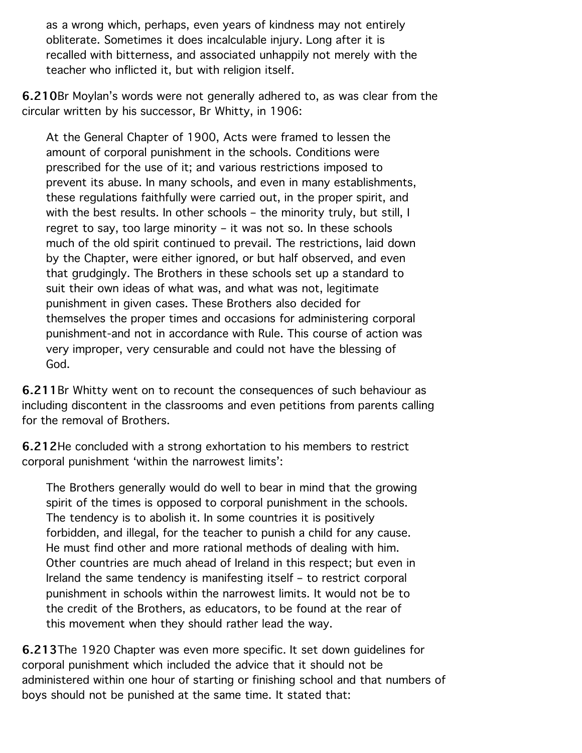> as a wrong which, perhaps, even years of kindness may not entirely obliterate. Sometimes it does incalculable injury. Long after it is recalled with bitterness, and associated unhappily not merely with the teacher who inflicted it, but with religion itself.

**6.210** Br Moylan's words were not generally adhered to, as was clear from the circular written by his successor, Br Whitty, in 1906:

> At the General Chapter of 1900, Acts were framed to lessen the amount of corporal punishment in the schools. Conditions were prescribed for the use of it; and various restrictions imposed to prevent its abuse. In many schools, and even in many establishments, these regulations faithfully were carried out, in the proper spirit, and with the best results. In other schools – the minority truly, but still, I regret to say, too large minority – it was not so. In these schools much of the old spirit continued to prevail. The restrictions, laid down by the Chapter, were either ignored, or but half observed, and even that grudgingly. The Brothers in these schools set up a standard to suit their own ideas of what was, and what was not, legitimate punishment in given cases. These Brothers also decided for themselves the proper times and occasions for administering corporal punishment-and not in accordance with Rule. This course of action was very improper, very censurable and could not have the blessing of God.

**6.211** Br Whitty went on to recount the consequences of such behaviour as including discontent in the classrooms and even petitions from parents calling for the removal of Brothers.

**6.212** He concluded with a strong exhortation to his members to restrict corporal punishment 'within the narrowest limits':

> The Brothers generally would do well to bear in mind that the growing spirit of the times is opposed to corporal punishment in the schools. The tendency is to abolish it. In some countries it is positively forbidden, and illegal, for the teacher to punish a child for any cause. He must find other and more rational methods of dealing with him. Other countries are much ahead of Ireland in this respect; but even in Ireland the same tendency is manifesting itself – to restrict corporal punishment in schools within the narrowest limits. It would not be to the credit of the Brothers, as educators, to be found at the rear of this movement when they should rather lead the way.

**6.213** The 1920 Chapter was even more specific. It set down guidelines for corporal punishment which included the advice that it should not be administered within one hour of starting or finishing school and that numbers of boys should not be punished at the same time. It stated that: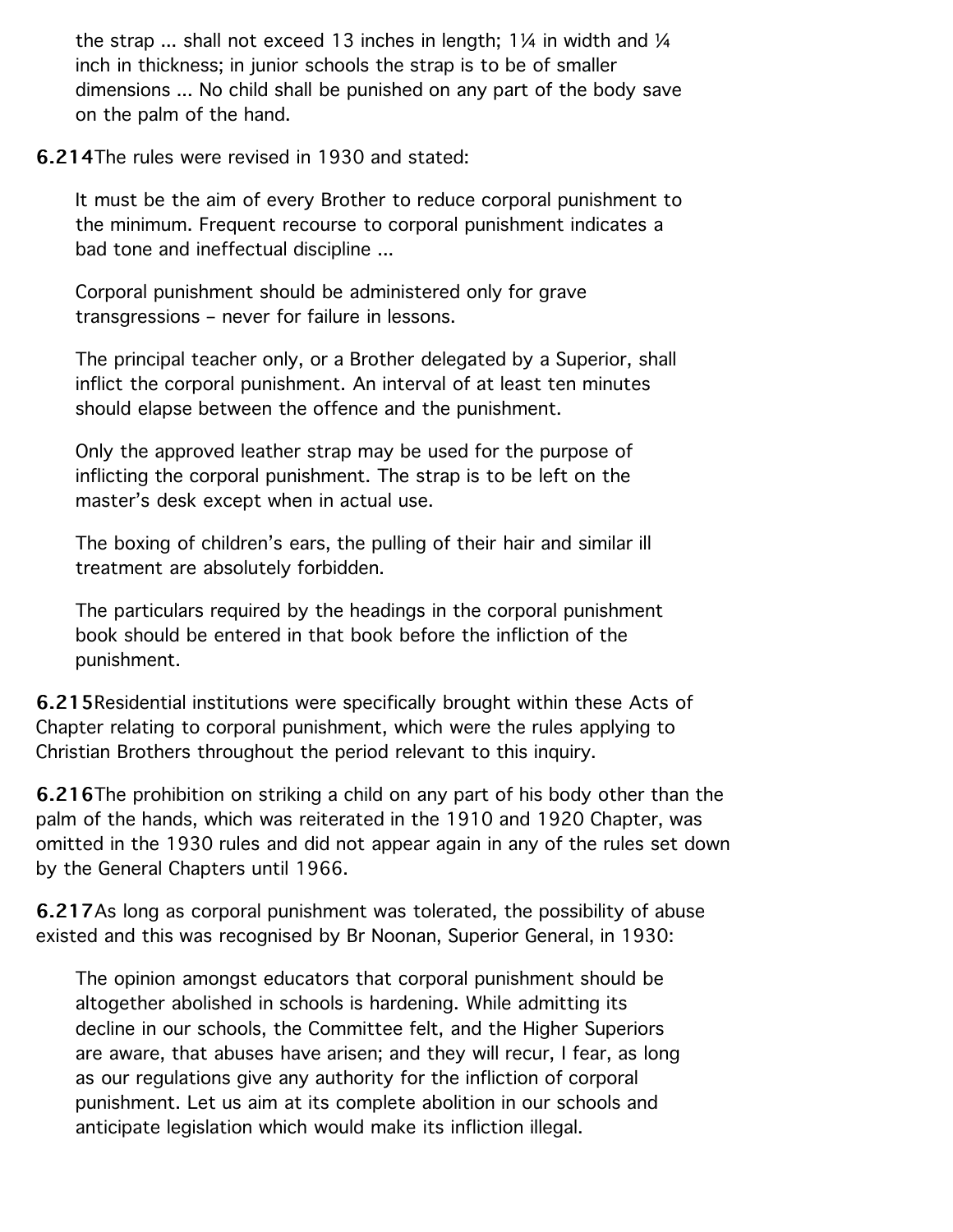> the strap ... shall not exceed 13 inches in length; 1¼ in width and ¼ inch in thickness; in junior schools the strap is to be of smaller dimensions ... No child shall be punished on any part of the body save on the palm of the hand.

**6.214** The rules were revised in 1930 and stated:

> It must be the aim of every Brother to reduce corporal punishment to the minimum. Frequent recourse to corporal punishment indicates a bad tone and ineffectual discipline ...
>
> Corporal punishment should be administered only for grave transgressions – never for failure in lessons.
>
> The principal teacher only, or a Brother delegated by a Superior, shall inflict the corporal punishment. An interval of at least ten minutes should elapse between the offence and the punishment.
>
> Only the approved leather strap may be used for the purpose of inflicting the corporal punishment. The strap is to be left on the master's desk except when in actual use.
>
> The boxing of children's ears, the pulling of their hair and similar ill treatment are absolutely forbidden.
>
> The particulars required by the headings in the corporal punishment book should be entered in that book before the infliction of the punishment.

**6.215** Residential institutions were specifically brought within these Acts of Chapter relating to corporal punishment, which were the rules applying to Christian Brothers throughout the period relevant to this inquiry.

**6.216** The prohibition on striking a child on any part of his body other than the palm of the hands, which was reiterated in the 1910 and 1920 Chapter, was omitted in the 1930 rules and did not appear again in any of the rules set down by the General Chapters until 1966.

**6.217** As long as corporal punishment was tolerated, the possibility of abuse existed and this was recognised by Br Noonan, Superior General, in 1930:

> The opinion amongst educators that corporal punishment should be altogether abolished in schools is hardening. While admitting its decline in our schools, the Committee felt, and the Higher Superiors are aware, that abuses have arisen; and they will recur, I fear, as long as our regulations give any authority for the infliction of corporal punishment. Let us aim at its complete abolition in our schools and anticipate legislation which would make its infliction illegal.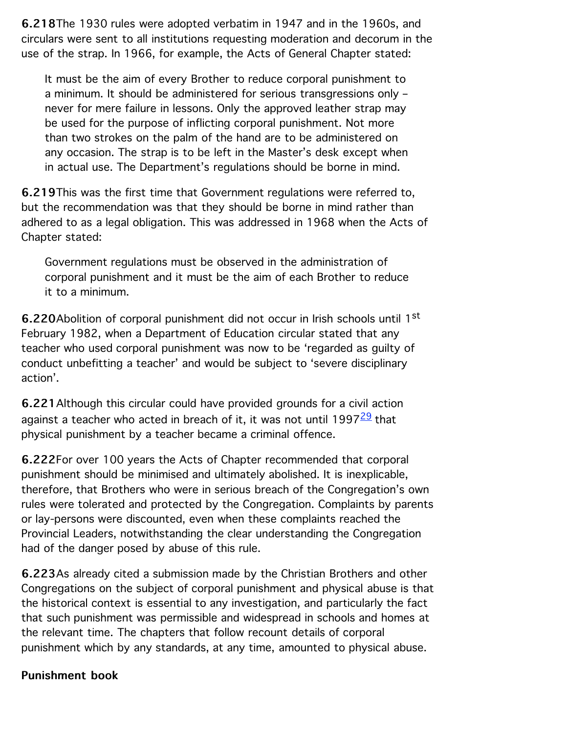**6.218** The 1930 rules were adopted verbatim in 1947 and in the 1960s, and circulars were sent to all institutions requesting moderation and decorum in the use of the strap. In 1966, for example, the Acts of General Chapter stated:

> It must be the aim of every Brother to reduce corporal punishment to a minimum. It should be administered for serious transgressions only – never for mere failure in lessons. Only the approved leather strap may be used for the purpose of inflicting corporal punishment. Not more than two strokes on the palm of the hand are to be administered on any occasion. The strap is to be left in the Master's desk except when in actual use. The Department's regulations should be borne in mind.

**6.219** This was the first time that Government regulations were referred to, but the recommendation was that they should be borne in mind rather than adhered to as a legal obligation. This was addressed in 1968 when the Acts of Chapter stated:

> Government regulations must be observed in the administration of corporal punishment and it must be the aim of each Brother to reduce it to a minimum.

**6.220** Abolition of corporal punishment did not occur in Irish schools until 1st February 1982, when a Department of Education circular stated that any teacher who used corporal punishment was now to be 'regarded as guilty of conduct unbefitting a teacher' and would be subject to 'severe disciplinary action'.

**6.221** Although this circular could have provided grounds for a civil action against a teacher who acted in breach of it, it was not until 1997[29] that physical punishment by a teacher became a criminal offence.

**6.222** For over 100 years the Acts of Chapter recommended that corporal punishment should be minimised and ultimately abolished. It is inexplicable, therefore, that Brothers who were in serious breach of the Congregation's own rules were tolerated and protected by the Congregation. Complaints by parents or lay-persons were discounted, even when these complaints reached the Provincial Leaders, notwithstanding the clear understanding the Congregation had of the danger posed by abuse of this rule.

**6.223** As already cited a submission made by the Christian Brothers and other Congregations on the subject of corporal punishment and physical abuse is that the historical context is essential to any investigation, and particularly the fact that such punishment was permissible and widespread in schools and homes at the relevant time. The chapters that follow recount details of corporal punishment which by any standards, at any time, amounted to physical abuse.

### Punishment book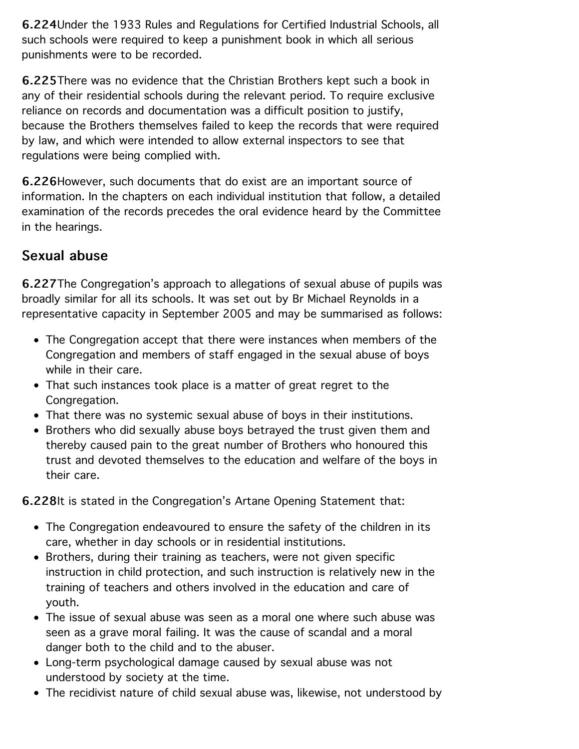**6.224**Under the 1933 Rules and Regulations for Certified Industrial Schools, all such schools were required to keep a punishment book in which all serious punishments were to be recorded.

**6.225**There was no evidence that the Christian Brothers kept such a book in any of their residential schools during the relevant period. To require exclusive reliance on records and documentation was a difficult position to justify, because the Brothers themselves failed to keep the records that were required by law, and which were intended to allow external inspectors to see that regulations were being complied with.

**6.226**However, such documents that do exist are an important source of information. In the chapters on each individual institution that follow, a detailed examination of the records precedes the oral evidence heard by the Committee in the hearings.

## Sexual abuse

**6.227**The Congregation's approach to allegations of sexual abuse of pupils was broadly similar for all its schools. It was set out by Br Michael Reynolds in a representative capacity in September 2005 and may be summarised as follows:

- The Congregation accept that there were instances when members of the Congregation and members of staff engaged in the sexual abuse of boys while in their care.
- That such instances took place is a matter of great regret to the Congregation.
- That there was no systemic sexual abuse of boys in their institutions.
- Brothers who did sexually abuse boys betrayed the trust given them and thereby caused pain to the great number of Brothers who honoured this trust and devoted themselves to the education and welfare of the boys in their care.

**6.228**It is stated in the Congregation's Artane Opening Statement that:

- The Congregation endeavoured to ensure the safety of the children in its care, whether in day schools or in residential institutions.
- Brothers, during their training as teachers, were not given specific instruction in child protection, and such instruction is relatively new in the training of teachers and others involved in the education and care of youth.
- The issue of sexual abuse was seen as a moral one where such abuse was seen as a grave moral failing. It was the cause of scandal and a moral danger both to the child and to the abuser.
- Long-term psychological damage caused by sexual abuse was not understood by society at the time.
- The recidivist nature of child sexual abuse was, likewise, not understood by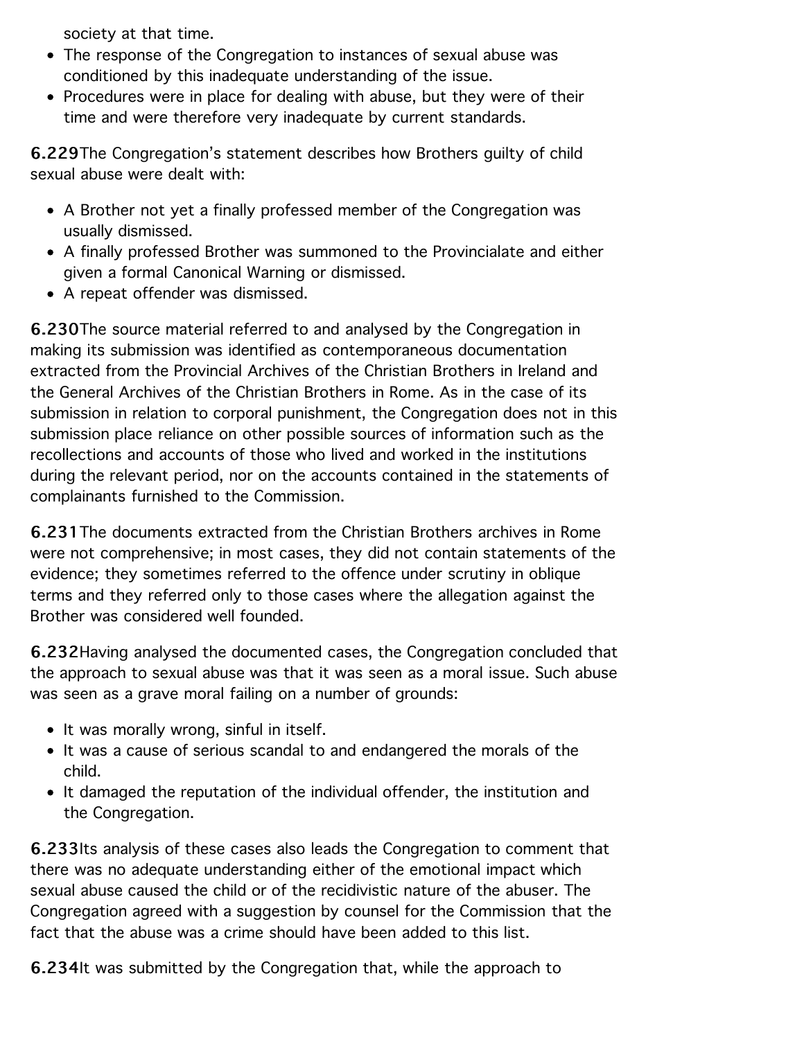society at that time.

- The response of the Congregation to instances of sexual abuse was conditioned by this inadequate understanding of the issue.
- Procedures were in place for dealing with abuse, but they were of their time and were therefore very inadequate by current standards.

**6.229** The Congregation's statement describes how Brothers guilty of child sexual abuse were dealt with:

- A Brother not yet a finally professed member of the Congregation was usually dismissed.
- A finally professed Brother was summoned to the Provincialate and either given a formal Canonical Warning or dismissed.
- A repeat offender was dismissed.

**6.230** The source material referred to and analysed by the Congregation in making its submission was identified as contemporaneous documentation extracted from the Provincial Archives of the Christian Brothers in Ireland and the General Archives of the Christian Brothers in Rome. As in the case of its submission in relation to corporal punishment, the Congregation does not in this submission place reliance on other possible sources of information such as the recollections and accounts of those who lived and worked in the institutions during the relevant period, nor on the accounts contained in the statements of complainants furnished to the Commission.

**6.231** The documents extracted from the Christian Brothers archives in Rome were not comprehensive; in most cases, they did not contain statements of the evidence; they sometimes referred to the offence under scrutiny in oblique terms and they referred only to those cases where the allegation against the Brother was considered well founded.

**6.232** Having analysed the documented cases, the Congregation concluded that the approach to sexual abuse was that it was seen as a moral issue. Such abuse was seen as a grave moral failing on a number of grounds:

- It was morally wrong, sinful in itself.
- It was a cause of serious scandal to and endangered the morals of the child.
- It damaged the reputation of the individual offender, the institution and the Congregation.

**6.233** Its analysis of these cases also leads the Congregation to comment that there was no adequate understanding either of the emotional impact which sexual abuse caused the child or of the recidivistic nature of the abuser. The Congregation agreed with a suggestion by counsel for the Commission that the fact that the abuse was a crime should have been added to this list.

**6.234** It was submitted by the Congregation that, while the approach to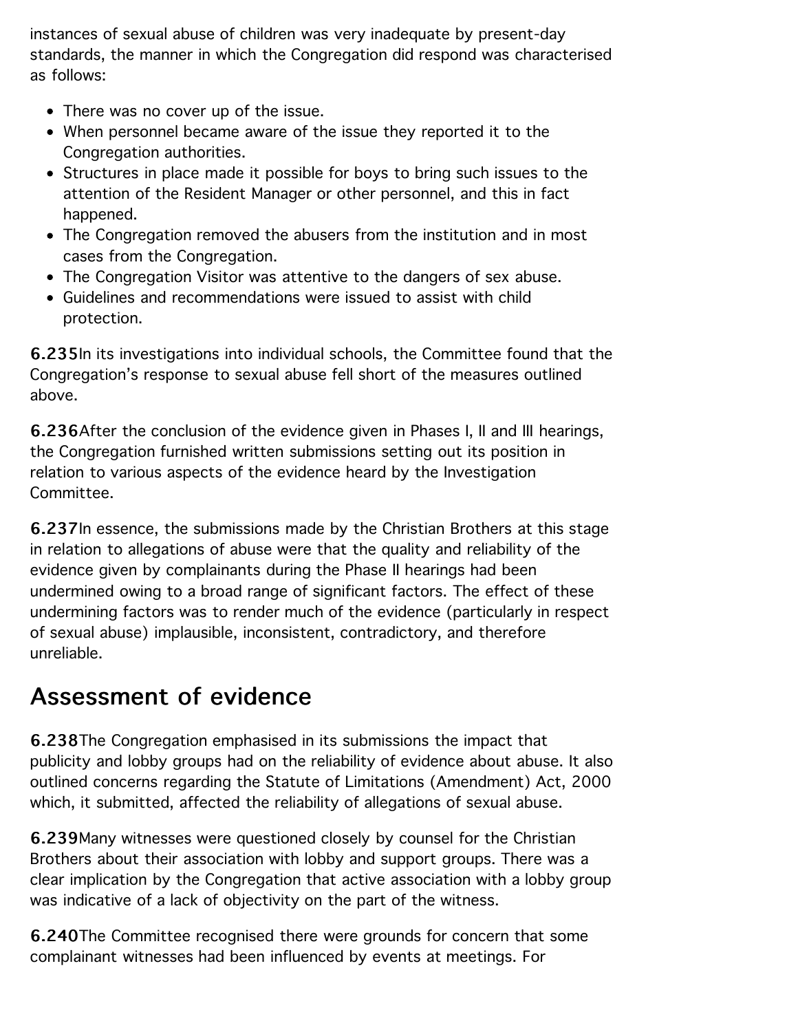instances of sexual abuse of children was very inadequate by present-day standards, the manner in which the Congregation did respond was characterised as follows:

- There was no cover up of the issue.
- When personnel became aware of the issue they reported it to the Congregation authorities.
- Structures in place made it possible for boys to bring such issues to the attention of the Resident Manager or other personnel, and this in fact happened.
- The Congregation removed the abusers from the institution and in most cases from the Congregation.
- The Congregation Visitor was attentive to the dangers of sex abuse.
- Guidelines and recommendations were issued to assist with child protection.

**6.235** In its investigations into individual schools, the Committee found that the Congregation's response to sexual abuse fell short of the measures outlined above.

**6.236** After the conclusion of the evidence given in Phases I, II and III hearings, the Congregation furnished written submissions setting out its position in relation to various aspects of the evidence heard by the Investigation Committee.

**6.237** In essence, the submissions made by the Christian Brothers at this stage in relation to allegations of abuse were that the quality and reliability of the evidence given by complainants during the Phase II hearings had been undermined owing to a broad range of significant factors. The effect of these undermining factors was to render much of the evidence (particularly in respect of sexual abuse) implausible, inconsistent, contradictory, and therefore unreliable.

## Assessment of evidence

**6.238** The Congregation emphasised in its submissions the impact that publicity and lobby groups had on the reliability of evidence about abuse. It also outlined concerns regarding the Statute of Limitations (Amendment) Act, 2000 which, it submitted, affected the reliability of allegations of sexual abuse.

**6.239** Many witnesses were questioned closely by counsel for the Christian Brothers about their association with lobby and support groups. There was a clear implication by the Congregation that active association with a lobby group was indicative of a lack of objectivity on the part of the witness.

**6.240** The Committee recognised there were grounds for concern that some complainant witnesses had been influenced by events at meetings. For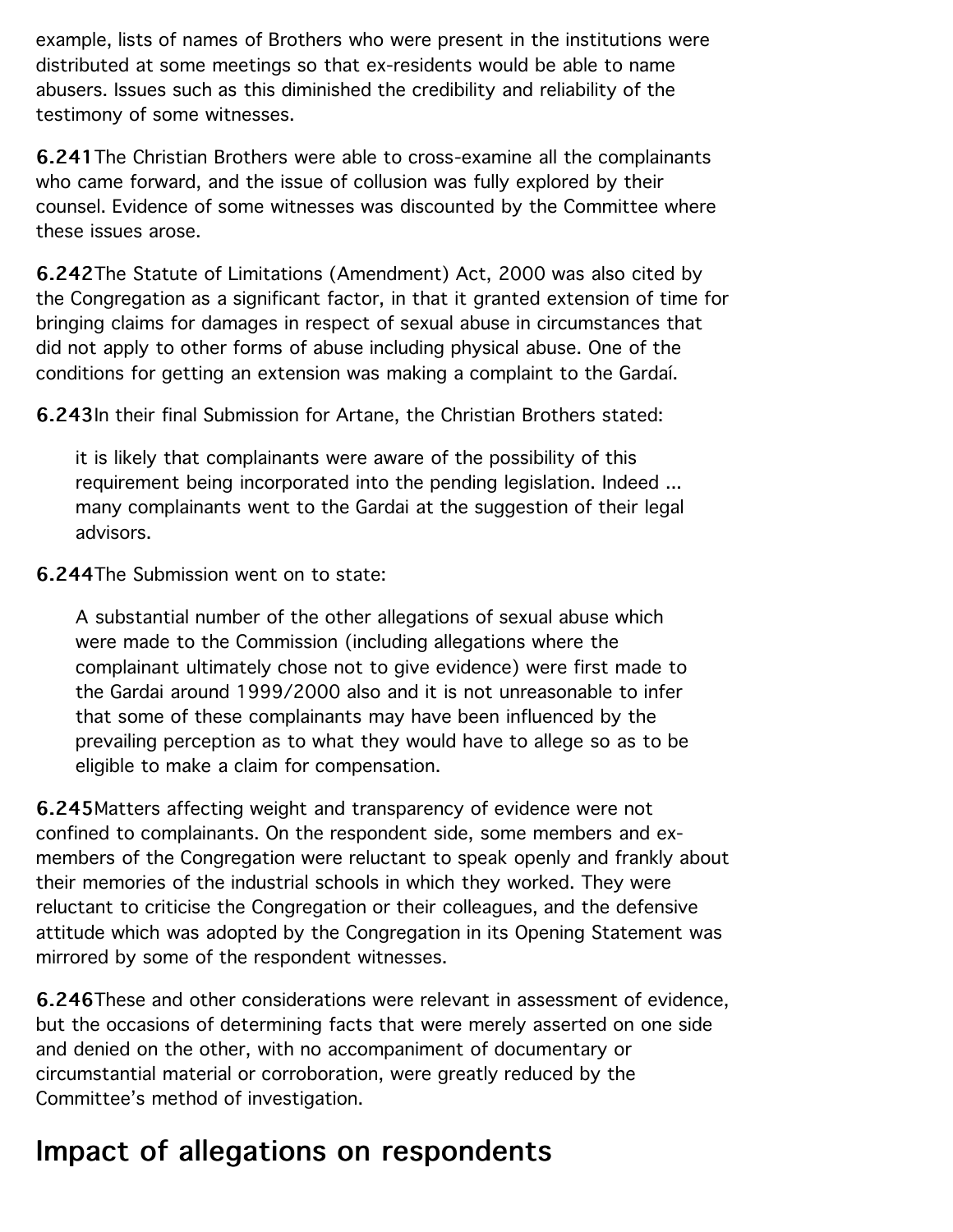example, lists of names of Brothers who were present in the institutions were distributed at some meetings so that ex-residents would be able to name abusers. Issues such as this diminished the credibility and reliability of the testimony of some witnesses.

**6.241** The Christian Brothers were able to cross-examine all the complainants who came forward, and the issue of collusion was fully explored by their counsel. Evidence of some witnesses was discounted by the Committee where these issues arose.

**6.242** The Statute of Limitations (Amendment) Act, 2000 was also cited by the Congregation as a significant factor, in that it granted extension of time for bringing claims for damages in respect of sexual abuse in circumstances that did not apply to other forms of abuse including physical abuse. One of the conditions for getting an extension was making a complaint to the Gardaí.

**6.243** In their final Submission for Artane, the Christian Brothers stated:

> it is likely that complainants were aware of the possibility of this requirement being incorporated into the pending legislation. Indeed ... many complainants went to the Gardai at the suggestion of their legal advisors.

**6.244** The Submission went on to state:

> A substantial number of the other allegations of sexual abuse which were made to the Commission (including allegations where the complainant ultimately chose not to give evidence) were first made to the Gardai around 1999/2000 also and it is not unreasonable to infer that some of these complainants may have been influenced by the prevailing perception as to what they would have to allege so as to be eligible to make a claim for compensation.

**6.245** Matters affecting weight and transparency of evidence were not confined to complainants. On the respondent side, some members and ex-members of the Congregation were reluctant to speak openly and frankly about their memories of the industrial schools in which they worked. They were reluctant to criticise the Congregation or their colleagues, and the defensive attitude which was adopted by the Congregation in its Opening Statement was mirrored by some of the respondent witnesses.

**6.246** These and other considerations were relevant in assessment of evidence, but the occasions of determining facts that were merely asserted on one side and denied on the other, with no accompaniment of documentary or circumstantial material or corroboration, were greatly reduced by the Committee's method of investigation.

## Impact of allegations on respondents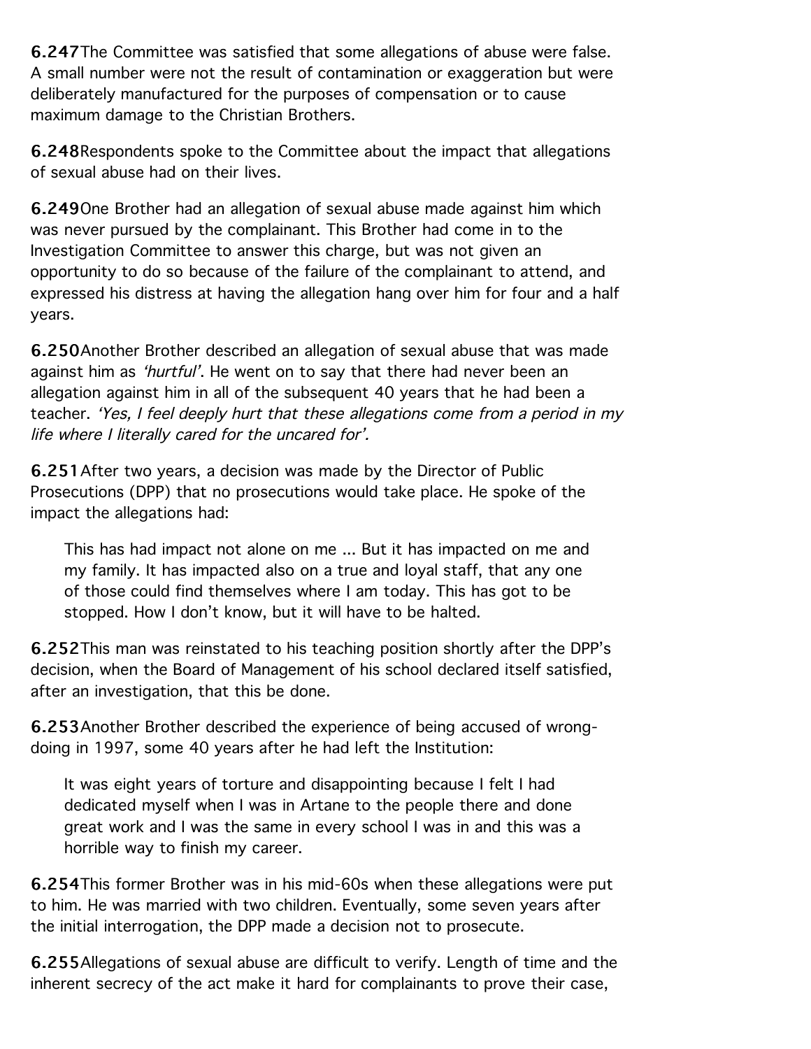**6.247** The Committee was satisfied that some allegations of abuse were false. A small number were not the result of contamination or exaggeration but were deliberately manufactured for the purposes of compensation or to cause maximum damage to the Christian Brothers.

**6.248** Respondents spoke to the Committee about the impact that allegations of sexual abuse had on their lives.

**6.249** One Brother had an allegation of sexual abuse made against him which was never pursued by the complainant. This Brother had come in to the Investigation Committee to answer this charge, but was not given an opportunity to do so because of the failure of the complainant to attend, and expressed his distress at having the allegation hang over him for four and a half years.

**6.250** Another Brother described an allegation of sexual abuse that was made against him as *'hurtful'*. He went on to say that there had never been an allegation against him in all of the subsequent 40 years that he had been a teacher. *'Yes, I feel deeply hurt that these allegations come from a period in my life where I literally cared for the uncared for'.*

**6.251** After two years, a decision was made by the Director of Public Prosecutions (DPP) that no prosecutions would take place. He spoke of the impact the allegations had:

> This has had impact not alone on me ... But it has impacted on me and my family. It has impacted also on a true and loyal staff, that any one of those could find themselves where I am today. This has got to be stopped. How I don't know, but it will have to be halted.

**6.252** This man was reinstated to his teaching position shortly after the DPP's decision, when the Board of Management of his school declared itself satisfied, after an investigation, that this be done.

**6.253** Another Brother described the experience of being accused of wrong-doing in 1997, some 40 years after he had left the Institution:

> It was eight years of torture and disappointing because I felt I had dedicated myself when I was in Artane to the people there and done great work and I was the same in every school I was in and this was a horrible way to finish my career.

**6.254** This former Brother was in his mid-60s when these allegations were put to him. He was married with two children. Eventually, some seven years after the initial interrogation, the DPP made a decision not to prosecute.

**6.255** Allegations of sexual abuse are difficult to verify. Length of time and the inherent secrecy of the act make it hard for complainants to prove their case,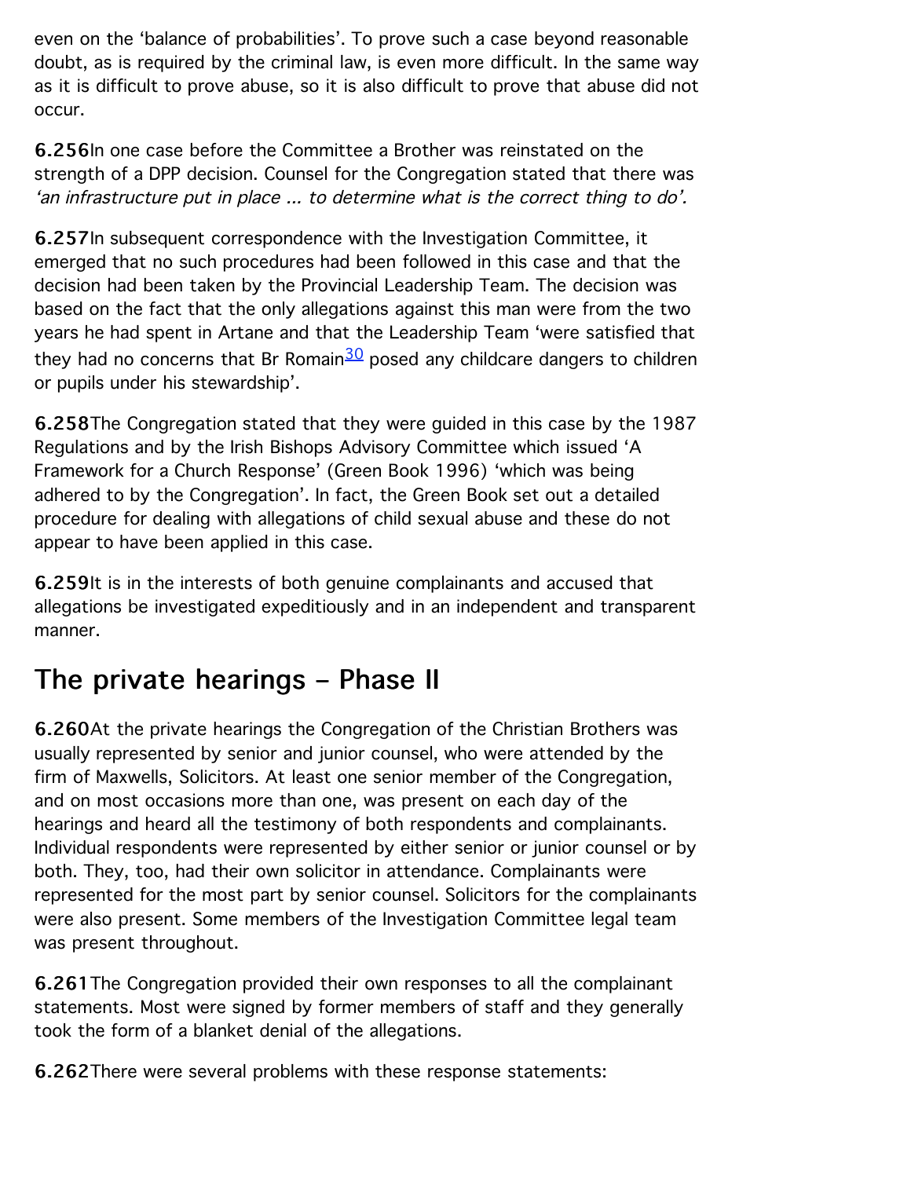even on the ‘balance of probabilities’. To prove such a case beyond reasonable doubt, as is required by the criminal law, is even more difficult. In the same way as it is difficult to prove abuse, so it is also difficult to prove that abuse did not occur.

**6.256**In one case before the Committee a Brother was reinstated on the strength of a DPP decision. Counsel for the Congregation stated that there was *‘an infrastructure put in place ... to determine what is the correct thing to do’.*

**6.257**In subsequent correspondence with the Investigation Committee, it emerged that no such procedures had been followed in this case and that the decision had been taken by the Provincial Leadership Team. The decision was based on the fact that the only allegations against this man were from the two years he had spent in Artane and that the Leadership Team ‘were satisfied that they had no concerns that Br Romain[30] posed any childcare dangers to children or pupils under his stewardship’.

**6.258**The Congregation stated that they were guided in this case by the 1987 Regulations and by the Irish Bishops Advisory Committee which issued ‘A Framework for a Church Response’ (Green Book 1996) ‘which was being adhered to by the Congregation’. In fact, the Green Book set out a detailed procedure for dealing with allegations of child sexual abuse and these do not appear to have been applied in this case.

**6.259**It is in the interests of both genuine complainants and accused that allegations be investigated expeditiously and in an independent and transparent manner.

## The private hearings – Phase II

**6.260**At the private hearings the Congregation of the Christian Brothers was usually represented by senior and junior counsel, who were attended by the firm of Maxwells, Solicitors. At least one senior member of the Congregation, and on most occasions more than one, was present on each day of the hearings and heard all the testimony of both respondents and complainants. Individual respondents were represented by either senior or junior counsel or by both. They, too, had their own solicitor in attendance. Complainants were represented for the most part by senior counsel. Solicitors for the complainants were also present. Some members of the Investigation Committee legal team was present throughout.

**6.261**The Congregation provided their own responses to all the complainant statements. Most were signed by former members of staff and they generally took the form of a blanket denial of the allegations.

**6.262**There were several problems with these response statements: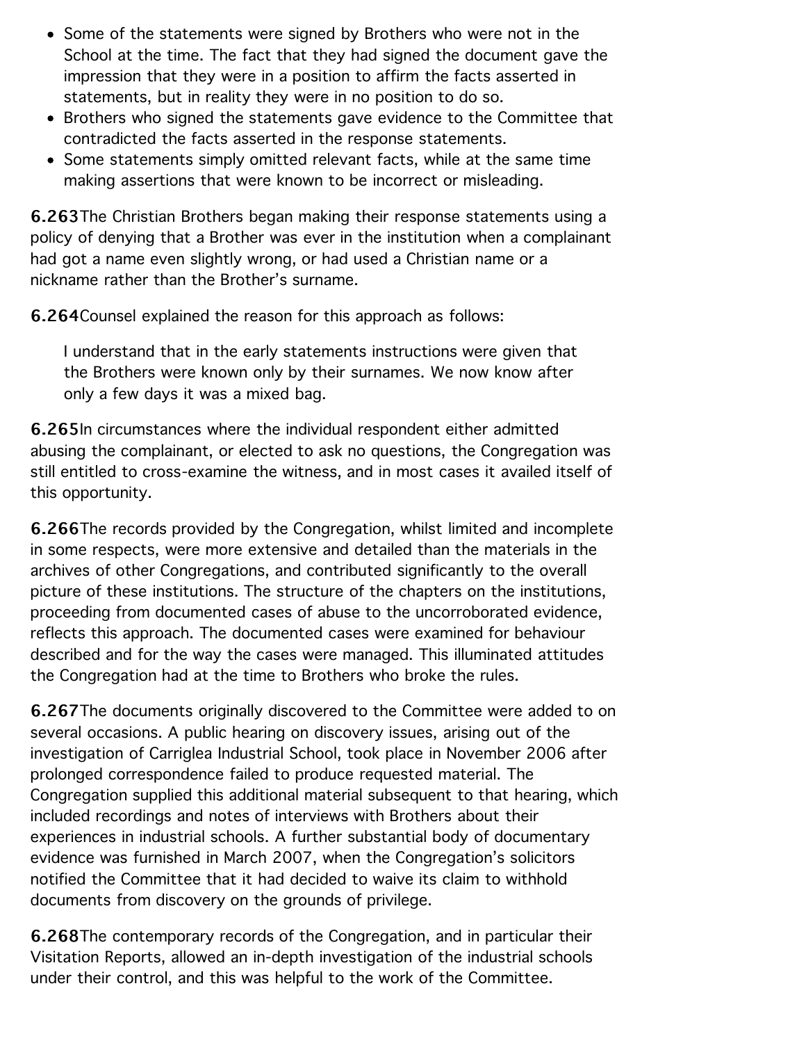- Some of the statements were signed by Brothers who were not in the School at the time. The fact that they had signed the document gave the impression that they were in a position to affirm the facts asserted in statements, but in reality they were in no position to do so.
- Brothers who signed the statements gave evidence to the Committee that contradicted the facts asserted in the response statements.
- Some statements simply omitted relevant facts, while at the same time making assertions that were known to be incorrect or misleading.

**6.263** The Christian Brothers began making their response statements using a policy of denying that a Brother was ever in the institution when a complainant had got a name even slightly wrong, or had used a Christian name or a nickname rather than the Brother's surname.

**6.264** Counsel explained the reason for this approach as follows:

> I understand that in the early statements instructions were given that the Brothers were known only by their surnames. We now know after only a few days it was a mixed bag.

**6.265** In circumstances where the individual respondent either admitted abusing the complainant, or elected to ask no questions, the Congregation was still entitled to cross-examine the witness, and in most cases it availed itself of this opportunity.

**6.266** The records provided by the Congregation, whilst limited and incomplete in some respects, were more extensive and detailed than the materials in the archives of other Congregations, and contributed significantly to the overall picture of these institutions. The structure of the chapters on the institutions, proceeding from documented cases of abuse to the uncorroborated evidence, reflects this approach. The documented cases were examined for behaviour described and for the way the cases were managed. This illuminated attitudes the Congregation had at the time to Brothers who broke the rules.

**6.267** The documents originally discovered to the Committee were added to on several occasions. A public hearing on discovery issues, arising out of the investigation of Carriglea Industrial School, took place in November 2006 after prolonged correspondence failed to produce requested material. The Congregation supplied this additional material subsequent to that hearing, which included recordings and notes of interviews with Brothers about their experiences in industrial schools. A further substantial body of documentary evidence was furnished in March 2007, when the Congregation's solicitors notified the Committee that it had decided to waive its claim to withhold documents from discovery on the grounds of privilege.

**6.268** The contemporary records of the Congregation, and in particular their Visitation Reports, allowed an in-depth investigation of the industrial schools under their control, and this was helpful to the work of the Committee.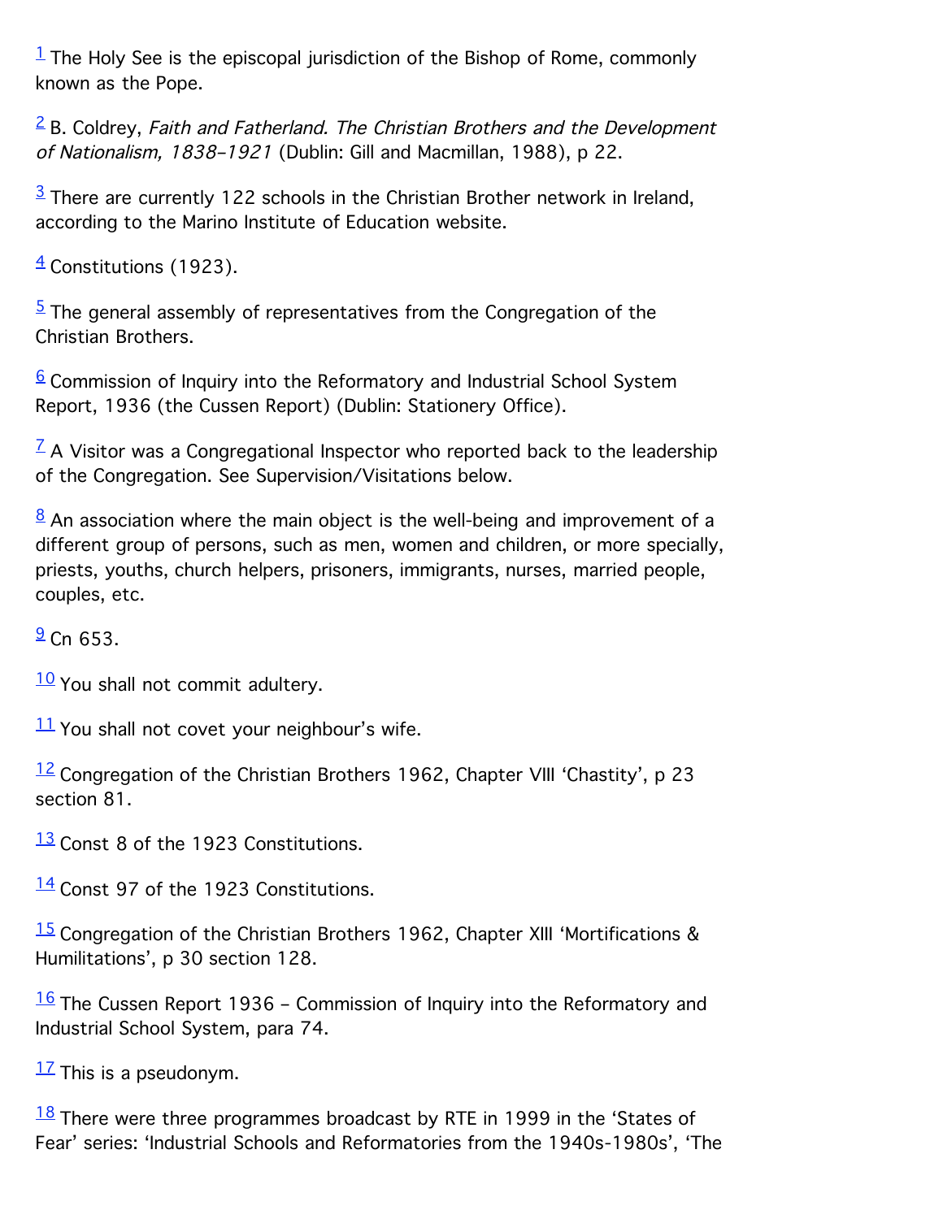[1] The Holy See is the episcopal jurisdiction of the Bishop of Rome, commonly known as the Pope.

[2] B. Coldrey, *Faith and Fatherland. The Christian Brothers and the Development of Nationalism, 1838–1921* (Dublin: Gill and Macmillan, 1988), p 22.

[3] There are currently 122 schools in the Christian Brother network in Ireland, according to the Marino Institute of Education website.

[4] Constitutions (1923).

[5] The general assembly of representatives from the Congregation of the Christian Brothers.

[6] Commission of Inquiry into the Reformatory and Industrial School System Report, 1936 (the Cussen Report) (Dublin: Stationery Office).

[7] A Visitor was a Congregational Inspector who reported back to the leadership of the Congregation. See Supervision/Visitations below.

[8] An association where the main object is the well-being and improvement of a different group of persons, such as men, women and children, or more specially, priests, youths, church helpers, prisoners, immigrants, nurses, married people, couples, etc.

[9] Cn 653.

[10] You shall not commit adultery.

[11] You shall not covet your neighbour's wife.

[12] Congregation of the Christian Brothers 1962, Chapter VIII 'Chastity', p 23 section 81.

[13] Const 8 of the 1923 Constitutions.

[14] Const 97 of the 1923 Constitutions.

[15] Congregation of the Christian Brothers 1962, Chapter XIII 'Mortifications & Humilitations', p 30 section 128.

[16] The Cussen Report 1936 – Commission of Inquiry into the Reformatory and Industrial School System, para 74.

[17] This is a pseudonym.

[18] There were three programmes broadcast by RTE in 1999 in the 'States of Fear' series: 'Industrial Schools and Reformatories from the 1940s-1980s', 'The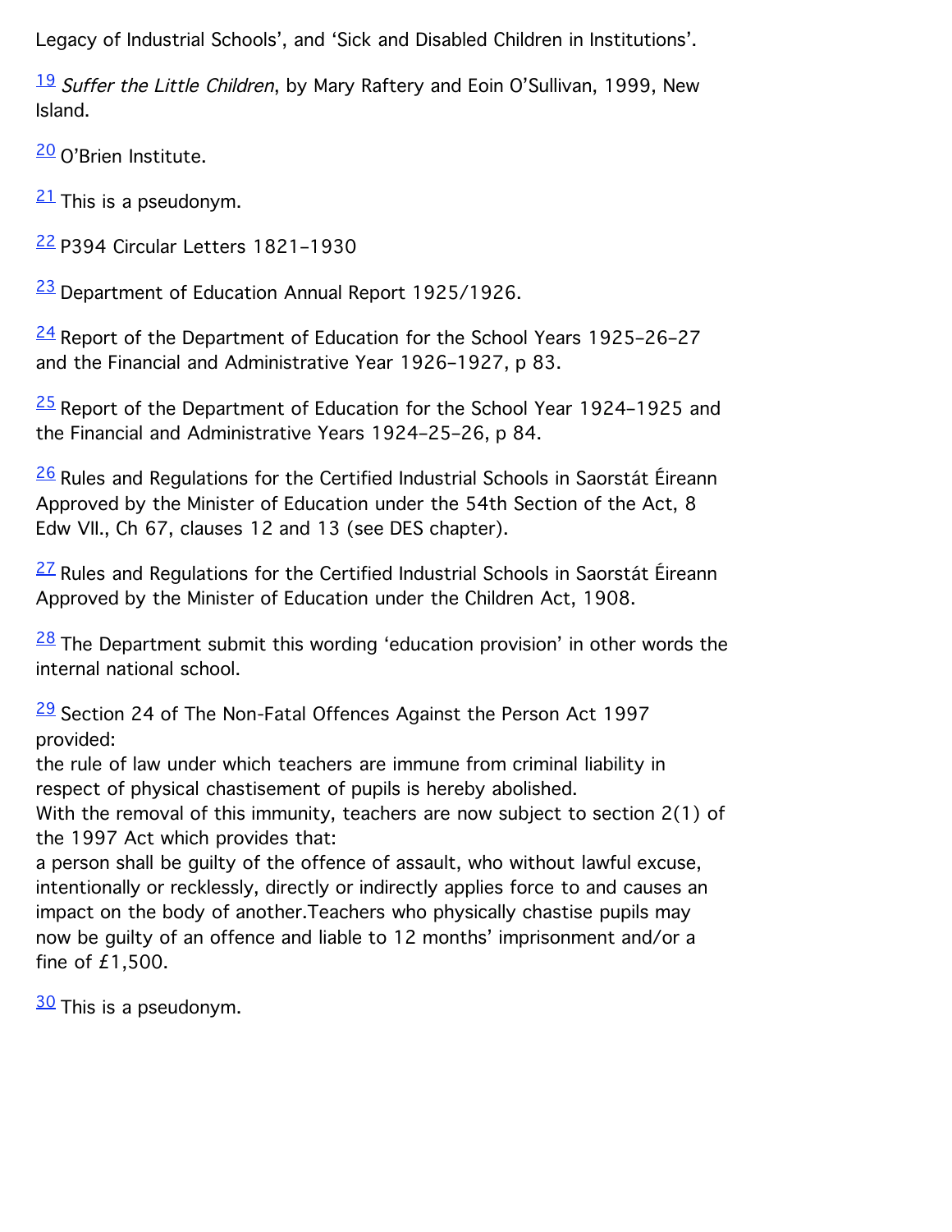Legacy of Industrial Schools', and 'Sick and Disabled Children in Institutions'.

[19] *Suffer the Little Children*, by Mary Raftery and Eoin O'Sullivan, 1999, New Island.

[20] O'Brien Institute.

[21] This is a pseudonym.

[22] P394 Circular Letters 1821–1930

[23] Department of Education Annual Report 1925/1926.

[24] Report of the Department of Education for the School Years 1925–26–27 and the Financial and Administrative Year 1926–1927, p 83.

[25] Report of the Department of Education for the School Year 1924–1925 and the Financial and Administrative Years 1924–25–26, p 84.

[26] Rules and Regulations for the Certified Industrial Schools in Saorstát Éireann Approved by the Minister of Education under the 54th Section of the Act, 8 Edw VII., Ch 67, clauses 12 and 13 (see DES chapter).

[27] Rules and Regulations for the Certified Industrial Schools in Saorstát Éireann Approved by the Minister of Education under the Children Act, 1908.

[28] The Department submit this wording 'education provision' in other words the internal national school.

[29] Section 24 of The Non-Fatal Offences Against the Person Act 1997 provided:
the rule of law under which teachers are immune from criminal liability in respect of physical chastisement of pupils is hereby abolished.
With the removal of this immunity, teachers are now subject to section 2(1) of the 1997 Act which provides that:
a person shall be guilty of the offence of assault, who without lawful excuse, intentionally or recklessly, directly or indirectly applies force to and causes an impact on the body of another.Teachers who physically chastise pupils may now be guilty of an offence and liable to 12 months' imprisonment and/or a fine of £1,500.

[30] This is a pseudonym.